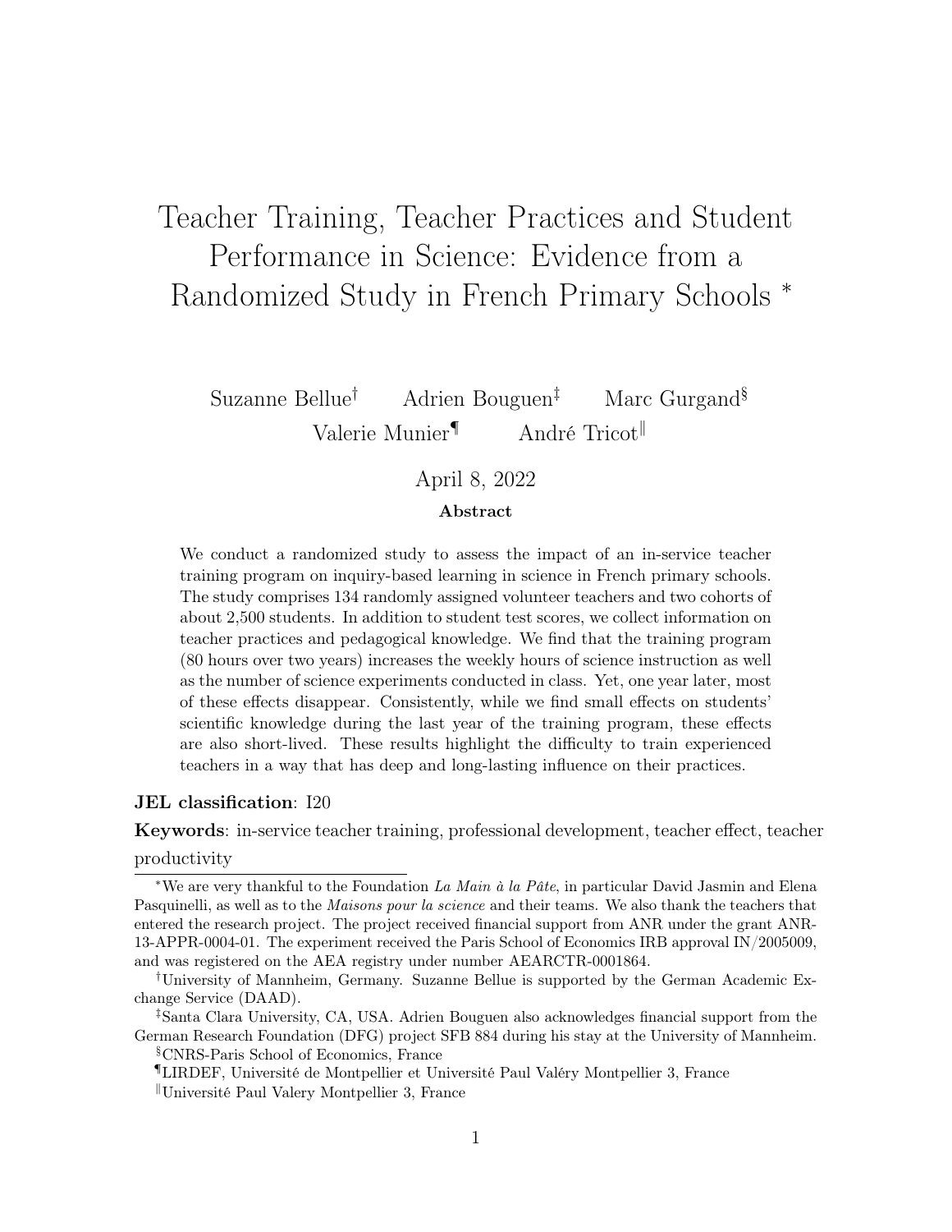# Teacher Training, Teacher Practices and Student Performance in Science: Evidence from a Randomized Study in French Primary Schools [*]

Suzanne Bellue[†] Adrien Bouguen[‡] Marc Gurgand[§] Valerie Munier[¶] André Tricot[‖]

April 8, 2022

**Abstract**

We conduct a randomized study to assess the impact of an in-service teacher training program on inquiry-based learning in science in French primary schools. The study comprises 134 randomly assigned volunteer teachers and two cohorts of about 2,500 students. In addition to student test scores, we collect information on teacher practices and pedagogical knowledge. We find that the training program (80 hours over two years) increases the weekly hours of science instruction as well as the number of science experiments conducted in class. Yet, one year later, most of these effects disappear. Consistently, while we find small effects on students' scientific knowledge during the last year of the training program, these effects are also short-lived. These results highlight the difficulty to train experienced teachers in a way that has deep and long-lasting influence on their practices.

**JEL classification**: I20

**Keywords**: in-service teacher training, professional development, teacher effect, teacher productivity

[*] We are very thankful to the Foundation *La Main à la Pâte*, in particular David Jasmin and Elena Pasquinelli, as well as to the *Maisons pour la science* and their teams. We also thank the teachers that entered the research project. The project received financial support from ANR under the grant ANR-13-APPR-0004-01. The experiment received the Paris School of Economics IRB approval IN/2005009, and was registered on the AEA registry under number AEARCTR-0001864.

[†] University of Mannheim, Germany. Suzanne Bellue is supported by the German Academic Exchange Service (DAAD).

[‡] Santa Clara University, CA, USA. Adrien Bouguen also acknowledges financial support from the German Research Foundation (DFG) project SFB 884 during his stay at the University of Mannheim.

[§] CNRS-Paris School of Economics, France

[¶] LIRDEF, Université de Montpellier et Université Paul Valéry Montpellier 3, France

[‖] Université Paul Valery Montpellier 3, France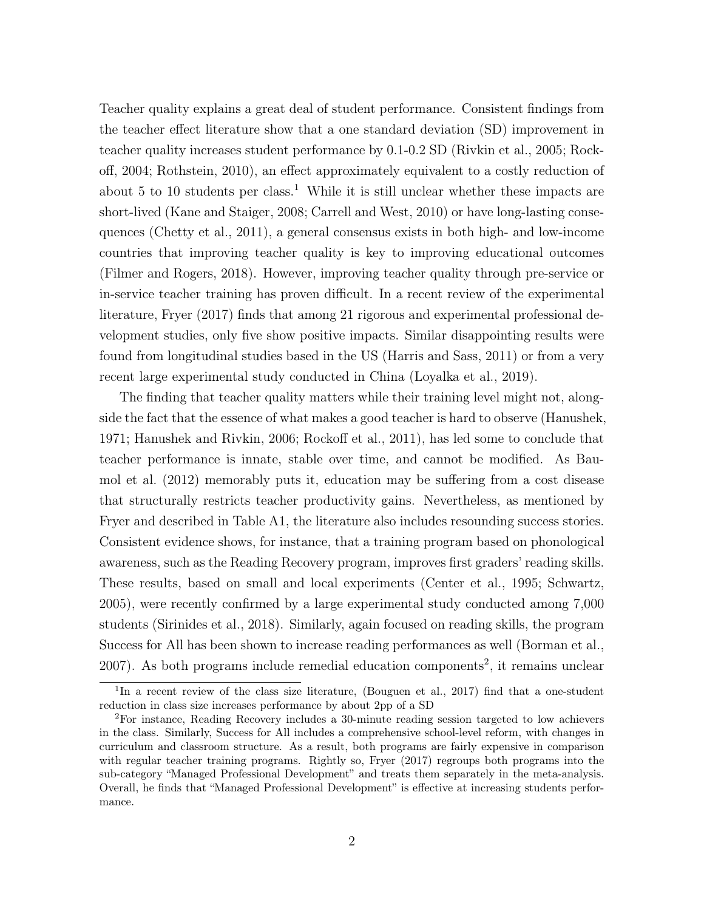Teacher quality explains a great deal of student performance. Consistent findings from the teacher effect literature show that a one standard deviation (SD) improvement in teacher quality increases student performance by 0.1-0.2 SD (Rivkin et al., 2005; Rockoff, 2004; Rothstein, 2010), an effect approximately equivalent to a costly reduction of about 5 to 10 students per class.[1] While it is still unclear whether these impacts are short-lived (Kane and Staiger, 2008; Carrell and West, 2010) or have long-lasting consequences (Chetty et al., 2011), a general consensus exists in both high- and low-income countries that improving teacher quality is key to improving educational outcomes (Filmer and Rogers, 2018). However, improving teacher quality through pre-service or in-service teacher training has proven difficult. In a recent review of the experimental literature, Fryer (2017) finds that among 21 rigorous and experimental professional development studies, only five show positive impacts. Similar disappointing results were found from longitudinal studies based in the US (Harris and Sass, 2011) or from a very recent large experimental study conducted in China (Loyalka et al., 2019).

The finding that teacher quality matters while their training level might not, alongside the fact that the essence of what makes a good teacher is hard to observe (Hanushek, 1971; Hanushek and Rivkin, 2006; Rockoff et al., 2011), has led some to conclude that teacher performance is innate, stable over time, and cannot be modified. As Baumol et al. (2012) memorably puts it, education may be suffering from a cost disease that structurally restricts teacher productivity gains. Nevertheless, as mentioned by Fryer and described in Table A1, the literature also includes resounding success stories. Consistent evidence shows, for instance, that a training program based on phonological awareness, such as the Reading Recovery program, improves first graders' reading skills. These results, based on small and local experiments (Center et al., 1995; Schwartz, 2005), were recently confirmed by a large experimental study conducted among 7,000 students (Sirinides et al., 2018). Similarly, again focused on reading skills, the program Success for All has been shown to increase reading performances as well (Borman et al., 2007). As both programs include remedial education components[2], it remains unclear

[1] In a recent review of the class size literature, (Bouguen et al., 2017) find that a one-student reduction in class size increases performance by about 2pp of a SD

[2] For instance, Reading Recovery includes a 30-minute reading session targeted to low achievers in the class. Similarly, Success for All includes a comprehensive school-level reform, with changes in curriculum and classroom structure. As a result, both programs are fairly expensive in comparison with regular teacher training programs. Rightly so, Fryer (2017) regroups both programs into the sub-category "Managed Professional Development" and treats them separately in the meta-analysis. Overall, he finds that "Managed Professional Development" is effective at increasing students performance.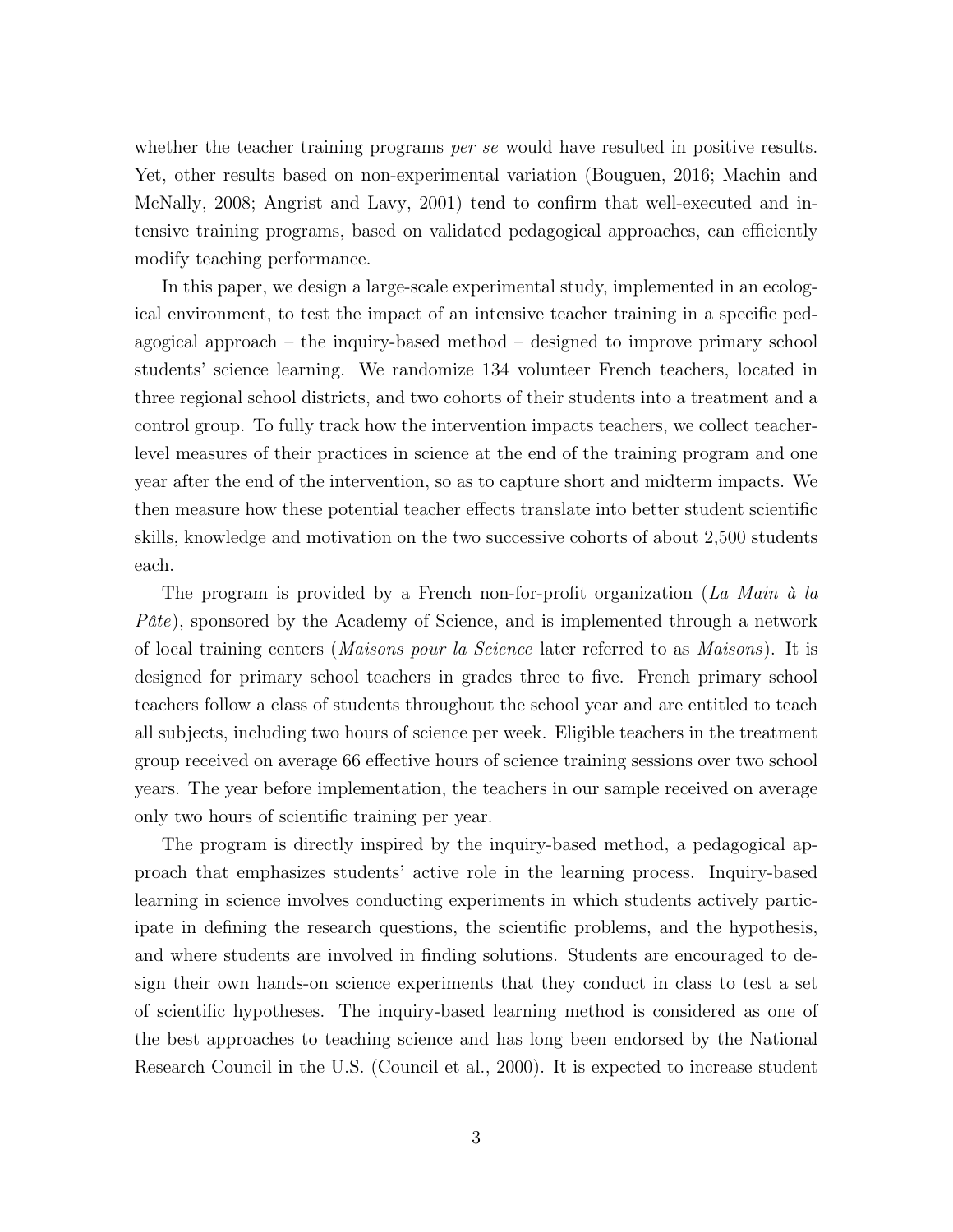whether the teacher training programs *per se* would have resulted in positive results. Yet, other results based on non-experimental variation (Bouguen, 2016; Machin and McNally, 2008; Angrist and Lavy, 2001) tend to confirm that well-executed and intensive training programs, based on validated pedagogical approaches, can efficiently modify teaching performance.

In this paper, we design a large-scale experimental study, implemented in an ecological environment, to test the impact of an intensive teacher training in a specific pedagogical approach – the inquiry-based method – designed to improve primary school students' science learning. We randomize 134 volunteer French teachers, located in three regional school districts, and two cohorts of their students into a treatment and a control group. To fully track how the intervention impacts teachers, we collect teacher-level measures of their practices in science at the end of the training program and one year after the end of the intervention, so as to capture short and midterm impacts. We then measure how these potential teacher effects translate into better student scientific skills, knowledge and motivation on the two successive cohorts of about 2,500 students each.

The program is provided by a French non-for-profit organization (*La Main à la Pâte*), sponsored by the Academy of Science, and is implemented through a network of local training centers (*Maisons pour la Science* later referred to as *Maisons*). It is designed for primary school teachers in grades three to five. French primary school teachers follow a class of students throughout the school year and are entitled to teach all subjects, including two hours of science per week. Eligible teachers in the treatment group received on average 66 effective hours of science training sessions over two school years. The year before implementation, the teachers in our sample received on average only two hours of scientific training per year.

The program is directly inspired by the inquiry-based method, a pedagogical approach that emphasizes students' active role in the learning process. Inquiry-based learning in science involves conducting experiments in which students actively participate in defining the research questions, the scientific problems, and the hypothesis, and where students are involved in finding solutions. Students are encouraged to design their own hands-on science experiments that they conduct in class to test a set of scientific hypotheses. The inquiry-based learning method is considered as one of the best approaches to teaching science and has long been endorsed by the National Research Council in the U.S. (Council et al., 2000). It is expected to increase student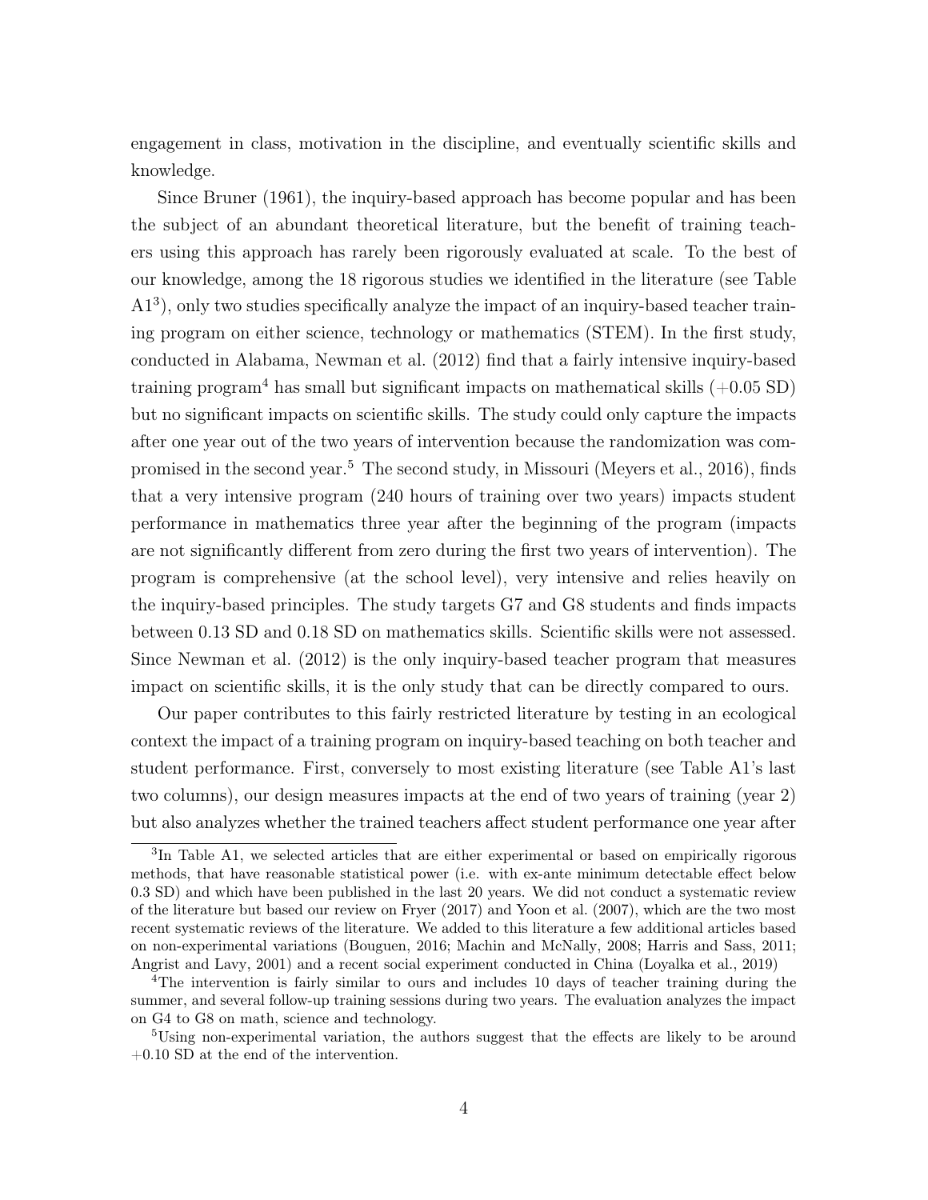engagement in class, motivation in the discipline, and eventually scientific skills and knowledge.

Since Bruner (1961), the inquiry-based approach has become popular and has been the subject of an abundant theoretical literature, but the benefit of training teachers using this approach has rarely been rigorously evaluated at scale. To the best of our knowledge, among the 18 rigorous studies we identified in the literature (see Table A1[3]), only two studies specifically analyze the impact of an inquiry-based teacher training program on either science, technology or mathematics (STEM). In the first study, conducted in Alabama, Newman et al. (2012) find that a fairly intensive inquiry-based training program[4] has small but significant impacts on mathematical skills (+0.05 SD) but no significant impacts on scientific skills. The study could only capture the impacts after one year out of the two years of intervention because the randomization was compromised in the second year.[5] The second study, in Missouri (Meyers et al., 2016), finds that a very intensive program (240 hours of training over two years) impacts student performance in mathematics three year after the beginning of the program (impacts are not significantly different from zero during the first two years of intervention). The program is comprehensive (at the school level), very intensive and relies heavily on the inquiry-based principles. The study targets G7 and G8 students and finds impacts between 0.13 SD and 0.18 SD on mathematics skills. Scientific skills were not assessed. Since Newman et al. (2012) is the only inquiry-based teacher program that measures impact on scientific skills, it is the only study that can be directly compared to ours.

Our paper contributes to this fairly restricted literature by testing in an ecological context the impact of a training program on inquiry-based teaching on both teacher and student performance. First, conversely to most existing literature (see Table A1's last two columns), our design measures impacts at the end of two years of training (year 2) but also analyzes whether the trained teachers affect student performance one year after

[3] In Table A1, we selected articles that are either experimental or based on empirically rigorous methods, that have reasonable statistical power (i.e. with ex-ante minimum detectable effect below 0.3 SD) and which have been published in the last 20 years. We did not conduct a systematic review of the literature but based our review on Fryer (2017) and Yoon et al. (2007), which are the two most recent systematic reviews of the literature. We added to this literature a few additional articles based on non-experimental variations (Bouguen, 2016; Machin and McNally, 2008; Harris and Sass, 2011; Angrist and Lavy, 2001) and a recent social experiment conducted in China (Loyalka et al., 2019)

[4] The intervention is fairly similar to ours and includes 10 days of teacher training during the summer, and several follow-up training sessions during two years. The evaluation analyzes the impact on G4 to G8 on math, science and technology.

[5] Using non-experimental variation, the authors suggest that the effects are likely to be around +0.10 SD at the end of the intervention.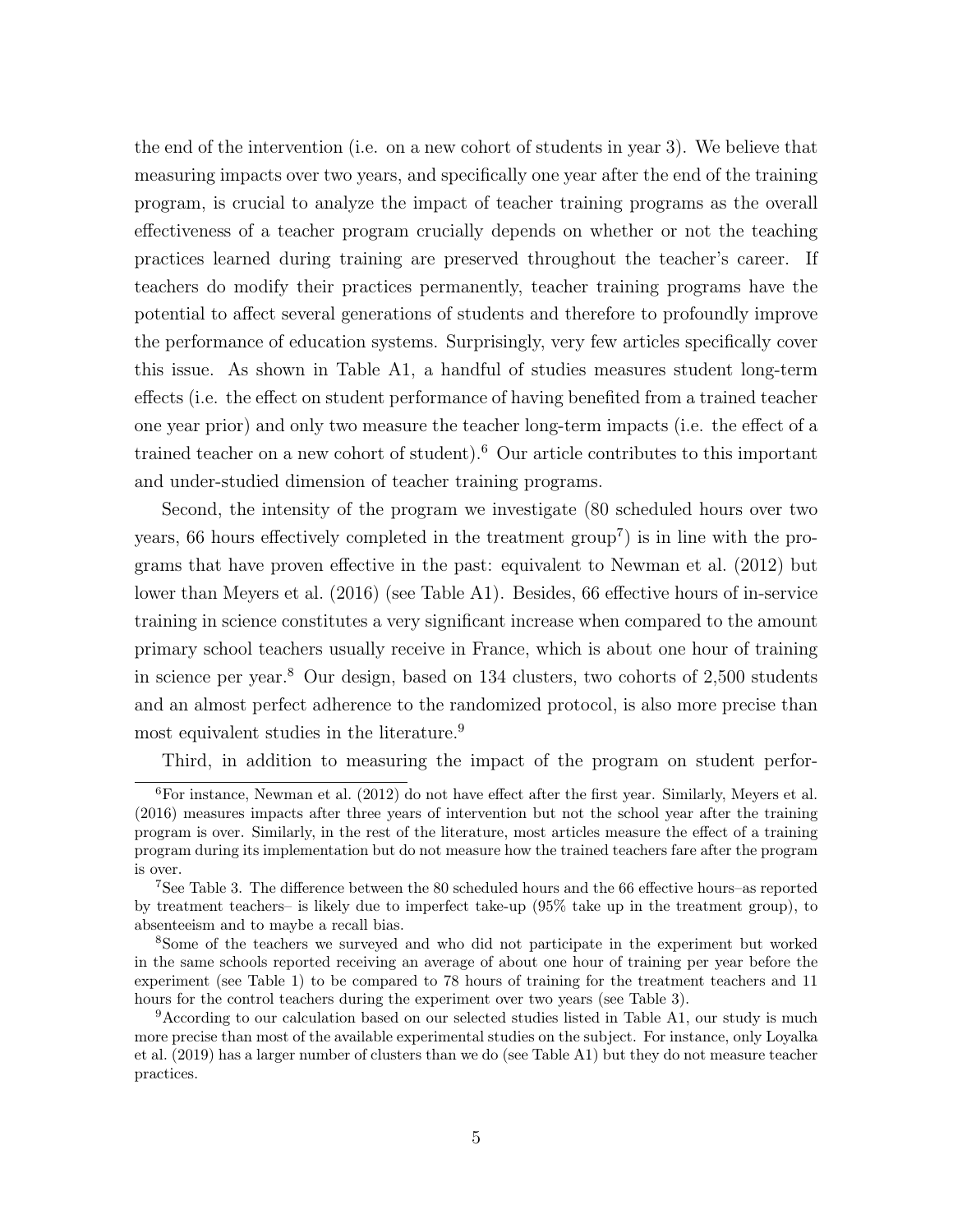the end of the intervention (i.e. on a new cohort of students in year 3). We believe that measuring impacts over two years, and specifically one year after the end of the training program, is crucial to analyze the impact of teacher training programs as the overall effectiveness of a teacher program crucially depends on whether or not the teaching practices learned during training are preserved throughout the teacher's career. If teachers do modify their practices permanently, teacher training programs have the potential to affect several generations of students and therefore to profoundly improve the performance of education systems. Surprisingly, very few articles specifically cover this issue. As shown in Table A1, a handful of studies measures student long-term effects (i.e. the effect on student performance of having benefited from a trained teacher one year prior) and only two measure the teacher long-term impacts (i.e. the effect of a trained teacher on a new cohort of student).[6] Our article contributes to this important and under-studied dimension of teacher training programs.

Second, the intensity of the program we investigate (80 scheduled hours over two years, 66 hours effectively completed in the treatment group[7]) is in line with the programs that have proven effective in the past: equivalent to Newman et al. (2012) but lower than Meyers et al. (2016) (see Table A1). Besides, 66 effective hours of in-service training in science constitutes a very significant increase when compared to the amount primary school teachers usually receive in France, which is about one hour of training in science per year.[8] Our design, based on 134 clusters, two cohorts of 2,500 students and an almost perfect adherence to the randomized protocol, is also more precise than most equivalent studies in the literature.[9]

Third, in addition to measuring the impact of the program on student perfor-

---

[6]For instance, Newman et al. (2012) do not have effect after the first year. Similarly, Meyers et al. (2016) measures impacts after three years of intervention but not the school year after the training program is over. Similarly, in the rest of the literature, most articles measure the effect of a training program during its implementation but do not measure how the trained teachers fare after the program is over.

[7]See Table 3. The difference between the 80 scheduled hours and the 66 effective hours–as reported by treatment teachers– is likely due to imperfect take-up (95% take up in the treatment group), to absenteeism and to maybe a recall bias.

[8]Some of the teachers we surveyed and who did not participate in the experiment but worked in the same schools reported receiving an average of about one hour of training per year before the experiment (see Table 1) to be compared to 78 hours of training for the treatment teachers and 11 hours for the control teachers during the experiment over two years (see Table 3).

[9]According to our calculation based on our selected studies listed in Table A1, our study is much more precise than most of the available experimental studies on the subject. For instance, only Loyalka et al. (2019) has a larger number of clusters than we do (see Table A1) but they do not measure teacher practices.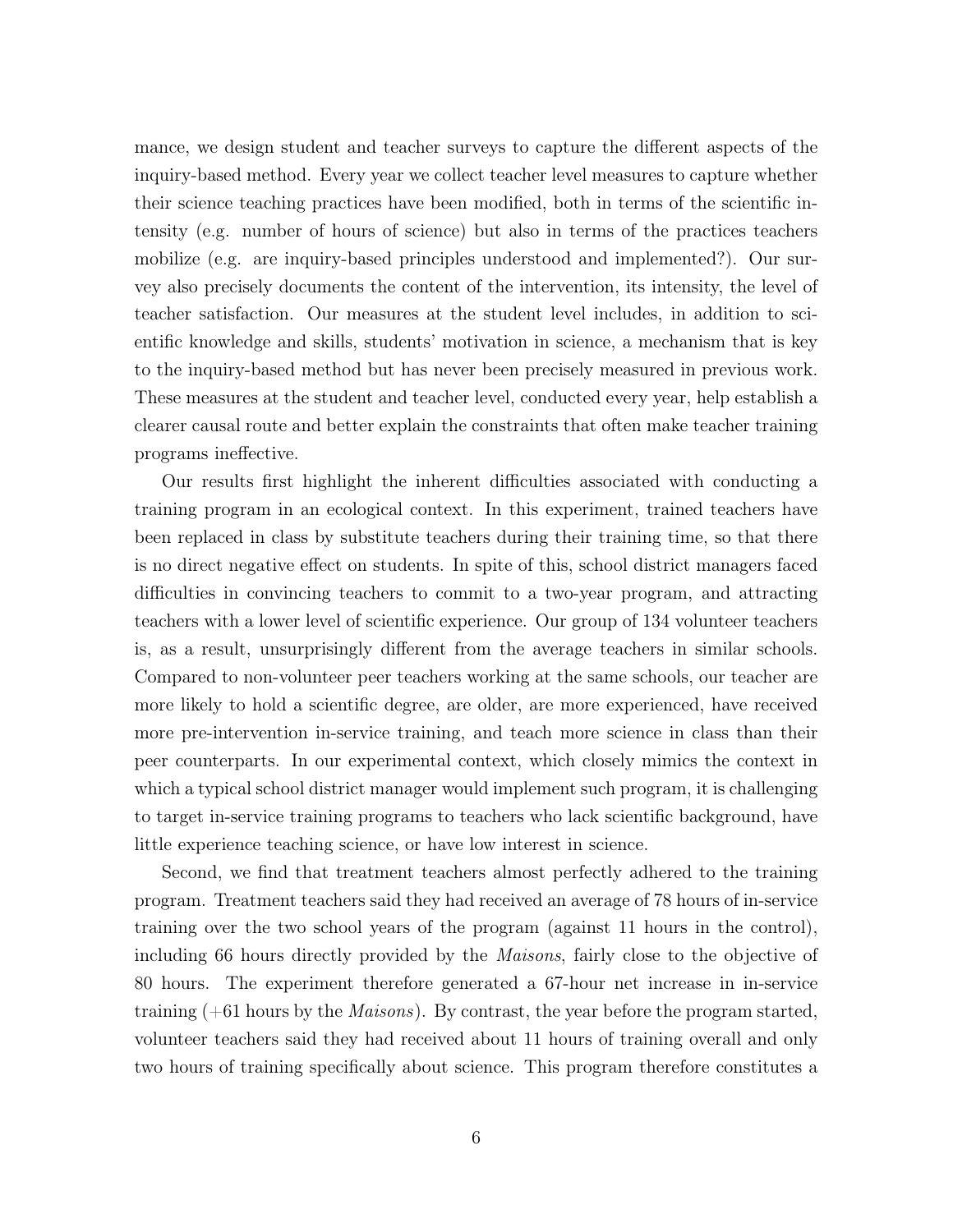mance, we design student and teacher surveys to capture the different aspects of the inquiry-based method. Every year we collect teacher level measures to capture whether their science teaching practices have been modified, both in terms of the scientific intensity (e.g. number of hours of science) but also in terms of the practices teachers mobilize (e.g. are inquiry-based principles understood and implemented?). Our survey also precisely documents the content of the intervention, its intensity, the level of teacher satisfaction. Our measures at the student level includes, in addition to scientific knowledge and skills, students' motivation in science, a mechanism that is key to the inquiry-based method but has never been precisely measured in previous work. These measures at the student and teacher level, conducted every year, help establish a clearer causal route and better explain the constraints that often make teacher training programs ineffective.

Our results first highlight the inherent difficulties associated with conducting a training program in an ecological context. In this experiment, trained teachers have been replaced in class by substitute teachers during their training time, so that there is no direct negative effect on students. In spite of this, school district managers faced difficulties in convincing teachers to commit to a two-year program, and attracting teachers with a lower level of scientific experience. Our group of 134 volunteer teachers is, as a result, unsurprisingly different from the average teachers in similar schools. Compared to non-volunteer peer teachers working at the same schools, our teacher are more likely to hold a scientific degree, are older, are more experienced, have received more pre-intervention in-service training, and teach more science in class than their peer counterparts. In our experimental context, which closely mimics the context in which a typical school district manager would implement such program, it is challenging to target in-service training programs to teachers who lack scientific background, have little experience teaching science, or have low interest in science.

Second, we find that treatment teachers almost perfectly adhered to the training program. Treatment teachers said they had received an average of 78 hours of in-service training over the two school years of the program (against 11 hours in the control), including 66 hours directly provided by the *Maisons*, fairly close to the objective of 80 hours. The experiment therefore generated a 67-hour net increase in in-service training (+61 hours by the *Maisons*). By contrast, the year before the program started, volunteer teachers said they had received about 11 hours of training overall and only two hours of training specifically about science. This program therefore constitutes a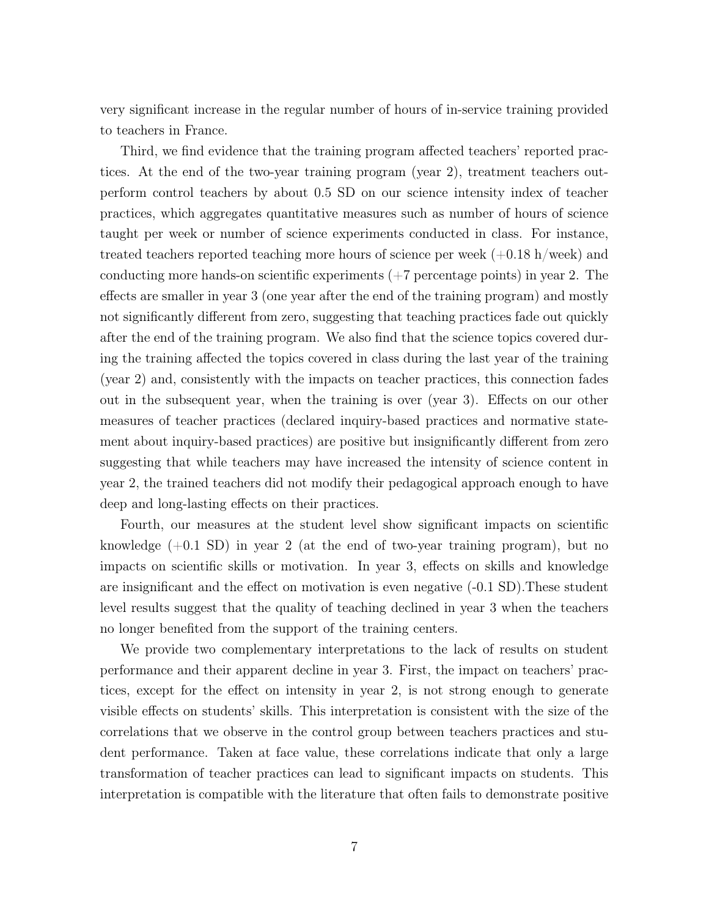very significant increase in the regular number of hours of in-service training provided to teachers in France.

Third, we find evidence that the training program affected teachers' reported practices. At the end of the two-year training program (year 2), treatment teachers outperform control teachers by about 0.5 SD on our science intensity index of teacher practices, which aggregates quantitative measures such as number of hours of science taught per week or number of science experiments conducted in class. For instance, treated teachers reported teaching more hours of science per week (+0.18 h/week) and conducting more hands-on scientific experiments (+7 percentage points) in year 2. The effects are smaller in year 3 (one year after the end of the training program) and mostly not significantly different from zero, suggesting that teaching practices fade out quickly after the end of the training program. We also find that the science topics covered during the training affected the topics covered in class during the last year of the training (year 2) and, consistently with the impacts on teacher practices, this connection fades out in the subsequent year, when the training is over (year 3). Effects on our other measures of teacher practices (declared inquiry-based practices and normative statement about inquiry-based practices) are positive but insignificantly different from zero suggesting that while teachers may have increased the intensity of science content in year 2, the trained teachers did not modify their pedagogical approach enough to have deep and long-lasting effects on their practices.

Fourth, our measures at the student level show significant impacts on scientific knowledge (+0.1 SD) in year 2 (at the end of two-year training program), but no impacts on scientific skills or motivation. In year 3, effects on skills and knowledge are insignificant and the effect on motivation is even negative (-0.1 SD).These student level results suggest that the quality of teaching declined in year 3 when the teachers no longer benefited from the support of the training centers.

We provide two complementary interpretations to the lack of results on student performance and their apparent decline in year 3. First, the impact on teachers' practices, except for the effect on intensity in year 2, is not strong enough to generate visible effects on students' skills. This interpretation is consistent with the size of the correlations that we observe in the control group between teachers practices and student performance. Taken at face value, these correlations indicate that only a large transformation of teacher practices can lead to significant impacts on students. This interpretation is compatible with the literature that often fails to demonstrate positive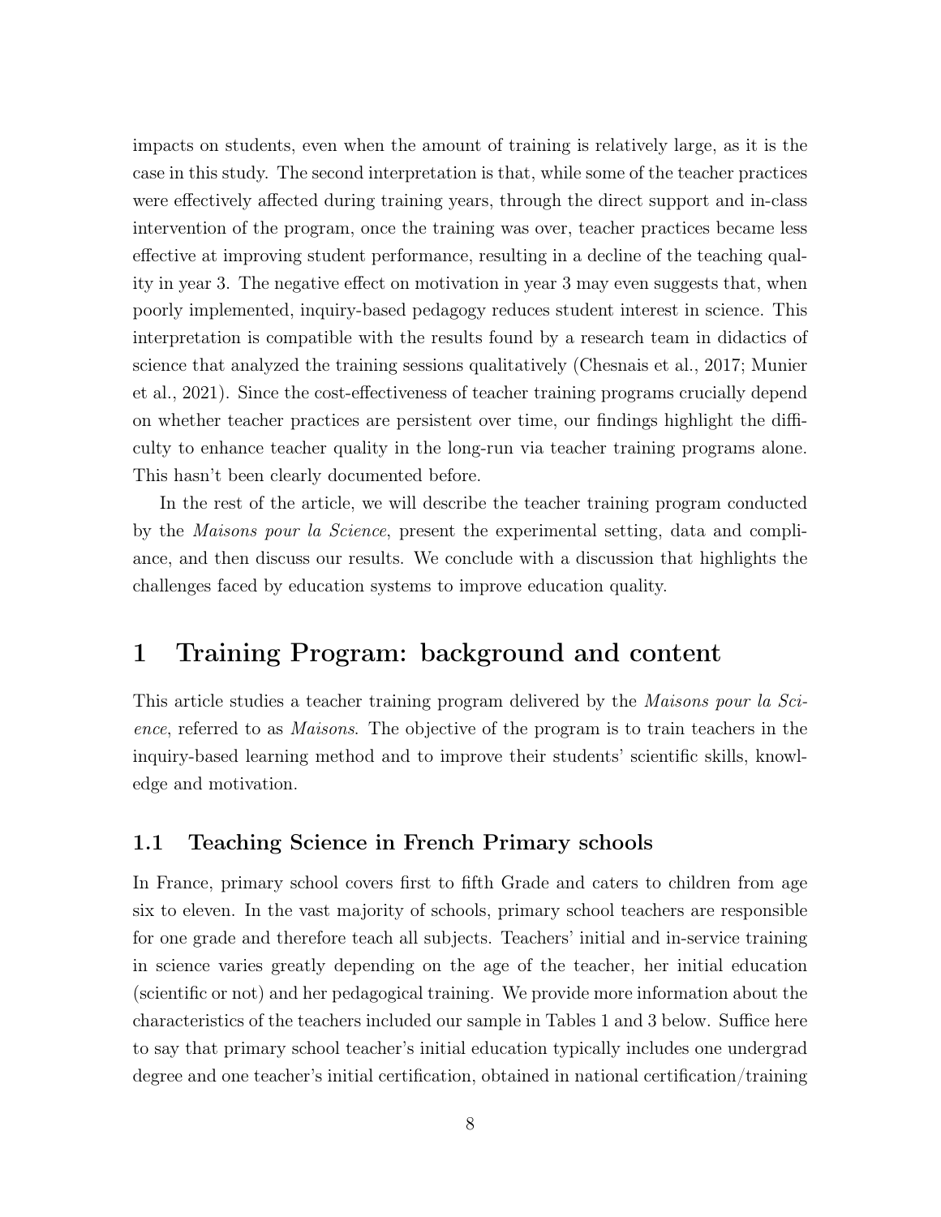impacts on students, even when the amount of training is relatively large, as it is the case in this study. The second interpretation is that, while some of the teacher practices were effectively affected during training years, through the direct support and in-class intervention of the program, once the training was over, teacher practices became less effective at improving student performance, resulting in a decline of the teaching quality in year 3. The negative effect on motivation in year 3 may even suggests that, when poorly implemented, inquiry-based pedagogy reduces student interest in science. This interpretation is compatible with the results found by a research team in didactics of science that analyzed the training sessions qualitatively (Chesnais et al., 2017; Munier et al., 2021). Since the cost-effectiveness of teacher training programs crucially depend on whether teacher practices are persistent over time, our findings highlight the difficulty to enhance teacher quality in the long-run via teacher training programs alone. This hasn't been clearly documented before.

In the rest of the article, we will describe the teacher training program conducted by the *Maisons pour la Science*, present the experimental setting, data and compliance, and then discuss our results. We conclude with a discussion that highlights the challenges faced by education systems to improve education quality.

# 1 Training Program: background and content

This article studies a teacher training program delivered by the *Maisons pour la Science*, referred to as *Maisons*. The objective of the program is to train teachers in the inquiry-based learning method and to improve their students' scientific skills, knowledge and motivation.

## 1.1 Teaching Science in French Primary schools

In France, primary school covers first to fifth Grade and caters to children from age six to eleven. In the vast majority of schools, primary school teachers are responsible for one grade and therefore teach all subjects. Teachers' initial and in-service training in science varies greatly depending on the age of the teacher, her initial education (scientific or not) and her pedagogical training. We provide more information about the characteristics of the teachers included our sample in Tables 1 and 3 below. Suffice here to say that primary school teacher's initial education typically includes one undergrad degree and one teacher's initial certification, obtained in national certification/training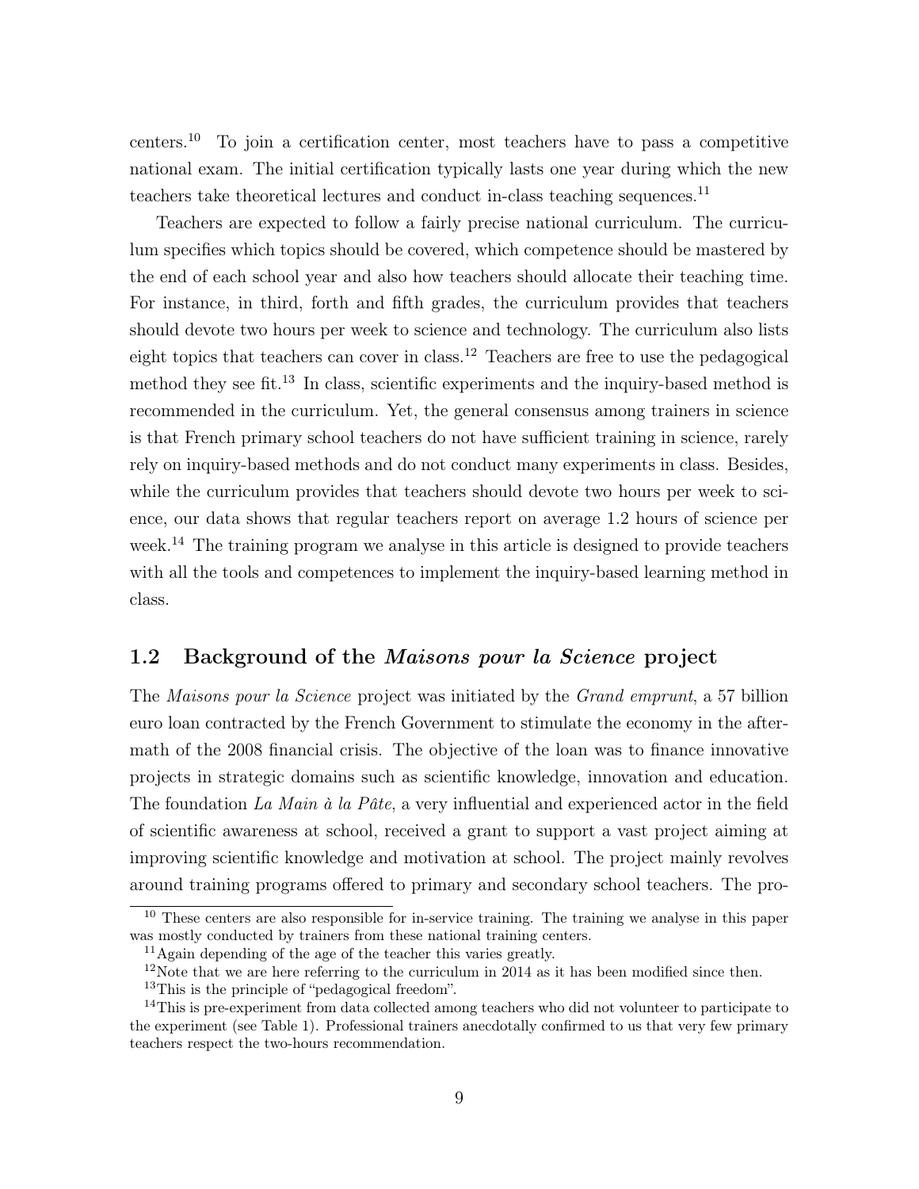centers.[10] To join a certification center, most teachers have to pass a competitive national exam. The initial certification typically lasts one year during which the new teachers take theoretical lectures and conduct in-class teaching sequences.[11]

Teachers are expected to follow a fairly precise national curriculum. The curriculum specifies which topics should be covered, which competence should be mastered by the end of each school year and also how teachers should allocate their teaching time. For instance, in third, forth and fifth grades, the curriculum provides that teachers should devote two hours per week to science and technology. The curriculum also lists eight topics that teachers can cover in class.[12] Teachers are free to use the pedagogical method they see fit.[13] In class, scientific experiments and the inquiry-based method is recommended in the curriculum. Yet, the general consensus among trainers in science is that French primary school teachers do not have sufficient training in science, rarely rely on inquiry-based methods and do not conduct many experiments in class. Besides, while the curriculum provides that teachers should devote two hours per week to science, our data shows that regular teachers report on average 1.2 hours of science per week.[14] The training program we analyse in this article is designed to provide teachers with all the tools and competences to implement the inquiry-based learning method in class.

## 1.2 Background of the *Maisons pour la Science* project

The *Maisons pour la Science* project was initiated by the *Grand emprunt*, a 57 billion euro loan contracted by the French Government to stimulate the economy in the aftermath of the 2008 financial crisis. The objective of the loan was to finance innovative projects in strategic domains such as scientific knowledge, innovation and education. The foundation *La Main à la Pâte*, a very influential and experienced actor in the field of scientific awareness at school, received a grant to support a vast project aiming at improving scientific knowledge and motivation at school. The project mainly revolves around training programs offered to primary and secondary school teachers. The pro-

---

[10] These centers are also responsible for in-service training. The training we analyse in this paper was mostly conducted by trainers from these national training centers.

[11] Again depending of the age of the teacher this varies greatly.

[12] Note that we are here referring to the curriculum in 2014 as it has been modified since then.

[13] This is the principle of "pedagogical freedom".

[14] This is pre-experiment from data collected among teachers who did not volunteer to participate to the experiment (see Table 1). Professional trainers anecdotally confirmed to us that very few primary teachers respect the two-hours recommendation.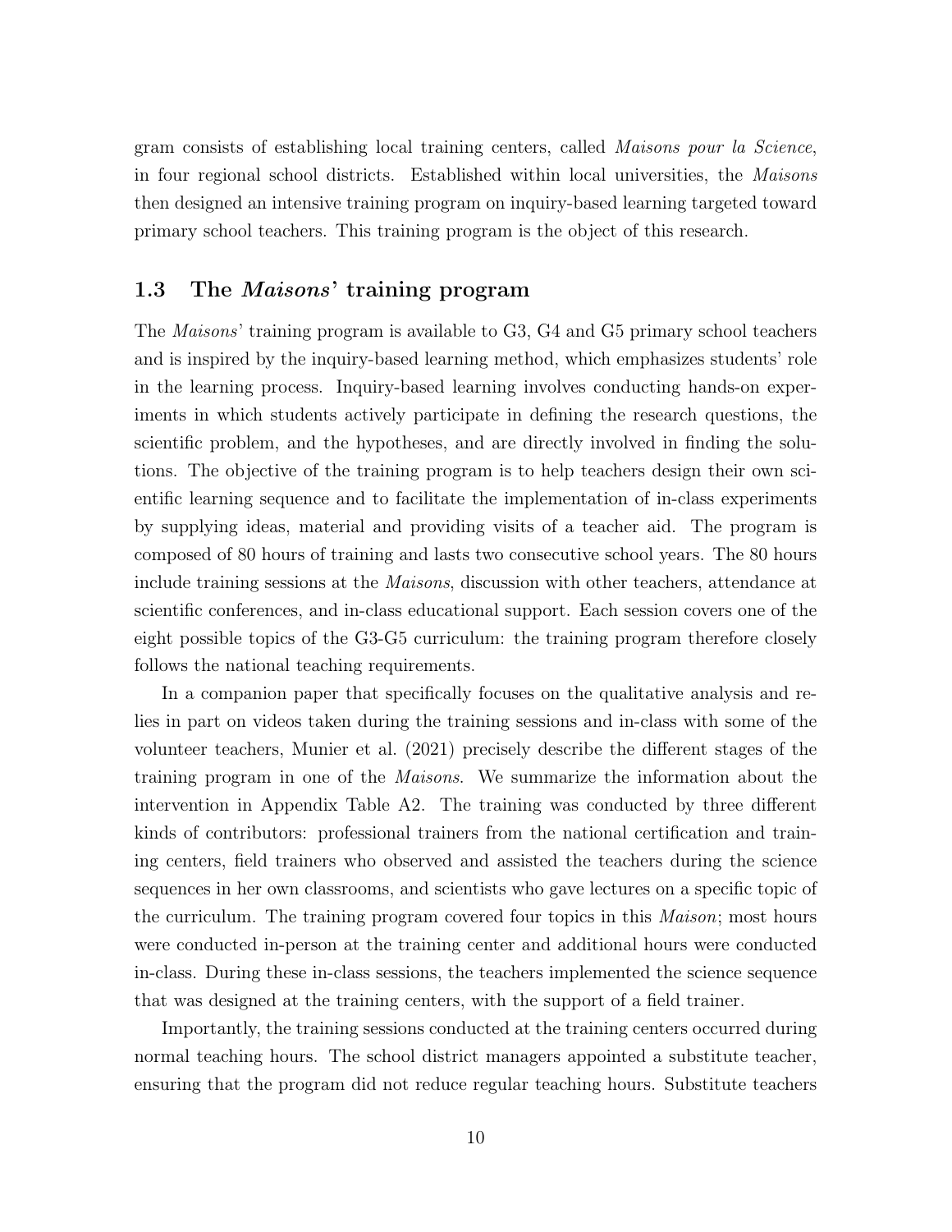gram consists of establishing local training centers, called *Maisons pour la Science*, in four regional school districts. Established within local universities, the *Maisons* then designed an intensive training program on inquiry-based learning targeted toward primary school teachers. This training program is the object of this research.

## 1.3 The *Maisons*' training program

The *Maisons*' training program is available to G3, G4 and G5 primary school teachers and is inspired by the inquiry-based learning method, which emphasizes students' role in the learning process. Inquiry-based learning involves conducting hands-on experiments in which students actively participate in defining the research questions, the scientific problem, and the hypotheses, and are directly involved in finding the solutions. The objective of the training program is to help teachers design their own scientific learning sequence and to facilitate the implementation of in-class experiments by supplying ideas, material and providing visits of a teacher aid. The program is composed of 80 hours of training and lasts two consecutive school years. The 80 hours include training sessions at the *Maisons*, discussion with other teachers, attendance at scientific conferences, and in-class educational support. Each session covers one of the eight possible topics of the G3-G5 curriculum: the training program therefore closely follows the national teaching requirements.

In a companion paper that specifically focuses on the qualitative analysis and relies in part on videos taken during the training sessions and in-class with some of the volunteer teachers, Munier et al. (2021) precisely describe the different stages of the training program in one of the *Maisons*. We summarize the information about the intervention in Appendix Table A2. The training was conducted by three different kinds of contributors: professional trainers from the national certification and training centers, field trainers who observed and assisted the teachers during the science sequences in her own classrooms, and scientists who gave lectures on a specific topic of the curriculum. The training program covered four topics in this *Maison*; most hours were conducted in-person at the training center and additional hours were conducted in-class. During these in-class sessions, the teachers implemented the science sequence that was designed at the training centers, with the support of a field trainer.

Importantly, the training sessions conducted at the training centers occurred during normal teaching hours. The school district managers appointed a substitute teacher, ensuring that the program did not reduce regular teaching hours. Substitute teachers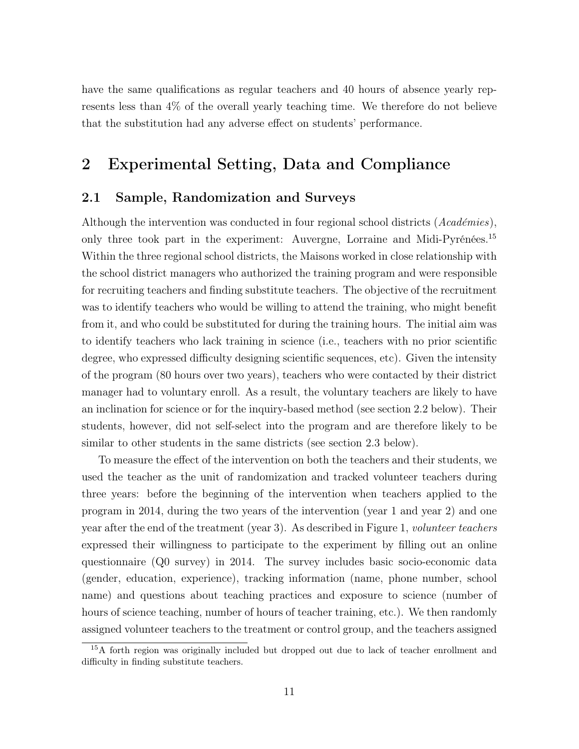have the same qualifications as regular teachers and 40 hours of absence yearly represents less than 4% of the overall yearly teaching time. We therefore do not believe that the substitution had any adverse effect on students' performance.

# 2 Experimental Setting, Data and Compliance

## 2.1 Sample, Randomization and Surveys

Although the intervention was conducted in four regional school districts (*Académies*), only three took part in the experiment: Auvergne, Lorraine and Midi-Pyrénées.[15] Within the three regional school districts, the Maisons worked in close relationship with the school district managers who authorized the training program and were responsible for recruiting teachers and finding substitute teachers. The objective of the recruitment was to identify teachers who would be willing to attend the training, who might benefit from it, and who could be substituted for during the training hours. The initial aim was to identify teachers who lack training in science (i.e., teachers with no prior scientific degree, who expressed difficulty designing scientific sequences, etc). Given the intensity of the program (80 hours over two years), teachers who were contacted by their district manager had to voluntary enroll. As a result, the voluntary teachers are likely to have an inclination for science or for the inquiry-based method (see section 2.2 below). Their students, however, did not self-select into the program and are therefore likely to be similar to other students in the same districts (see section 2.3 below).

To measure the effect of the intervention on both the teachers and their students, we used the teacher as the unit of randomization and tracked volunteer teachers during three years: before the beginning of the intervention when teachers applied to the program in 2014, during the two years of the intervention (year 1 and year 2) and one year after the end of the treatment (year 3). As described in Figure 1, *volunteer teachers* expressed their willingness to participate to the experiment by filling out an online questionnaire (Q0 survey) in 2014. The survey includes basic socio-economic data (gender, education, experience), tracking information (name, phone number, school name) and questions about teaching practices and exposure to science (number of hours of science teaching, number of hours of teacher training, etc.). We then randomly assigned volunteer teachers to the treatment or control group, and the teachers assigned

[15] A forth region was originally included but dropped out due to lack of teacher enrollment and difficulty in finding substitute teachers.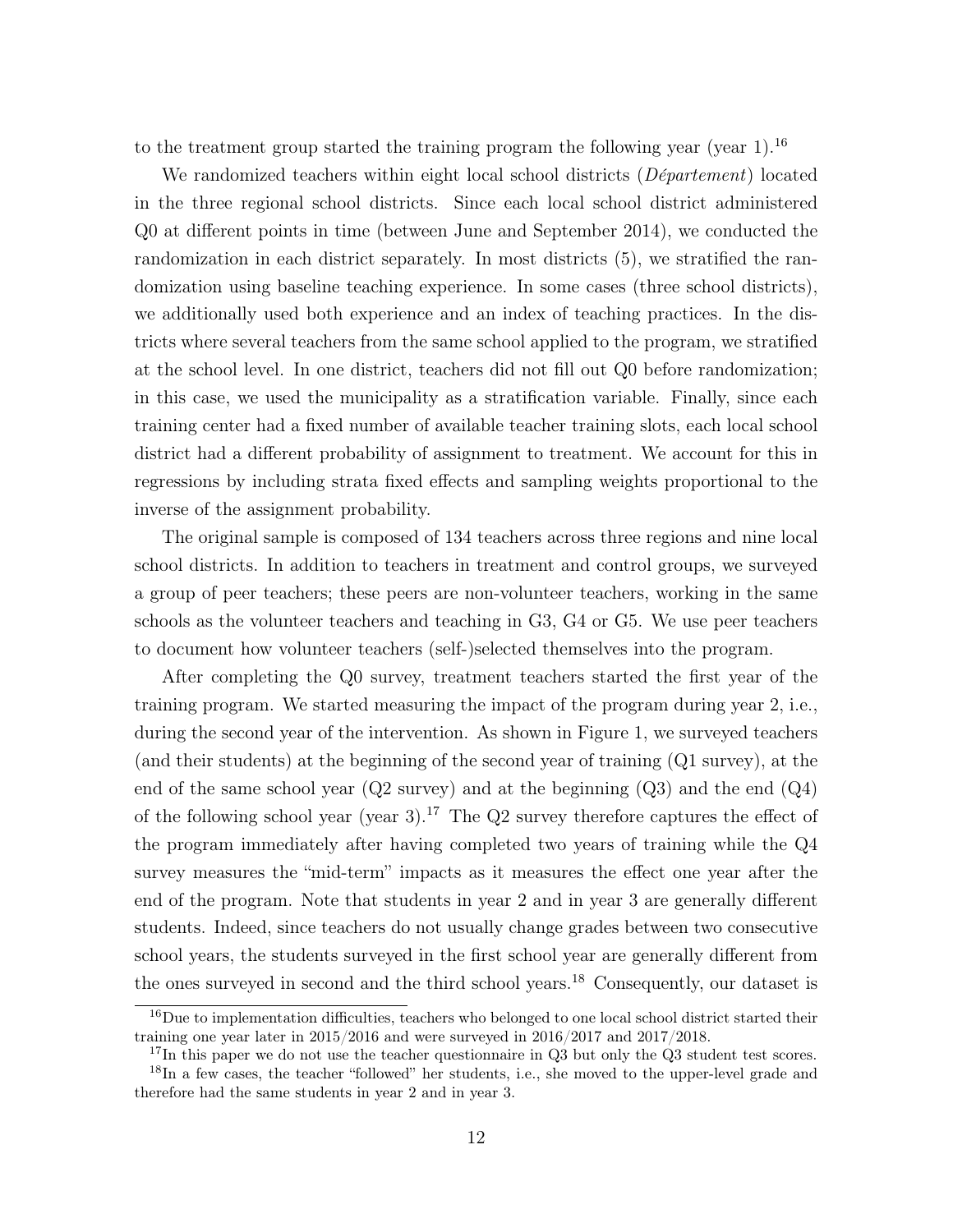to the treatment group started the training program the following year (year 1).[16]

We randomized teachers within eight local school districts (*Département*) located in the three regional school districts. Since each local school district administered Q0 at different points in time (between June and September 2014), we conducted the randomization in each district separately. In most districts (5), we stratified the randomization using baseline teaching experience. In some cases (three school districts), we additionally used both experience and an index of teaching practices. In the districts where several teachers from the same school applied to the program, we stratified at the school level. In one district, teachers did not fill out Q0 before randomization; in this case, we used the municipality as a stratification variable. Finally, since each training center had a fixed number of available teacher training slots, each local school district had a different probability of assignment to treatment. We account for this in regressions by including strata fixed effects and sampling weights proportional to the inverse of the assignment probability.

The original sample is composed of 134 teachers across three regions and nine local school districts. In addition to teachers in treatment and control groups, we surveyed a group of peer teachers; these peers are non-volunteer teachers, working in the same schools as the volunteer teachers and teaching in G3, G4 or G5. We use peer teachers to document how volunteer teachers (self-)selected themselves into the program.

After completing the Q0 survey, treatment teachers started the first year of the training program. We started measuring the impact of the program during year 2, i.e., during the second year of the intervention. As shown in Figure 1, we surveyed teachers (and their students) at the beginning of the second year of training (Q1 survey), at the end of the same school year (Q2 survey) and at the beginning (Q3) and the end (Q4) of the following school year (year 3).[17] The Q2 survey therefore captures the effect of the program immediately after having completed two years of training while the Q4 survey measures the "mid-term" impacts as it measures the effect one year after the end of the program. Note that students in year 2 and in year 3 are generally different students. Indeed, since teachers do not usually change grades between two consecutive school years, the students surveyed in the first school year are generally different from the ones surveyed in second and the third school years.[18] Consequently, our dataset is

[16] Due to implementation difficulties, teachers who belonged to one local school district started their training one year later in 2015/2016 and were surveyed in 2016/2017 and 2017/2018.

[17] In this paper we do not use the teacher questionnaire in Q3 but only the Q3 student test scores.

[18] In a few cases, the teacher "followed" her students, i.e., she moved to the upper-level grade and therefore had the same students in year 2 and in year 3.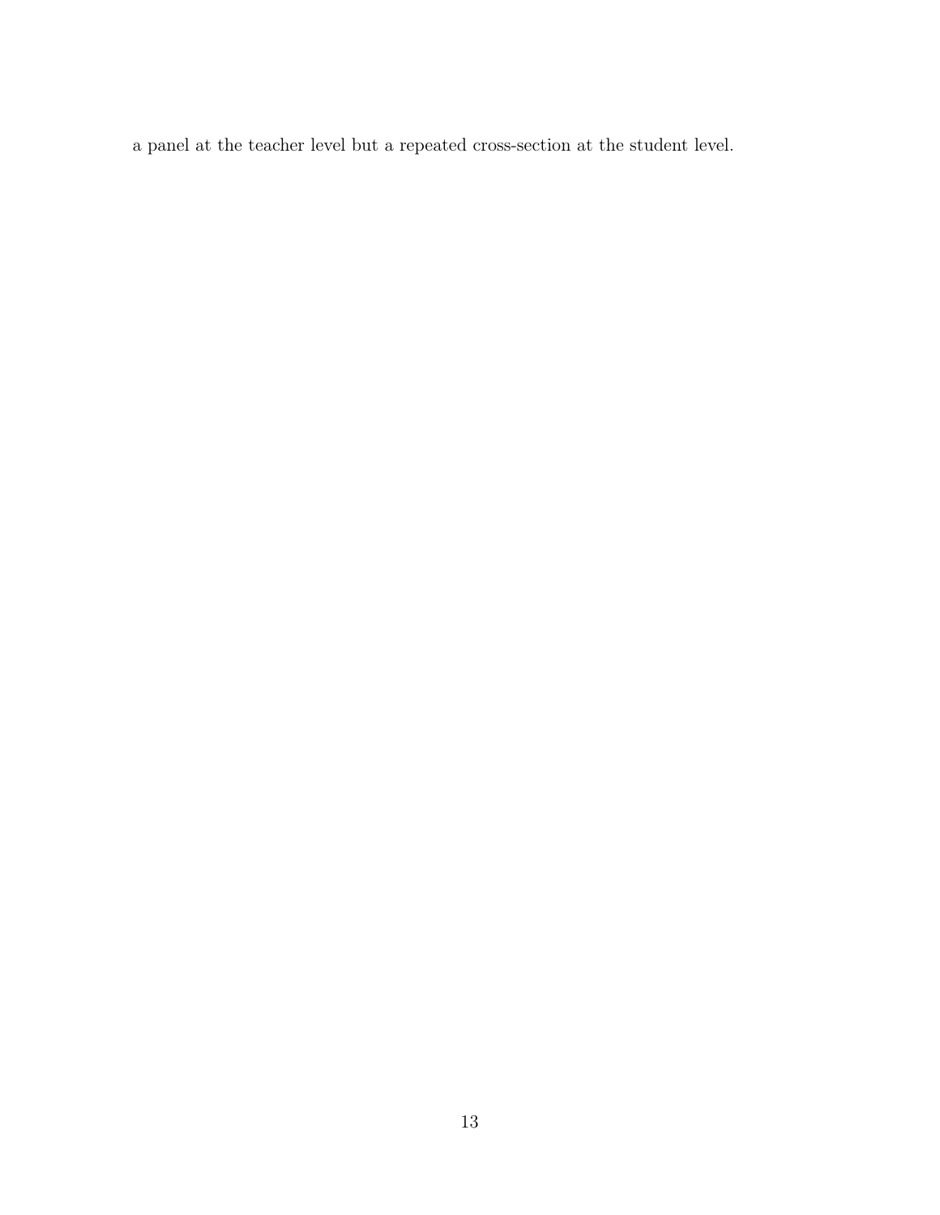a panel at the teacher level but a repeated cross-section at the student level.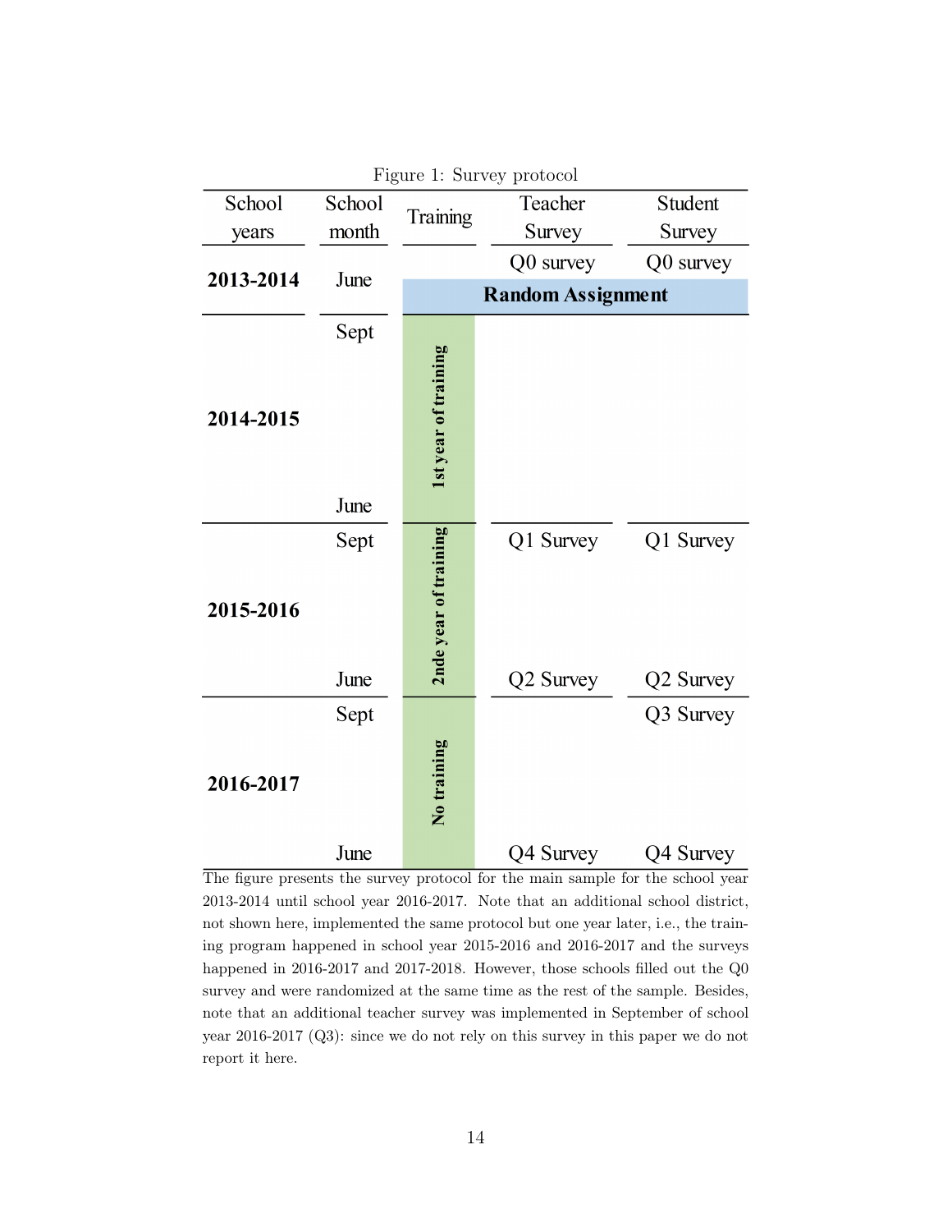Figure 1: Survey protocol

| School years | School month | Training | Teacher Survey | Student Survey |
|---|---|---|---|---|
| **2013-2014** | June | | Q0 survey | Q0 survey |
| | | **Random Assignment** | | |
| **2014-2015** | Sept | **1st year of training** | | |
| | June | | | |
| **2015-2016** | Sept | **2nde year of training** | Q1 Survey | Q1 Survey |
| | June | | Q2 Survey | Q2 Survey |
| **2016-2017** | Sept | **No training** | | Q3 Survey |
| | June | | Q4 Survey | Q4 Survey |

The figure presents the survey protocol for the main sample for the school year 2013-2014 until school year 2016-2017. Note that an additional school district, not shown here, implemented the same protocol but one year later, i.e., the training program happened in school year 2015-2016 and 2016-2017 and the surveys happened in 2016-2017 and 2017-2018. However, those schools filled out the Q0 survey and were randomized at the same time as the rest of the sample. Besides, note that an additional teacher survey was implemented in September of school year 2016-2017 (Q3): since we do not rely on this survey in this paper we do not report it here.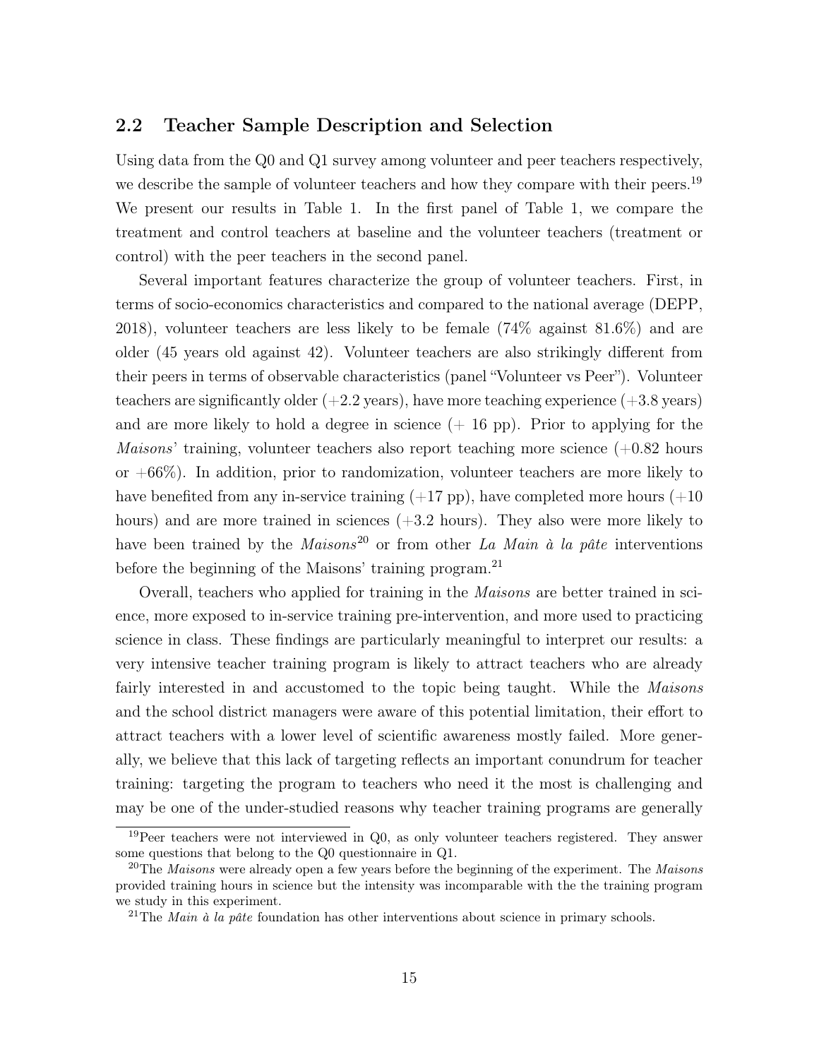## 2.2 Teacher Sample Description and Selection

Using data from the Q0 and Q1 survey among volunteer and peer teachers respectively, we describe the sample of volunteer teachers and how they compare with their peers.[19] We present our results in Table 1. In the first panel of Table 1, we compare the treatment and control teachers at baseline and the volunteer teachers (treatment or control) with the peer teachers in the second panel.

Several important features characterize the group of volunteer teachers. First, in terms of socio-economics characteristics and compared to the national average (DEPP, 2018), volunteer teachers are less likely to be female (74% against 81.6%) and are older (45 years old against 42). Volunteer teachers are also strikingly different from their peers in terms of observable characteristics (panel "Volunteer vs Peer"). Volunteer teachers are significantly older (+2.2 years), have more teaching experience (+3.8 years) and are more likely to hold a degree in science (+ 16 pp). Prior to applying for the *Maisons*' training, volunteer teachers also report teaching more science (+0.82 hours or +66%). In addition, prior to randomization, volunteer teachers are more likely to have benefited from any in-service training (+17 pp), have completed more hours (+10 hours) and are more trained in sciences (+3.2 hours). They also were more likely to have been trained by the *Maisons*[20] or from other *La Main à la pâte* interventions before the beginning of the Maisons' training program.[21]

Overall, teachers who applied for training in the *Maisons* are better trained in science, more exposed to in-service training pre-intervention, and more used to practicing science in class. These findings are particularly meaningful to interpret our results: a very intensive teacher training program is likely to attract teachers who are already fairly interested in and accustomed to the topic being taught. While the *Maisons* and the school district managers were aware of this potential limitation, their effort to attract teachers with a lower level of scientific awareness mostly failed. More generally, we believe that this lack of targeting reflects an important conundrum for teacher training: targeting the program to teachers who need it the most is challenging and may be one of the under-studied reasons why teacher training programs are generally

[19] Peer teachers were not interviewed in Q0, as only volunteer teachers registered. They answer some questions that belong to the Q0 questionnaire in Q1.

[20] The *Maisons* were already open a few years before the beginning of the experiment. The *Maisons* provided training hours in science but the intensity was incomparable with the the training program we study in this experiment.

[21] The *Main à la pâte* foundation has other interventions about science in primary schools.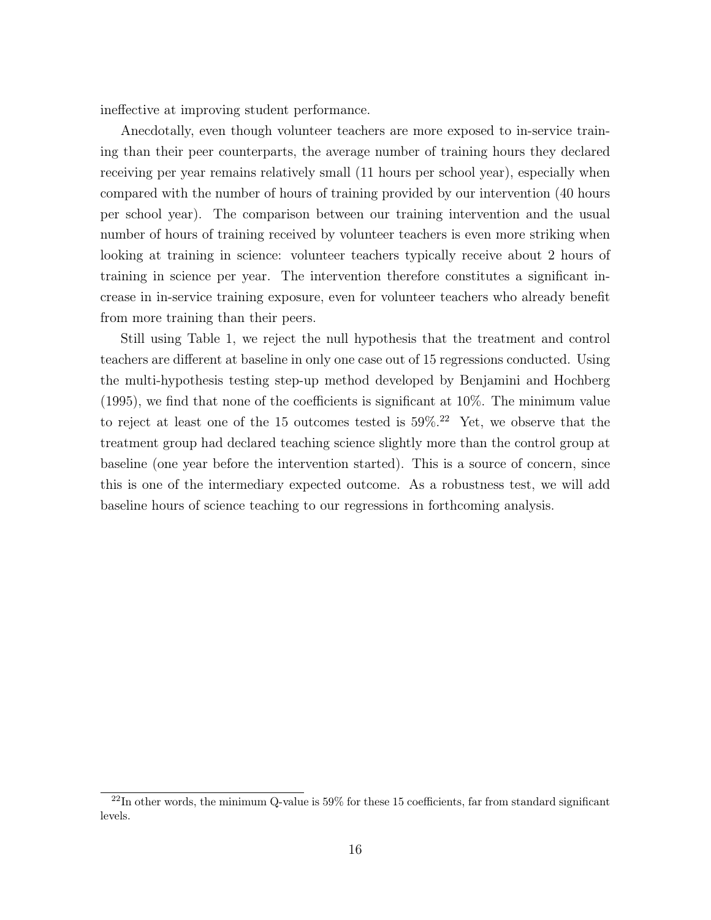ineffective at improving student performance.

Anecdotally, even though volunteer teachers are more exposed to in-service training than their peer counterparts, the average number of training hours they declared receiving per year remains relatively small (11 hours per school year), especially when compared with the number of hours of training provided by our intervention (40 hours per school year). The comparison between our training intervention and the usual number of hours of training received by volunteer teachers is even more striking when looking at training in science: volunteer teachers typically receive about 2 hours of training in science per year. The intervention therefore constitutes a significant increase in in-service training exposure, even for volunteer teachers who already benefit from more training than their peers.

Still using Table 1, we reject the null hypothesis that the treatment and control teachers are different at baseline in only one case out of 15 regressions conducted. Using the multi-hypothesis testing step-up method developed by Benjamini and Hochberg (1995), we find that none of the coefficients is significant at 10%. The minimum value to reject at least one of the 15 outcomes tested is 59%.[22] Yet, we observe that the treatment group had declared teaching science slightly more than the control group at baseline (one year before the intervention started). This is a source of concern, since this is one of the intermediary expected outcome. As a robustness test, we will add baseline hours of science teaching to our regressions in forthcoming analysis.

[22] In other words, the minimum Q-value is 59% for these 15 coefficients, far from standard significant levels.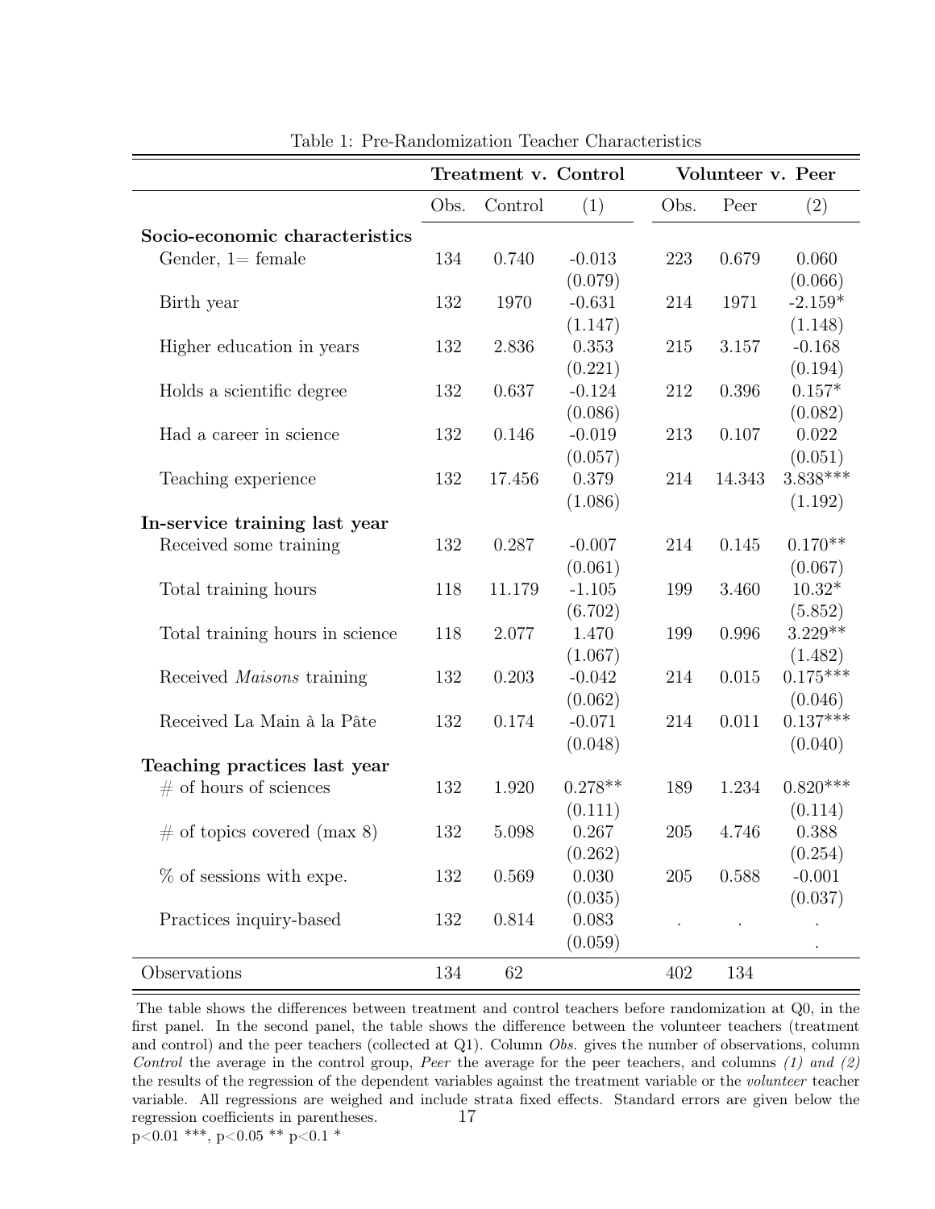Table 1: Pre-Randomization Teacher Characteristics

| | Treatment v. Control | | | Volunteer v. Peer | | |
|---|---|---|---|---|---|---|
| | Obs. | Control | (1) | Obs. | Peer | (2) |
| **Socio-economic characteristics** | | | | | | |
| Gender, 1= female | 134 | 0.740 | -0.013 | 223 | 0.679 | 0.060 |
| | | | (0.079) | | | (0.066) |
| Birth year | 132 | 1970 | -0.631 | 214 | 1971 | -2.159* |
| | | | (1.147) | | | (1.148) |
| Higher education in years | 132 | 2.836 | 0.353 | 215 | 3.157 | -0.168 |
| | | | (0.221) | | | (0.194) |
| Holds a scientific degree | 132 | 0.637 | -0.124 | 212 | 0.396 | 0.157* |
| | | | (0.086) | | | (0.082) |
| Had a career in science | 132 | 0.146 | -0.019 | 213 | 0.107 | 0.022 |
| | | | (0.057) | | | (0.051) |
| Teaching experience | 132 | 17.456 | 0.379 | 214 | 14.343 | 3.838*** |
| | | | (1.086) | | | (1.192) |
| **In-service training last year** | | | | | | |
| Received some training | 132 | 0.287 | -0.007 | 214 | 0.145 | 0.170** |
| | | | (0.061) | | | (0.067) |
| Total training hours | 118 | 11.179 | -1.105 | 199 | 3.460 | 10.32* |
| | | | (6.702) | | | (5.852) |
| Total training hours in science | 118 | 2.077 | 1.470 | 199 | 0.996 | 3.229** |
| | | | (1.067) | | | (1.482) |
| Received *Maisons* training | 132 | 0.203 | -0.042 | 214 | 0.015 | 0.175*** |
| | | | (0.062) | | | (0.046) |
| Received La Main à la Pâte | 132 | 0.174 | -0.071 | 214 | 0.011 | 0.137*** |
| | | | (0.048) | | | (0.040) |
| **Teaching practices last year** | | | | | | |
| # of hours of sciences | 132 | 1.920 | 0.278** | 189 | 1.234 | 0.820*** |
| | | | (0.111) | | | (0.114) |
| # of topics covered (max 8) | 132 | 5.098 | 0.267 | 205 | 4.746 | 0.388 |
| | | | (0.262) | | | (0.254) |
| % of sessions with expe. | 132 | 0.569 | 0.030 | 205 | 0.588 | -0.001 |
| | | | (0.035) | | | (0.037) |
| Practices inquiry-based | 132 | 0.814 | 0.083 | . | . | . |
| | | | (0.059) | | | . |
| Observations | 134 | 62 | | 402 | 134 | |

The table shows the differences between treatment and control teachers before randomization at Q0, in the first panel. In the second panel, the table shows the difference between the volunteer teachers (treatment and control) and the peer teachers (collected at Q1). Column *Obs.* gives the number of observations, column *Control* the average in the control group, *Peer* the average for the peer teachers, and columns *(1) and (2)* the results of the regression of the dependent variables against the treatment variable or the *volunteer* teacher variable. All regressions are weighed and include strata fixed effects. Standard errors are given below the regression coefficients in parentheses.

p<0.01 ***, p<0.05 ** p<0.1 *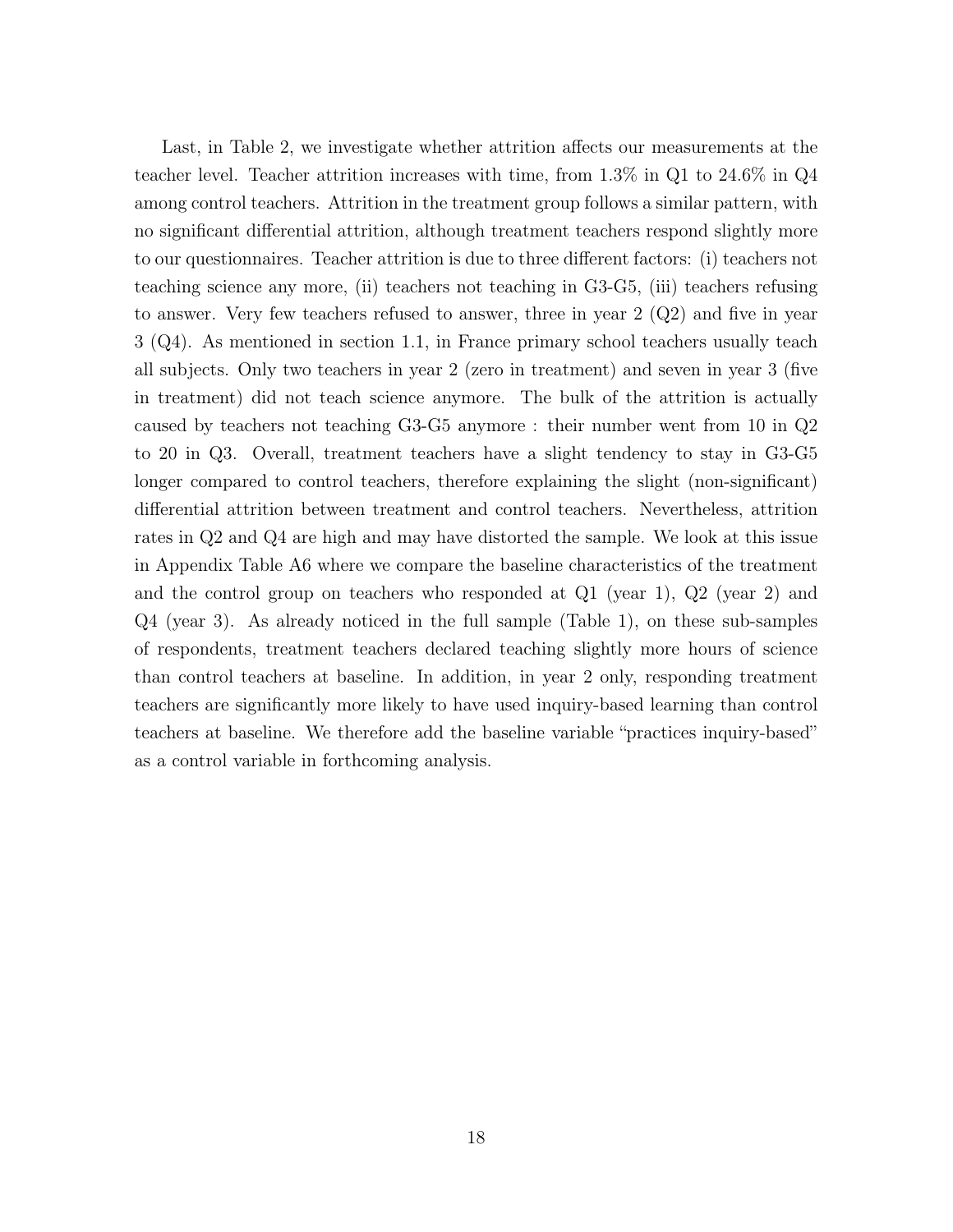Last, in Table 2, we investigate whether attrition affects our measurements at the teacher level. Teacher attrition increases with time, from 1.3% in Q1 to 24.6% in Q4 among control teachers. Attrition in the treatment group follows a similar pattern, with no significant differential attrition, although treatment teachers respond slightly more to our questionnaires. Teacher attrition is due to three different factors: (i) teachers not teaching science any more, (ii) teachers not teaching in G3-G5, (iii) teachers refusing to answer. Very few teachers refused to answer, three in year 2 (Q2) and five in year 3 (Q4). As mentioned in section 1.1, in France primary school teachers usually teach all subjects. Only two teachers in year 2 (zero in treatment) and seven in year 3 (five in treatment) did not teach science anymore. The bulk of the attrition is actually caused by teachers not teaching G3-G5 anymore : their number went from 10 in Q2 to 20 in Q3. Overall, treatment teachers have a slight tendency to stay in G3-G5 longer compared to control teachers, therefore explaining the slight (non-significant) differential attrition between treatment and control teachers. Nevertheless, attrition rates in Q2 and Q4 are high and may have distorted the sample. We look at this issue in Appendix Table A6 where we compare the baseline characteristics of the treatment and the control group on teachers who responded at Q1 (year 1), Q2 (year 2) and Q4 (year 3). As already noticed in the full sample (Table 1), on these sub-samples of respondents, treatment teachers declared teaching slightly more hours of science than control teachers at baseline. In addition, in year 2 only, responding treatment teachers are significantly more likely to have used inquiry-based learning than control teachers at baseline. We therefore add the baseline variable "practices inquiry-based" as a control variable in forthcoming analysis.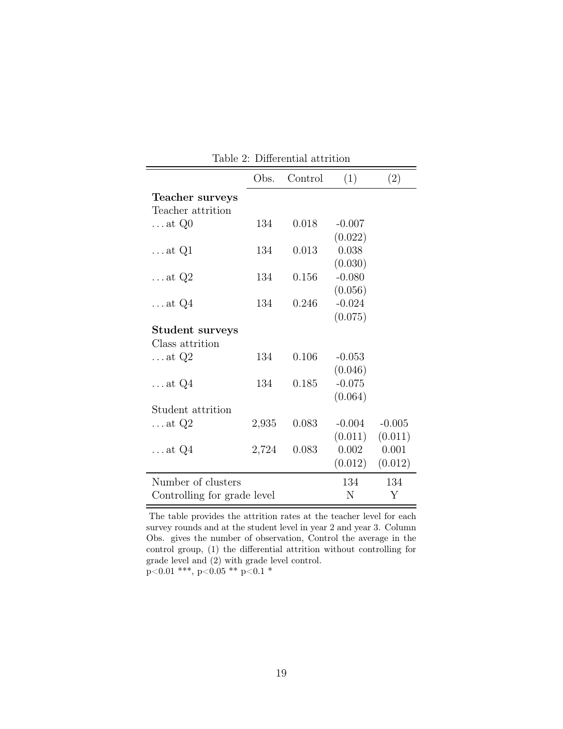Table 2: Differential attrition

| | Obs. | Control | (1) | (2) |
|---|---|---|---|---|
| **Teacher surveys** | | | | |
| Teacher attrition | | | | |
| . . . at Q0 | 134 | 0.018 | -0.007 | |
| | | | (0.022) | |
| . . . at Q1 | 134 | 0.013 | 0.038 | |
| | | | (0.030) | |
| . . . at Q2 | 134 | 0.156 | -0.080 | |
| | | | (0.056) | |
| . . . at Q4 | 134 | 0.246 | -0.024 | |
| | | | (0.075) | |
| **Student surveys** | | | | |
| Class attrition | | | | |
| . . . at Q2 | 134 | 0.106 | -0.053 | |
| | | | (0.046) | |
| . . . at Q4 | 134 | 0.185 | -0.075 | |
| | | | (0.064) | |
| Student attrition | | | | |
| . . . at Q2 | 2,935 | 0.083 | -0.004 | -0.005 |
| | | | (0.011) | (0.011) |
| . . . at Q4 | 2,724 | 0.083 | 0.002 | 0.001 |
| | | | (0.012) | (0.012) |
| Number of clusters | | | 134 | 134 |
| Controlling for grade level | | | N | Y |

The table provides the attrition rates at the teacher level for each survey rounds and at the student level in year 2 and year 3. Column Obs. gives the number of observation, Control the average in the control group, (1) the differential attrition without controlling for grade level and (2) with grade level control.
$p<0.01$ ***, $p<0.05$ ** $p<0.1$ *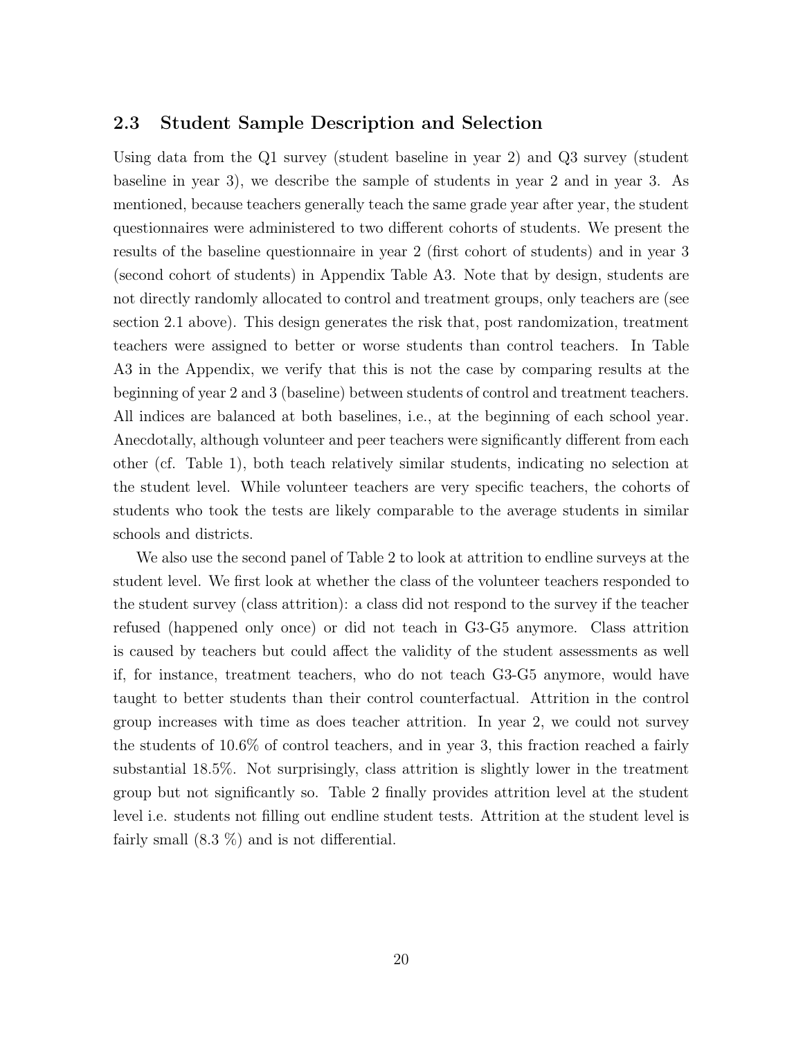### 2.3 Student Sample Description and Selection

Using data from the Q1 survey (student baseline in year 2) and Q3 survey (student baseline in year 3), we describe the sample of students in year 2 and in year 3. As mentioned, because teachers generally teach the same grade year after year, the student questionnaires were administered to two different cohorts of students. We present the results of the baseline questionnaire in year 2 (first cohort of students) and in year 3 (second cohort of students) in Appendix Table A3. Note that by design, students are not directly randomly allocated to control and treatment groups, only teachers are (see section 2.1 above). This design generates the risk that, post randomization, treatment teachers were assigned to better or worse students than control teachers. In Table A3 in the Appendix, we verify that this is not the case by comparing results at the beginning of year 2 and 3 (baseline) between students of control and treatment teachers. All indices are balanced at both baselines, i.e., at the beginning of each school year. Anecdotally, although volunteer and peer teachers were significantly different from each other (cf. Table 1), both teach relatively similar students, indicating no selection at the student level. While volunteer teachers are very specific teachers, the cohorts of students who took the tests are likely comparable to the average students in similar schools and districts.

We also use the second panel of Table 2 to look at attrition to endline surveys at the student level. We first look at whether the class of the volunteer teachers responded to the student survey (class attrition): a class did not respond to the survey if the teacher refused (happened only once) or did not teach in G3-G5 anymore. Class attrition is caused by teachers but could affect the validity of the student assessments as well if, for instance, treatment teachers, who do not teach G3-G5 anymore, would have taught to better students than their control counterfactual. Attrition in the control group increases with time as does teacher attrition. In year 2, we could not survey the students of 10.6% of control teachers, and in year 3, this fraction reached a fairly substantial 18.5%. Not surprisingly, class attrition is slightly lower in the treatment group but not significantly so. Table 2 finally provides attrition level at the student level i.e. students not filling out endline student tests. Attrition at the student level is fairly small (8.3 %) and is not differential.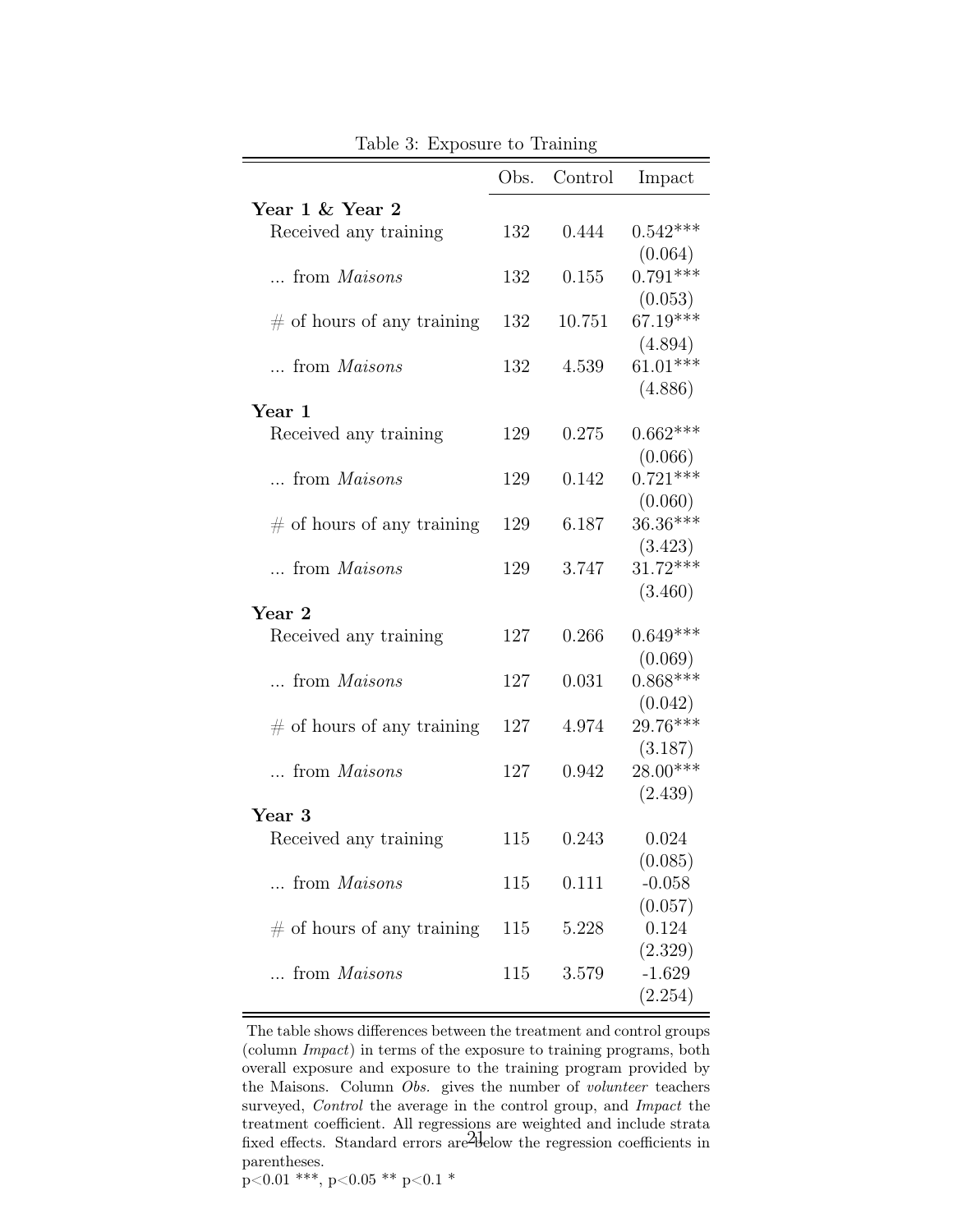Table 3: Exposure to Training

| | Obs. | Control | Impact |
|---|---|---|---|
| **Year 1 & Year 2** | | | |
| Received any training | 132 | 0.444 | 0.542*** |
| | | | (0.064) |
| ... from *Maisons* | 132 | 0.155 | 0.791*** |
| | | | (0.053) |
| # of hours of any training | 132 | 10.751 | 67.19*** |
| | | | (4.894) |
| ... from *Maisons* | 132 | 4.539 | 61.01*** |
| | | | (4.886) |
| **Year 1** | | | |
| Received any training | 129 | 0.275 | 0.662*** |
| | | | (0.066) |
| ... from *Maisons* | 129 | 0.142 | 0.721*** |
| | | | (0.060) |
| # of hours of any training | 129 | 6.187 | 36.36*** |
| | | | (3.423) |
| ... from *Maisons* | 129 | 3.747 | 31.72*** |
| | | | (3.460) |
| **Year 2** | | | |
| Received any training | 127 | 0.266 | 0.649*** |
| | | | (0.069) |
| ... from *Maisons* | 127 | 0.031 | 0.868*** |
| | | | (0.042) |
| # of hours of any training | 127 | 4.974 | 29.76*** |
| | | | (3.187) |
| ... from *Maisons* | 127 | 0.942 | 28.00*** |
| | | | (2.439) |
| **Year 3** | | | |
| Received any training | 115 | 0.243 | 0.024 |
| | | | (0.085) |
| ... from *Maisons* | 115 | 0.111 | -0.058 |
| | | | (0.057) |
| # of hours of any training | 115 | 5.228 | 0.124 |
| | | | (2.329) |
| ... from *Maisons* | 115 | 3.579 | -1.629 |
| | | | (2.254) |

The table shows differences between the treatment and control groups (column *Impact*) in terms of the exposure to training programs, both overall exposure and exposure to the training program provided by the Maisons. Column *Obs.* gives the number of *volunteer* teachers surveyed, *Control* the average in the control group, and *Impact* the treatment coefficient. All regressions are weighted and include strata fixed effects. Standard errors are below the regression coefficients in parentheses.

p<0.01 ***, p<0.05 ** p<0.1 *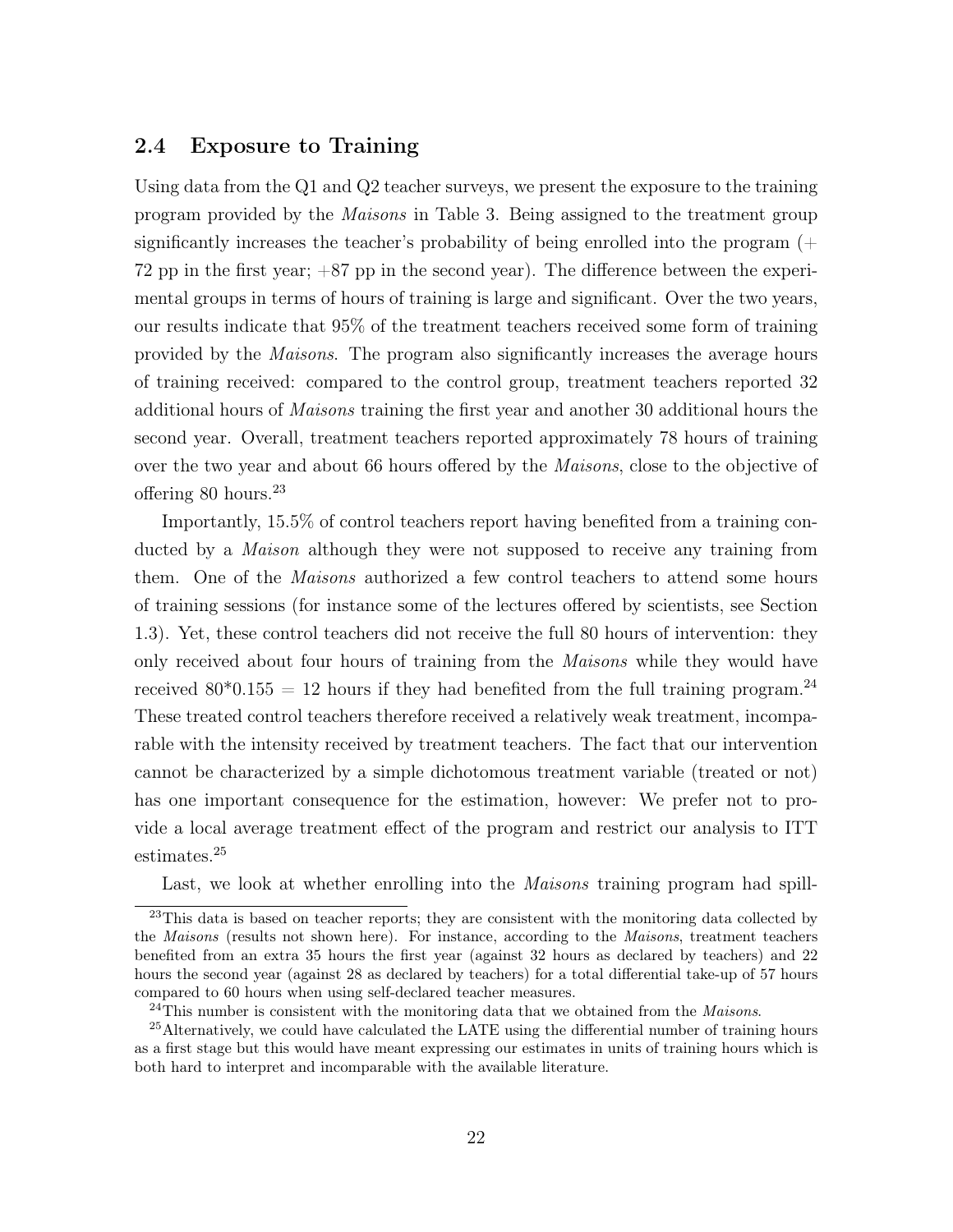## 2.4 Exposure to Training

Using data from the Q1 and Q2 teacher surveys, we present the exposure to the training program provided by the *Maisons* in Table 3. Being assigned to the treatment group significantly increases the teacher's probability of being enrolled into the program (+ 72 pp in the first year; +87 pp in the second year). The difference between the experimental groups in terms of hours of training is large and significant. Over the two years, our results indicate that 95% of the treatment teachers received some form of training provided by the *Maisons*. The program also significantly increases the average hours of training received: compared to the control group, treatment teachers reported 32 additional hours of *Maisons* training the first year and another 30 additional hours the second year. Overall, treatment teachers reported approximately 78 hours of training over the two year and about 66 hours offered by the *Maisons*, close to the objective of offering 80 hours.[23]

Importantly, 15.5% of control teachers report having benefited from a training conducted by a *Maison* although they were not supposed to receive any training from them. One of the *Maisons* authorized a few control teachers to attend some hours of training sessions (for instance some of the lectures offered by scientists, see Section 1.3). Yet, these control teachers did not receive the full 80 hours of intervention: they only received about four hours of training from the *Maisons* while they would have received 80*0.155 = 12 hours if they had benefited from the full training program.[24] These treated control teachers therefore received a relatively weak treatment, incomparable with the intensity received by treatment teachers. The fact that our intervention cannot be characterized by a simple dichotomous treatment variable (treated or not) has one important consequence for the estimation, however: We prefer not to provide a local average treatment effect of the program and restrict our analysis to ITT estimates.[25]

Last, we look at whether enrolling into the *Maisons* training program had spill-

[23] This data is based on teacher reports; they are consistent with the monitoring data collected by the *Maisons* (results not shown here). For instance, according to the *Maisons*, treatment teachers benefited from an extra 35 hours the first year (against 32 hours as declared by teachers) and 22 hours the second year (against 28 as declared by teachers) for a total differential take-up of 57 hours compared to 60 hours when using self-declared teacher measures.

[24] This number is consistent with the monitoring data that we obtained from the *Maisons*.

[25] Alternatively, we could have calculated the LATE using the differential number of training hours as a first stage but this would have meant expressing our estimates in units of training hours which is both hard to interpret and incomparable with the available literature.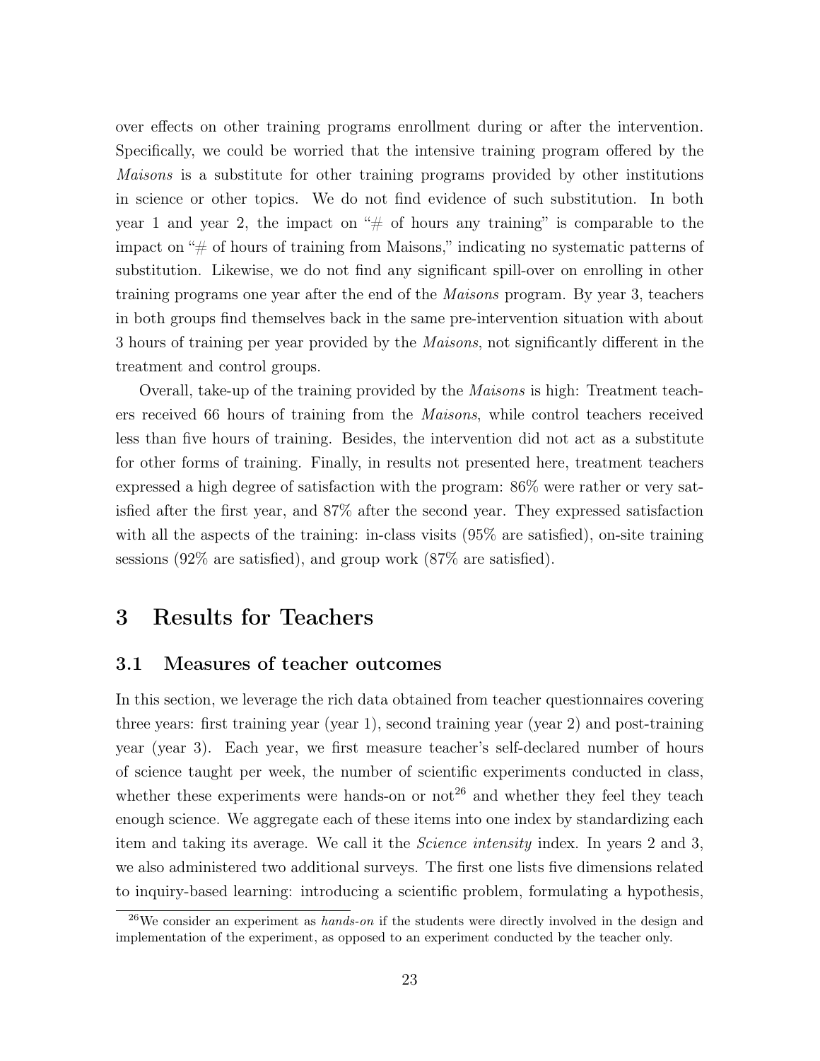over effects on other training programs enrollment during or after the intervention. Specifically, we could be worried that the intensive training program offered by the *Maisons* is a substitute for other training programs provided by other institutions in science or other topics. We do not find evidence of such substitution. In both year 1 and year 2, the impact on "# of hours any training" is comparable to the impact on "# of hours of training from Maisons," indicating no systematic patterns of substitution. Likewise, we do not find any significant spill-over on enrolling in other training programs one year after the end of the *Maisons* program. By year 3, teachers in both groups find themselves back in the same pre-intervention situation with about 3 hours of training per year provided by the *Maisons*, not significantly different in the treatment and control groups.

Overall, take-up of the training provided by the *Maisons* is high: Treatment teachers received 66 hours of training from the *Maisons*, while control teachers received less than five hours of training. Besides, the intervention did not act as a substitute for other forms of training. Finally, in results not presented here, treatment teachers expressed a high degree of satisfaction with the program: 86% were rather or very satisfied after the first year, and 87% after the second year. They expressed satisfaction with all the aspects of the training: in-class visits (95% are satisfied), on-site training sessions (92% are satisfied), and group work (87% are satisfied).

# 3 Results for Teachers

## 3.1 Measures of teacher outcomes

In this section, we leverage the rich data obtained from teacher questionnaires covering three years: first training year (year 1), second training year (year 2) and post-training year (year 3). Each year, we first measure teacher's self-declared number of hours of science taught per week, the number of scientific experiments conducted in class, whether these experiments were hands-on or not[26] and whether they feel they teach enough science. We aggregate each of these items into one index by standardizing each item and taking its average. We call it the *Science intensity* index. In years 2 and 3, we also administered two additional surveys. The first one lists five dimensions related to inquiry-based learning: introducing a scientific problem, formulating a hypothesis,

[26] We consider an experiment as *hands-on* if the students were directly involved in the design and implementation of the experiment, as opposed to an experiment conducted by the teacher only.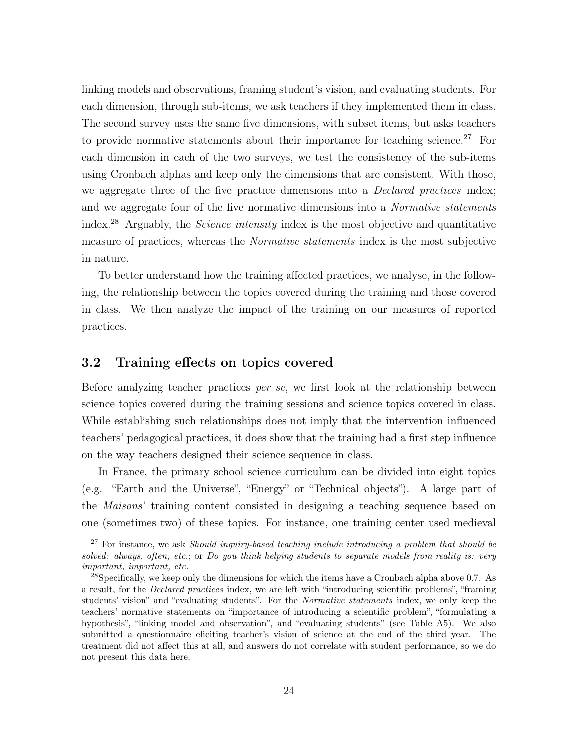linking models and observations, framing student's vision, and evaluating students. For each dimension, through sub-items, we ask teachers if they implemented them in class. The second survey uses the same five dimensions, with subset items, but asks teachers to provide normative statements about their importance for teaching science.[27] For each dimension in each of the two surveys, we test the consistency of the sub-items using Cronbach alphas and keep only the dimensions that are consistent. With those, we aggregate three of the five practice dimensions into a *Declared practices* index; and we aggregate four of the five normative dimensions into a *Normative statements* index.[28] Arguably, the *Science intensity* index is the most objective and quantitative measure of practices, whereas the *Normative statements* index is the most subjective in nature.

To better understand how the training affected practices, we analyse, in the following, the relationship between the topics covered during the training and those covered in class. We then analyze the impact of the training on our measures of reported practices.

## 3.2 Training effects on topics covered

Before analyzing teacher practices *per se*, we first look at the relationship between science topics covered during the training sessions and science topics covered in class. While establishing such relationships does not imply that the intervention influenced teachers' pedagogical practices, it does show that the training had a first step influence on the way teachers designed their science sequence in class.

In France, the primary school science curriculum can be divided into eight topics (e.g. "Earth and the Universe", "Energy" or "Technical objects"). A large part of the *Maisons*' training content consisted in designing a teaching sequence based on one (sometimes two) of these topics. For instance, one training center used medieval

---

[27] For instance, we ask *Should inquiry-based teaching include introducing a problem that should be solved: always, often, etc.*; or *Do you think helping students to separate models from reality is: very important, important, etc.*

[28] Specifically, we keep only the dimensions for which the items have a Cronbach alpha above 0.7. As a result, for the *Declared practices* index, we are left with "introducing scientific problems", "framing students' vision" and "evaluating students". For the *Normative statements* index, we only keep the teachers' normative statements on "importance of introducing a scientific problem", "formulating a hypothesis", "linking model and observation", and "evaluating students" (see Table A5). We also submitted a questionnaire eliciting teacher's vision of science at the end of the third year. The treatment did not affect this at all, and answers do not correlate with student performance, so we do not present this data here.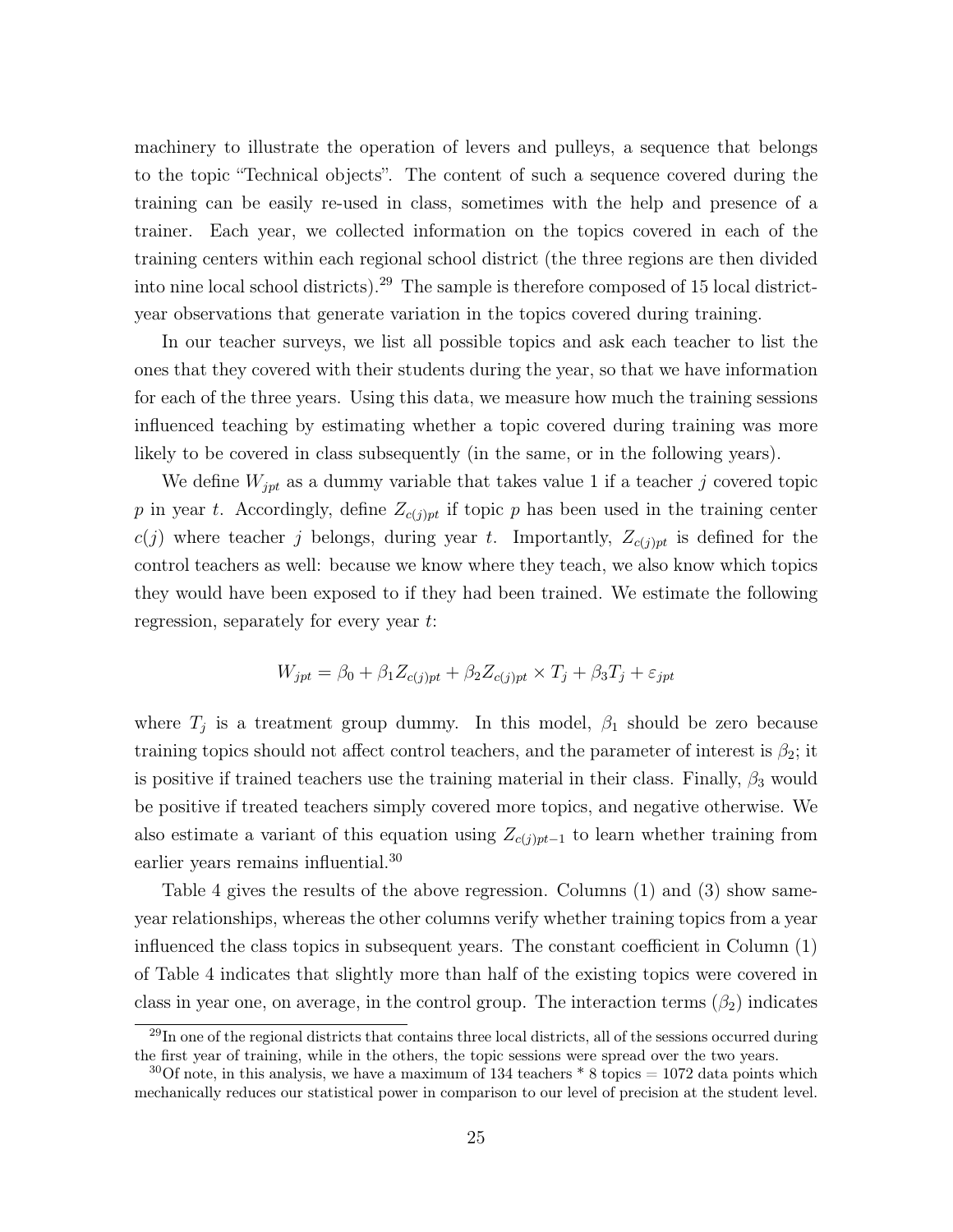machinery to illustrate the operation of levers and pulleys, a sequence that belongs to the topic "Technical objects". The content of such a sequence covered during the training can be easily re-used in class, sometimes with the help and presence of a trainer. Each year, we collected information on the topics covered in each of the training centers within each regional school district (the three regions are then divided into nine local school districts).[29] The sample is therefore composed of 15 local district-year observations that generate variation in the topics covered during training.

In our teacher surveys, we list all possible topics and ask each teacher to list the ones that they covered with their students during the year, so that we have information for each of the three years. Using this data, we measure how much the training sessions influenced teaching by estimating whether a topic covered during training was more likely to be covered in class subsequently (in the same, or in the following years).

We define $W_{jpt}$ as a dummy variable that takes value 1 if a teacher $j$ covered topic $p$ in year $t$. Accordingly, define $Z_{c(j)pt}$ if topic $p$ has been used in the training center $c(j)$ where teacher $j$ belongs, during year $t$. Importantly, $Z_{c(j)pt}$ is defined for the control teachers as well: because we know where they teach, we also know which topics they would have been exposed to if they had been trained. We estimate the following regression, separately for every year $t$:

$$W_{jpt} = \beta_0 + \beta_1 Z_{c(j)pt} + \beta_2 Z_{c(j)pt} \times T_j + \beta_3 T_j + \varepsilon_{jpt}$$

where $T_j$ is a treatment group dummy. In this model, $\beta_1$ should be zero because training topics should not affect control teachers, and the parameter of interest is $\beta_2$; it is positive if trained teachers use the training material in their class. Finally, $\beta_3$ would be positive if treated teachers simply covered more topics, and negative otherwise. We also estimate a variant of this equation using $Z_{c(j)pt-1}$ to learn whether training from earlier years remains influential.[30]

Table 4 gives the results of the above regression. Columns (1) and (3) show same-year relationships, whereas the other columns verify whether training topics from a year influenced the class topics in subsequent years. The constant coefficient in Column (1) of Table 4 indicates that slightly more than half of the existing topics were covered in class in year one, on average, in the control group. The interaction terms ($\beta_2$) indicates

[29] In one of the regional districts that contains three local districts, all of the sessions occurred during the first year of training, while in the others, the topic sessions were spread over the two years.

[30] Of note, in this analysis, we have a maximum of 134 teachers * 8 topics = 1072 data points which mechanically reduces our statistical power in comparison to our level of precision at the student level.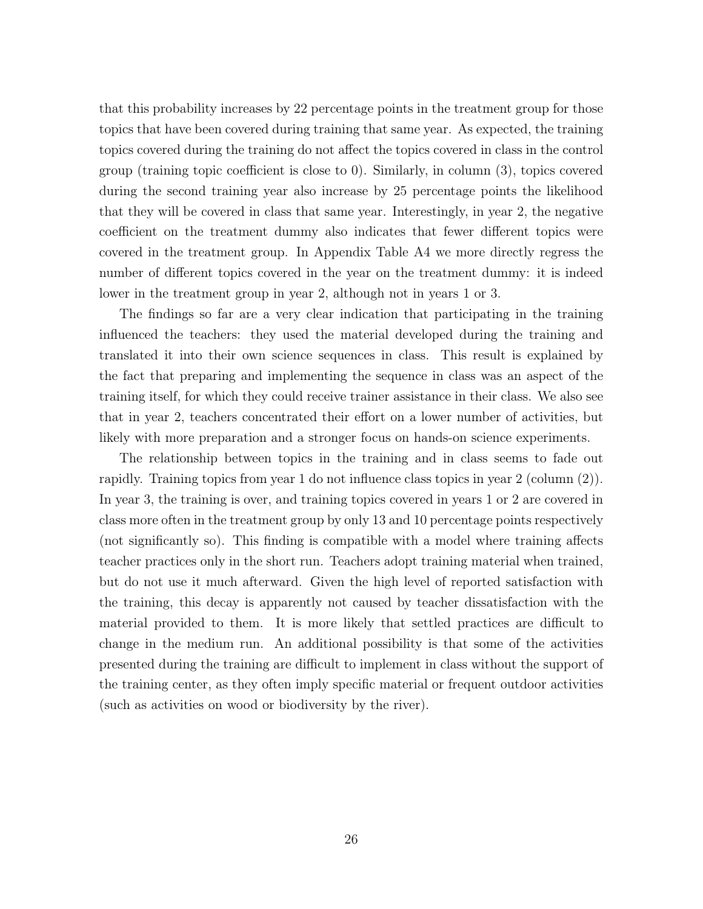that this probability increases by 22 percentage points in the treatment group for those topics that have been covered during training that same year. As expected, the training topics covered during the training do not affect the topics covered in class in the control group (training topic coefficient is close to 0). Similarly, in column (3), topics covered during the second training year also increase by 25 percentage points the likelihood that they will be covered in class that same year. Interestingly, in year 2, the negative coefficient on the treatment dummy also indicates that fewer different topics were covered in the treatment group. In Appendix Table A4 we more directly regress the number of different topics covered in the year on the treatment dummy: it is indeed lower in the treatment group in year 2, although not in years 1 or 3.

The findings so far are a very clear indication that participating in the training influenced the teachers: they used the material developed during the training and translated it into their own science sequences in class. This result is explained by the fact that preparing and implementing the sequence in class was an aspect of the training itself, for which they could receive trainer assistance in their class. We also see that in year 2, teachers concentrated their effort on a lower number of activities, but likely with more preparation and a stronger focus on hands-on science experiments.

The relationship between topics in the training and in class seems to fade out rapidly. Training topics from year 1 do not influence class topics in year 2 (column (2)). In year 3, the training is over, and training topics covered in years 1 or 2 are covered in class more often in the treatment group by only 13 and 10 percentage points respectively (not significantly so). This finding is compatible with a model where training affects teacher practices only in the short run. Teachers adopt training material when trained, but do not use it much afterward. Given the high level of reported satisfaction with the training, this decay is apparently not caused by teacher dissatisfaction with the material provided to them. It is more likely that settled practices are difficult to change in the medium run. An additional possibility is that some of the activities presented during the training are difficult to implement in class without the support of the training center, as they often imply specific material or frequent outdoor activities (such as activities on wood or biodiversity by the river).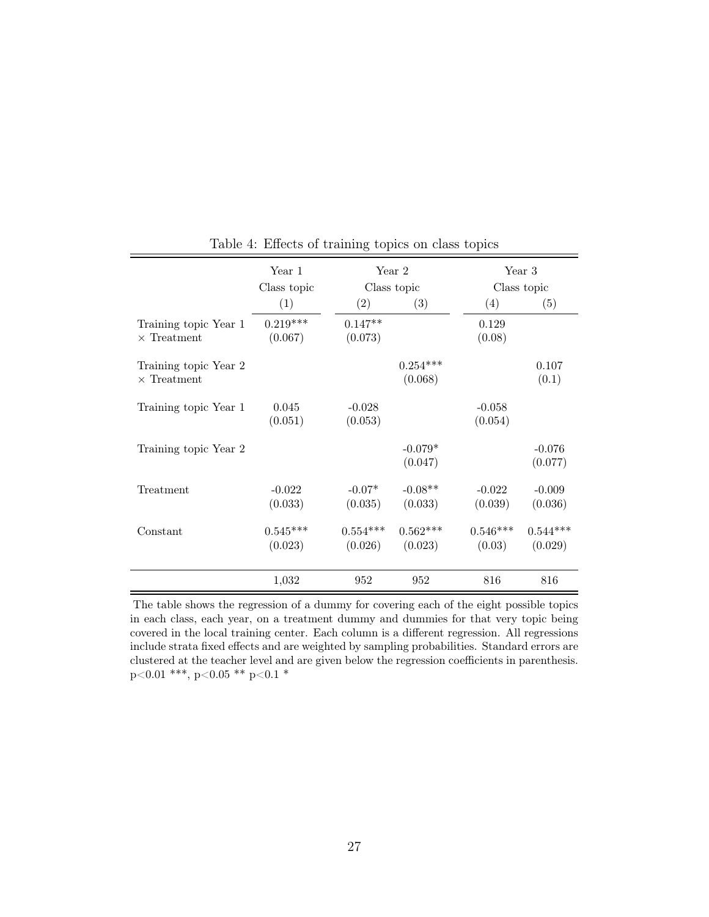Table 4: Effects of training topics on class topics

| | Year 1 | Year 2 | | Year 3 | |
|---|---|---|---|---|---|
| | Class topic | Class topic | | Class topic | |
| | (1) | (2) | (3) | (4) | (5) |
| Training topic Year 1 × Treatment | 0.219*** | 0.147** | | 0.129 | |
| | (0.067) | (0.073) | | (0.08) | |
| Training topic Year 2 × Treatment | | | 0.254*** | | 0.107 |
| | | | (0.068) | | (0.1) |
| Training topic Year 1 | 0.045 | -0.028 | | -0.058 | |
| | (0.051) | (0.053) | | (0.054) | |
| Training topic Year 2 | | | -0.079* | | -0.076 |
| | | | (0.047) | | (0.077) |
| Treatment | -0.022 | -0.07* | -0.08** | -0.022 | -0.009 |
| | (0.033) | (0.035) | (0.033) | (0.039) | (0.036) |
| Constant | 0.545*** | 0.554*** | 0.562*** | 0.546*** | 0.544*** |
| | (0.023) | (0.026) | (0.023) | (0.03) | (0.029) |
| | 1,032 | 952 | 952 | 816 | 816 |

The table shows the regression of a dummy for covering each of the eight possible topics in each class, each year, on a treatment dummy and dummies for that very topic being covered in the local training center. Each column is a different regression. All regressions include strata fixed effects and are weighted by sampling probabilities. Standard errors are clustered at the teacher level and are given below the regression coefficients in parenthesis. $p<0.01$ ***, $p<0.05$ ** $p<0.1$ *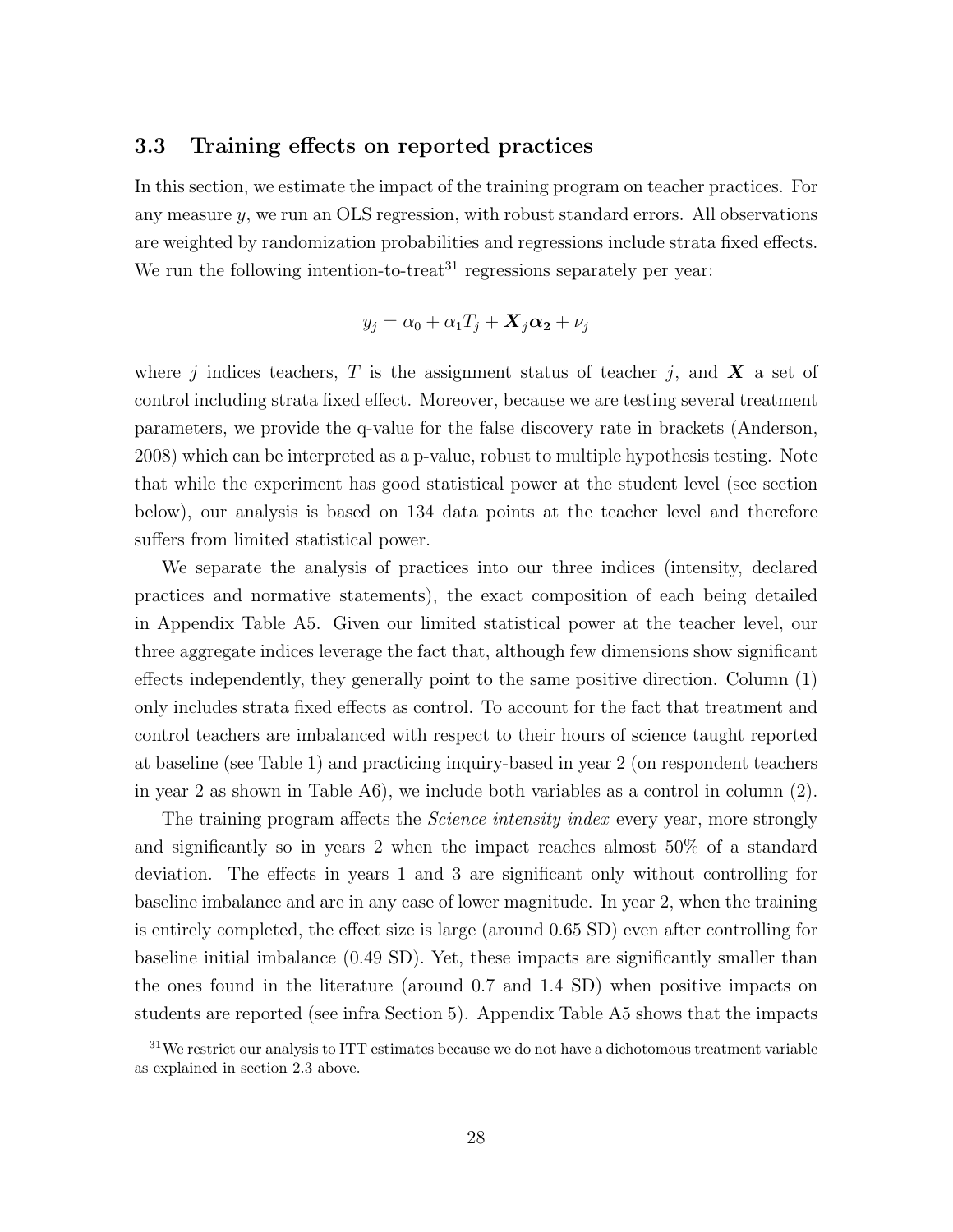### 3.3 Training effects on reported practices

In this section, we estimate the impact of the training program on teacher practices. For any measure $y$, we run an OLS regression, with robust standard errors. All observations are weighted by randomization probabilities and regressions include strata fixed effects. We run the following intention-to-treat[31] regressions separately per year:

$$y_j = \alpha_0 + \alpha_1 T_j + \boldsymbol{X}_j \boldsymbol{\alpha_2} + \nu_j$$

where $j$ indices teachers, $T$ is the assignment status of teacher $j$, and $\boldsymbol{X}$ a set of control including strata fixed effect. Moreover, because we are testing several treatment parameters, we provide the q-value for the false discovery rate in brackets (Anderson, 2008) which can be interpreted as a p-value, robust to multiple hypothesis testing. Note that while the experiment has good statistical power at the student level (see section below), our analysis is based on 134 data points at the teacher level and therefore suffers from limited statistical power.

We separate the analysis of practices into our three indices (intensity, declared practices and normative statements), the exact composition of each being detailed in Appendix Table A5. Given our limited statistical power at the teacher level, our three aggregate indices leverage the fact that, although few dimensions show significant effects independently, they generally point to the same positive direction. Column (1) only includes strata fixed effects as control. To account for the fact that treatment and control teachers are imbalanced with respect to their hours of science taught reported at baseline (see Table 1) and practicing inquiry-based in year 2 (on respondent teachers in year 2 as shown in Table A6), we include both variables as a control in column (2).

The training program affects the *Science intensity index* every year, more strongly and significantly so in years 2 when the impact reaches almost 50% of a standard deviation. The effects in years 1 and 3 are significant only without controlling for baseline imbalance and are in any case of lower magnitude. In year 2, when the training is entirely completed, the effect size is large (around 0.65 SD) even after controlling for baseline initial imbalance (0.49 SD). Yet, these impacts are significantly smaller than the ones found in the literature (around 0.7 and 1.4 SD) when positive impacts on students are reported (see infra Section 5). Appendix Table A5 shows that the impacts

[31] We restrict our analysis to ITT estimates because we do not have a dichotomous treatment variable as explained in section 2.3 above.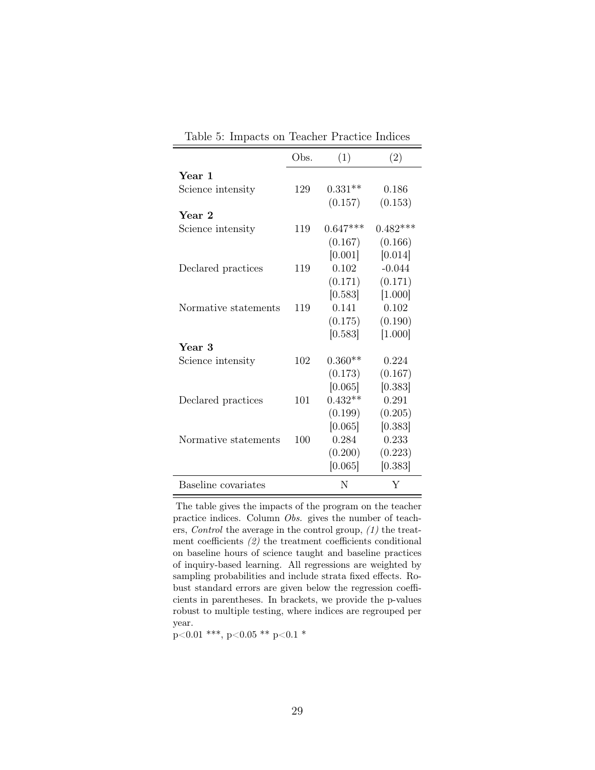Table 5: Impacts on Teacher Practice Indices

| | Obs. | (1) | (2) |
|---|---|---|---|
| **Year 1** | | | |
| Science intensity | 129 | 0.331** | 0.186 |
| | | (0.157) | (0.153) |
| **Year 2** | | | |
| Science intensity | 119 | 0.647*** | 0.482*** |
| | | (0.167) | (0.166) |
| | | [0.001] | [0.014] |
| Declared practices | 119 | 0.102 | -0.044 |
| | | (0.171) | (0.171) |
| | | [0.583] | [1.000] |
| Normative statements | 119 | 0.141 | 0.102 |
| | | (0.175) | (0.190) |
| | | [0.583] | [1.000] |
| **Year 3** | | | |
| Science intensity | 102 | 0.360** | 0.224 |
| | | (0.173) | (0.167) |
| | | [0.065] | [0.383] |
| Declared practices | 101 | 0.432** | 0.291 |
| | | (0.199) | (0.205) |
| | | [0.065] | [0.383] |
| Normative statements | 100 | 0.284 | 0.233 |
| | | (0.200) | (0.223) |
| | | [0.065] | [0.383] |
| Baseline covariates | | N | Y |

The table gives the impacts of the program on the teacher practice indices. Column *Obs.* gives the number of teachers, *Control* the average in the control group, *(1)* the treatment coefficients *(2)* the treatment coefficients conditional on baseline hours of science taught and baseline practices of inquiry-based learning. All regressions are weighted by sampling probabilities and include strata fixed effects. Robust standard errors are given below the regression coefficients in parentheses. In brackets, we provide the p-values robust to multiple testing, where indices are regrouped per year.

p<0.01 ***, p<0.05 ** p<0.1 *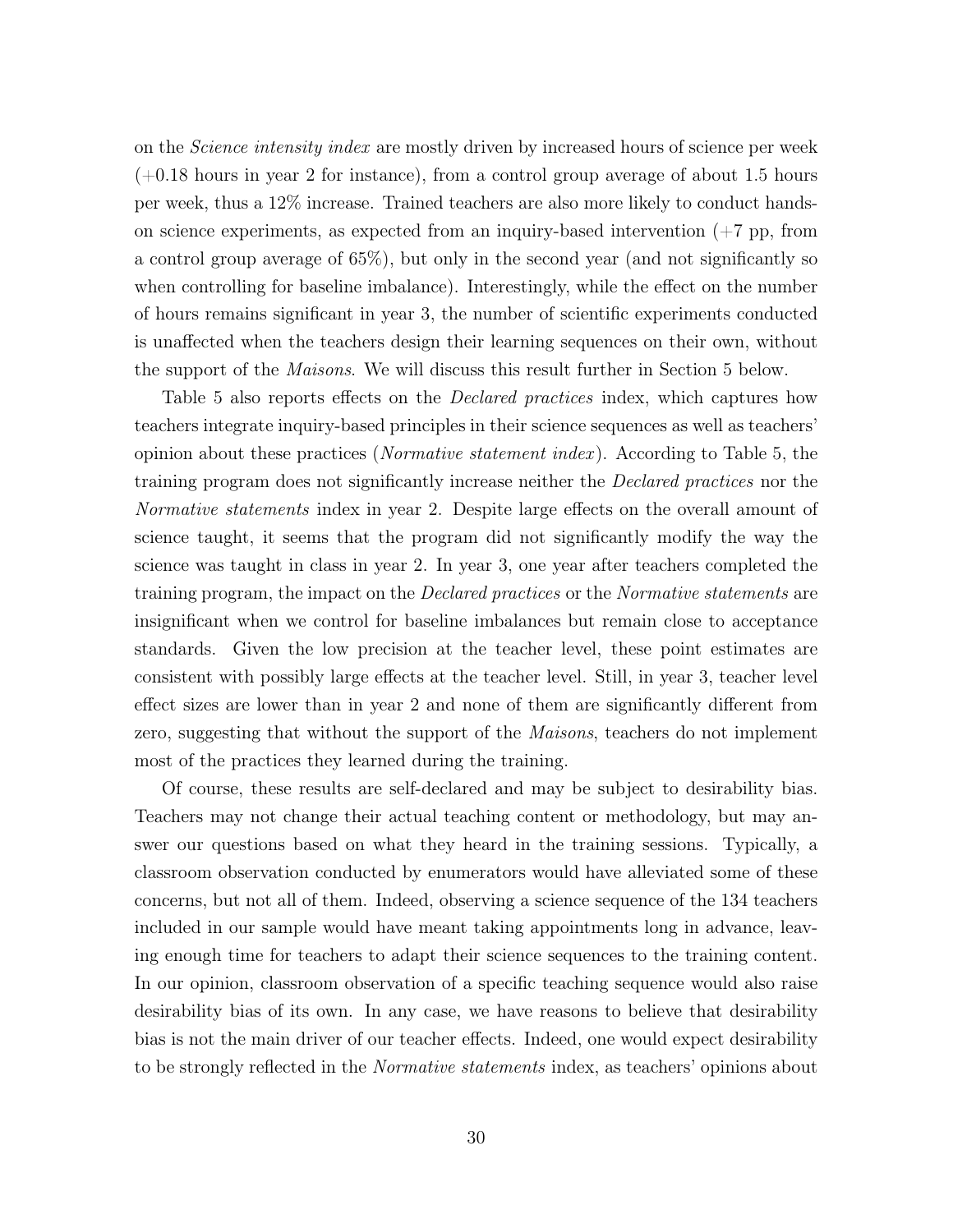on the *Science intensity index* are mostly driven by increased hours of science per week (+0.18 hours in year 2 for instance), from a control group average of about 1.5 hours per week, thus a 12% increase. Trained teachers are also more likely to conduct hands-on science experiments, as expected from an inquiry-based intervention (+7 pp, from a control group average of 65%), but only in the second year (and not significantly so when controlling for baseline imbalance). Interestingly, while the effect on the number of hours remains significant in year 3, the number of scientific experiments conducted is unaffected when the teachers design their learning sequences on their own, without the support of the *Maisons*. We will discuss this result further in Section 5 below.

Table 5 also reports effects on the *Declared practices* index, which captures how teachers integrate inquiry-based principles in their science sequences as well as teachers' opinion about these practices (*Normative statement index*). According to Table 5, the training program does not significantly increase neither the *Declared practices* nor the *Normative statements* index in year 2. Despite large effects on the overall amount of science taught, it seems that the program did not significantly modify the way the science was taught in class in year 2. In year 3, one year after teachers completed the training program, the impact on the *Declared practices* or the *Normative statements* are insignificant when we control for baseline imbalances but remain close to acceptance standards. Given the low precision at the teacher level, these point estimates are consistent with possibly large effects at the teacher level. Still, in year 3, teacher level effect sizes are lower than in year 2 and none of them are significantly different from zero, suggesting that without the support of the *Maisons*, teachers do not implement most of the practices they learned during the training.

Of course, these results are self-declared and may be subject to desirability bias. Teachers may not change their actual teaching content or methodology, but may answer our questions based on what they heard in the training sessions. Typically, a classroom observation conducted by enumerators would have alleviated some of these concerns, but not all of them. Indeed, observing a science sequence of the 134 teachers included in our sample would have meant taking appointments long in advance, leaving enough time for teachers to adapt their science sequences to the training content. In our opinion, classroom observation of a specific teaching sequence would also raise desirability bias of its own. In any case, we have reasons to believe that desirability bias is not the main driver of our teacher effects. Indeed, one would expect desirability to be strongly reflected in the *Normative statements* index, as teachers' opinions about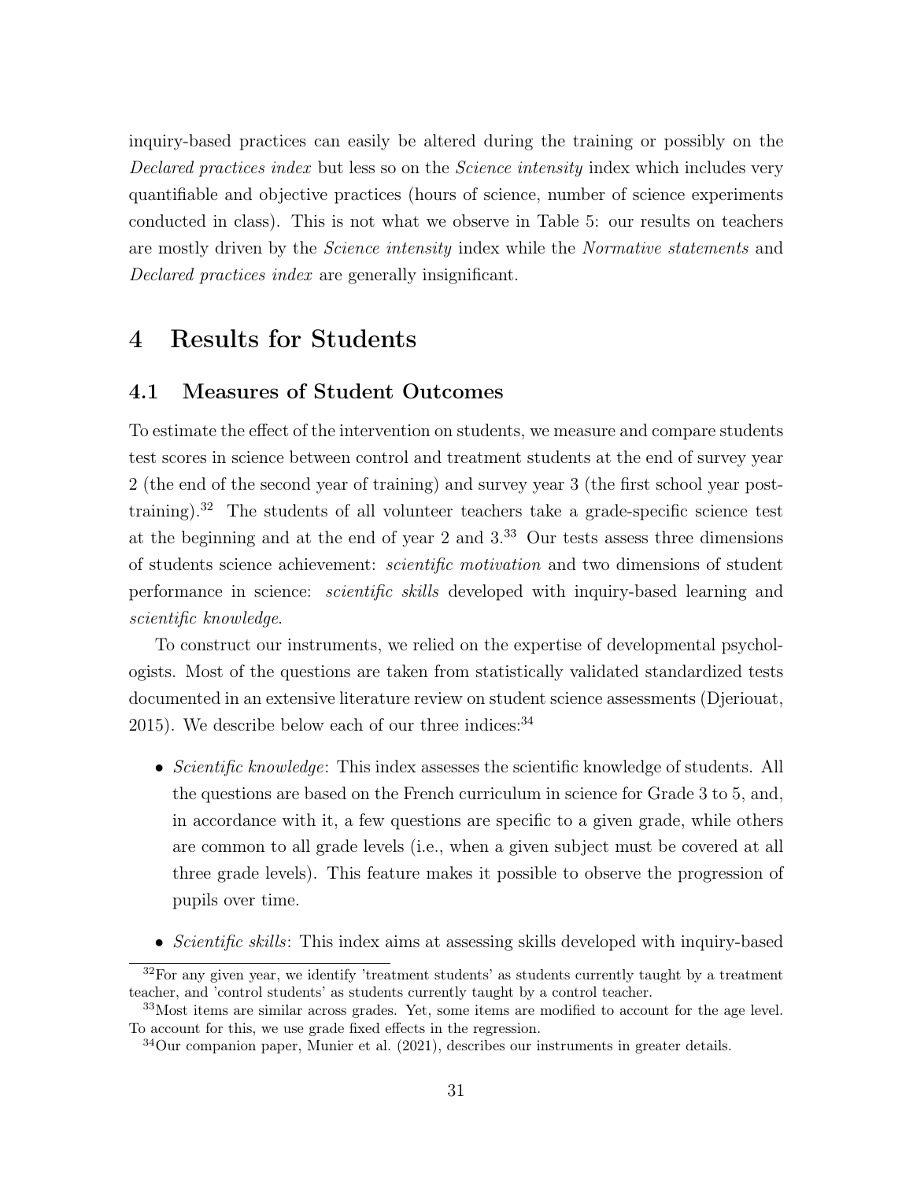inquiry-based practices can easily be altered during the training or possibly on the *Declared practices index* but less so on the *Science intensity* index which includes very quantifiable and objective practices (hours of science, number of science experiments conducted in class). This is not what we observe in Table 5: our results on teachers are mostly driven by the *Science intensity* index while the *Normative statements* and *Declared practices index* are generally insignificant.

# 4 Results for Students

## 4.1 Measures of Student Outcomes

To estimate the effect of the intervention on students, we measure and compare students test scores in science between control and treatment students at the end of survey year 2 (the end of the second year of training) and survey year 3 (the first school year post-training).[32] The students of all volunteer teachers take a grade-specific science test at the beginning and at the end of year 2 and 3.[33] Our tests assess three dimensions of students science achievement: *scientific motivation* and two dimensions of student performance in science: *scientific skills* developed with inquiry-based learning and *scientific knowledge*.

To construct our instruments, we relied on the expertise of developmental psychologists. Most of the questions are taken from statistically validated standardized tests documented in an extensive literature review on student science assessments (Djeriouat, 2015). We describe below each of our three indices:[34]

- *Scientific knowledge*: This index assesses the scientific knowledge of students. All the questions are based on the French curriculum in science for Grade 3 to 5, and, in accordance with it, a few questions are specific to a given grade, while others are common to all grade levels (i.e., when a given subject must be covered at all three grade levels). This feature makes it possible to observe the progression of pupils over time.

- *Scientific skills*: This index aims at assessing skills developed with inquiry-based

[32] For any given year, we identify 'treatment students' as students currently taught by a treatment teacher, and 'control students' as students currently taught by a control teacher.

[33] Most items are similar across grades. Yet, some items are modified to account for the age level. To account for this, we use grade fixed effects in the regression.

[34] Our companion paper, Munier et al. (2021), describes our instruments in greater details.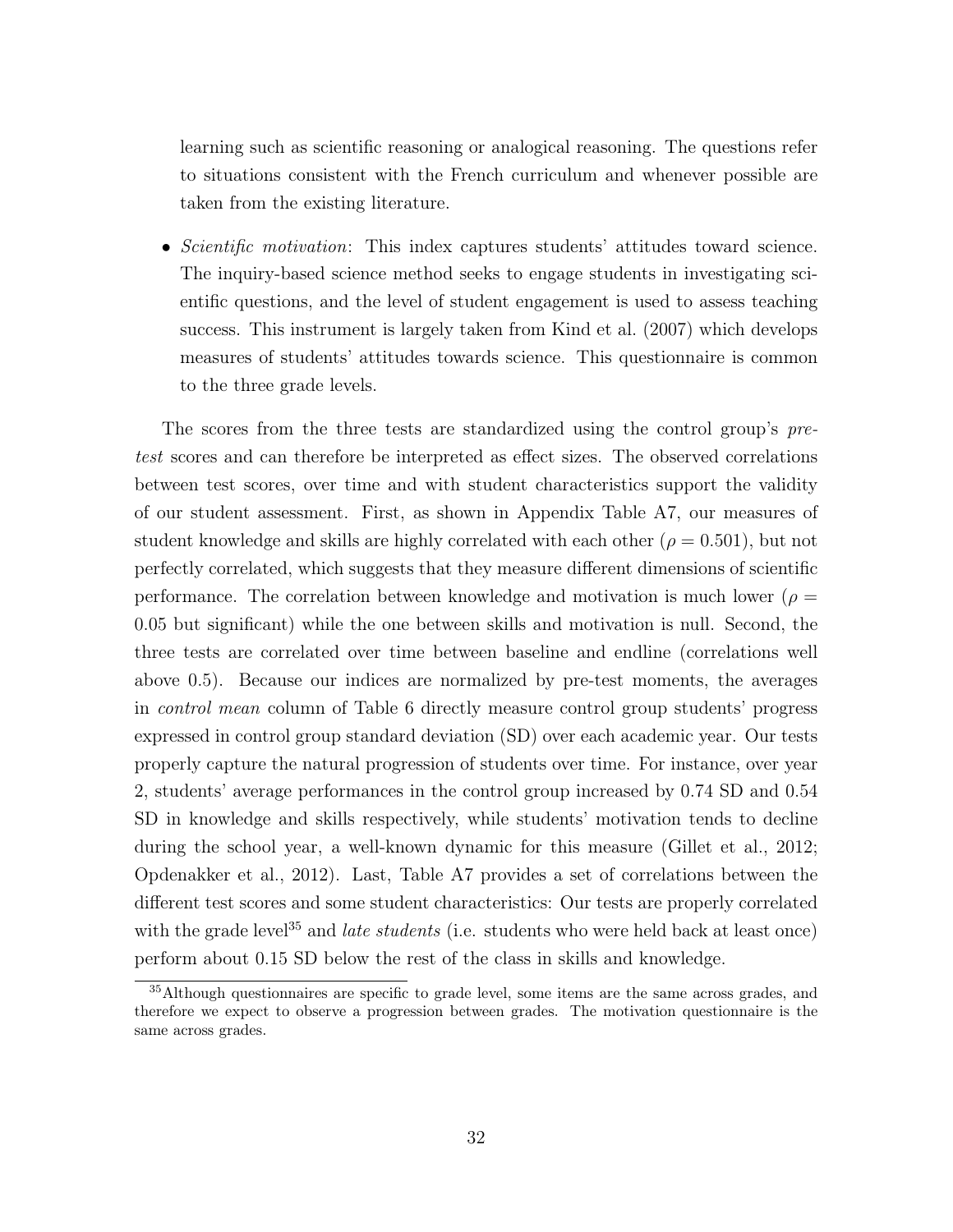learning such as scientific reasoning or analogical reasoning. The questions refer to situations consistent with the French curriculum and whenever possible are taken from the existing literature.

- *Scientific motivation*: This index captures students' attitudes toward science. The inquiry-based science method seeks to engage students in investigating scientific questions, and the level of student engagement is used to assess teaching success. This instrument is largely taken from Kind et al. (2007) which develops measures of students' attitudes towards science. This questionnaire is common to the three grade levels.

The scores from the three tests are standardized using the control group's *pre-test* scores and can therefore be interpreted as effect sizes. The observed correlations between test scores, over time and with student characteristics support the validity of our student assessment. First, as shown in Appendix Table A7, our measures of student knowledge and skills are highly correlated with each other ($\rho = 0.501$), but not perfectly correlated, which suggests that they measure different dimensions of scientific performance. The correlation between knowledge and motivation is much lower ($\rho = 0.05$ but significant) while the one between skills and motivation is null. Second, the three tests are correlated over time between baseline and endline (correlations well above 0.5). Because our indices are normalized by pre-test moments, the averages in *control mean* column of Table 6 directly measure control group students' progress expressed in control group standard deviation (SD) over each academic year. Our tests properly capture the natural progression of students over time. For instance, over year 2, students' average performances in the control group increased by 0.74 SD and 0.54 SD in knowledge and skills respectively, while students' motivation tends to decline during the school year, a well-known dynamic for this measure (Gillet et al., 2012; Opdenakker et al., 2012). Last, Table A7 provides a set of correlations between the different test scores and some student characteristics: Our tests are properly correlated with the grade level[35] and *late students* (i.e. students who were held back at least once) perform about 0.15 SD below the rest of the class in skills and knowledge.

[35] Although questionnaires are specific to grade level, some items are the same across grades, and therefore we expect to observe a progression between grades. The motivation questionnaire is the same across grades.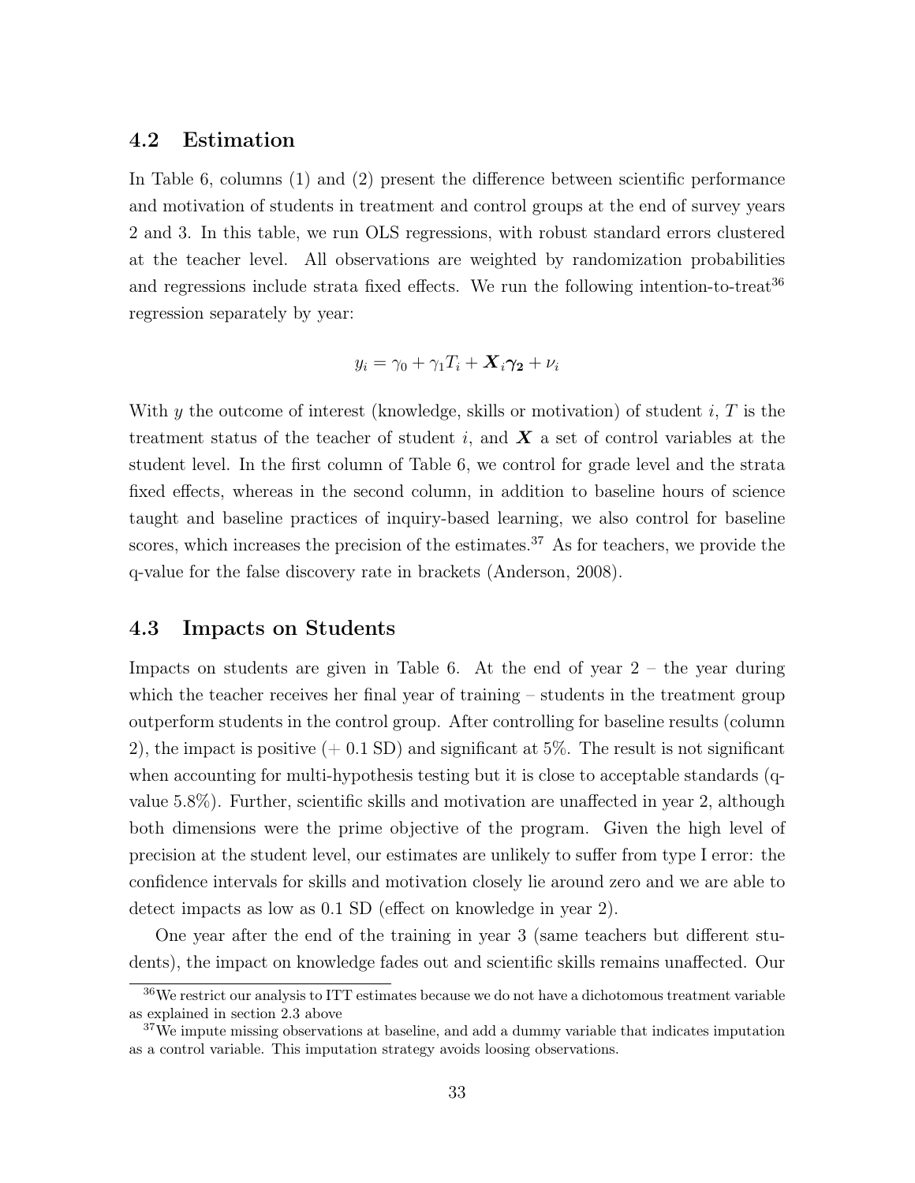## 4.2 Estimation

In Table 6, columns (1) and (2) present the difference between scientific performance and motivation of students in treatment and control groups at the end of survey years 2 and 3. In this table, we run OLS regressions, with robust standard errors clustered at the teacher level. All observations are weighted by randomization probabilities and regressions include strata fixed effects. We run the following intention-to-treat[36] regression separately by year:

$$y_i = \gamma_0 + \gamma_1 T_i + \boldsymbol{X}_i \boldsymbol{\gamma_2} + \nu_i$$

With $y$ the outcome of interest (knowledge, skills or motivation) of student $i$, $T$ is the treatment status of the teacher of student $i$, and $\boldsymbol{X}$ a set of control variables at the student level. In the first column of Table 6, we control for grade level and the strata fixed effects, whereas in the second column, in addition to baseline hours of science taught and baseline practices of inquiry-based learning, we also control for baseline scores, which increases the precision of the estimates.[37] As for teachers, we provide the q-value for the false discovery rate in brackets (Anderson, 2008).

## 4.3 Impacts on Students

Impacts on students are given in Table 6. At the end of year 2 – the year during which the teacher receives her final year of training – students in the treatment group outperform students in the control group. After controlling for baseline results (column 2), the impact is positive (+ 0.1 SD) and significant at 5%. The result is not significant when accounting for multi-hypothesis testing but it is close to acceptable standards (q-value 5.8%). Further, scientific skills and motivation are unaffected in year 2, although both dimensions were the prime objective of the program. Given the high level of precision at the student level, our estimates are unlikely to suffer from type I error: the confidence intervals for skills and motivation closely lie around zero and we are able to detect impacts as low as 0.1 SD (effect on knowledge in year 2).

One year after the end of the training in year 3 (same teachers but different students), the impact on knowledge fades out and scientific skills remains unaffected. Our

[36] We restrict our analysis to ITT estimates because we do not have a dichotomous treatment variable as explained in section 2.3 above

[37] We impute missing observations at baseline, and add a dummy variable that indicates imputation as a control variable. This imputation strategy avoids loosing observations.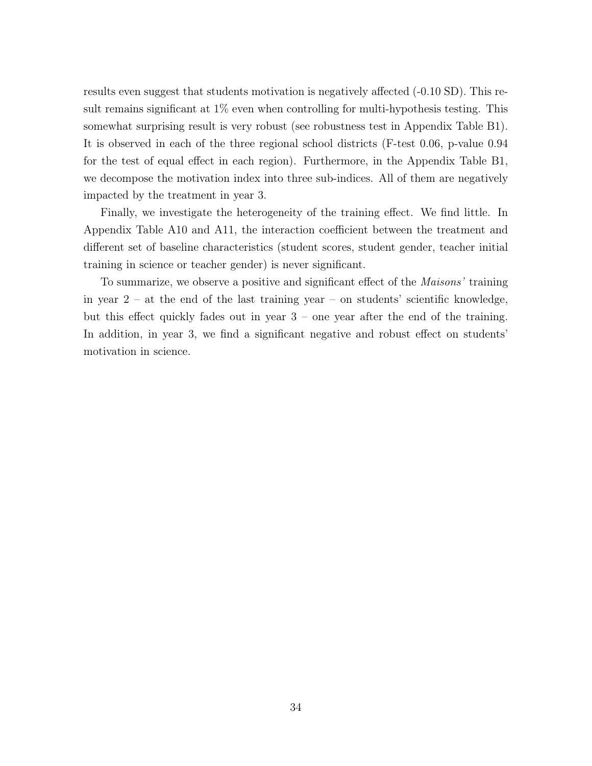results even suggest that students motivation is negatively affected (-0.10 SD). This result remains significant at 1% even when controlling for multi-hypothesis testing. This somewhat surprising result is very robust (see robustness test in Appendix Table B1). It is observed in each of the three regional school districts (F-test 0.06, p-value 0.94 for the test of equal effect in each region). Furthermore, in the Appendix Table B1, we decompose the motivation index into three sub-indices. All of them are negatively impacted by the treatment in year 3.

Finally, we investigate the heterogeneity of the training effect. We find little. In Appendix Table A10 and A11, the interaction coefficient between the treatment and different set of baseline characteristics (student scores, student gender, teacher initial training in science or teacher gender) is never significant.

To summarize, we observe a positive and significant effect of the *Maisons'* training in year 2 – at the end of the last training year – on students' scientific knowledge, but this effect quickly fades out in year 3 – one year after the end of the training. In addition, in year 3, we find a significant negative and robust effect on students' motivation in science.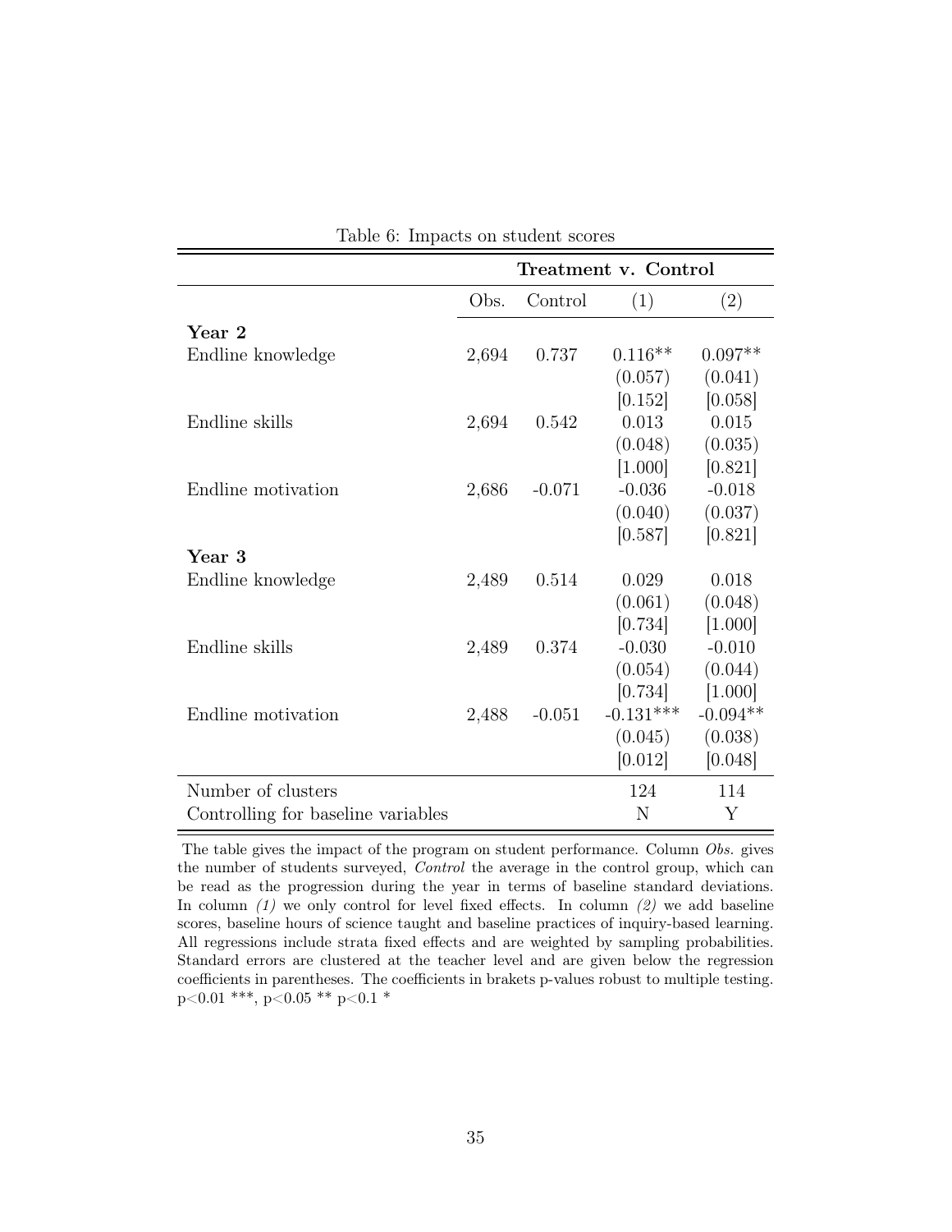Table 6: Impacts on student scores

| | | | Treatment v. Control | |
|---|---|---|---|---|
| | Obs. | Control | (1) | (2) |
| **Year 2** | | | | |
| Endline knowledge | 2,694 | 0.737 | 0.116** | 0.097** |
| | | | (0.057) | (0.041) |
| | | | [0.152] | [0.058] |
| Endline skills | 2,694 | 0.542 | 0.013 | 0.015 |
| | | | (0.048) | (0.035) |
| | | | [1.000] | [0.821] |
| Endline motivation | 2,686 | -0.071 | -0.036 | -0.018 |
| | | | (0.040) | (0.037) |
| | | | [0.587] | [0.821] |
| **Year 3** | | | | |
| Endline knowledge | 2,489 | 0.514 | 0.029 | 0.018 |
| | | | (0.061) | (0.048) |
| | | | [0.734] | [1.000] |
| Endline skills | 2,489 | 0.374 | -0.030 | -0.010 |
| | | | (0.054) | (0.044) |
| | | | [0.734] | [1.000] |
| Endline motivation | 2,488 | -0.051 | -0.131*** | -0.094** |
| | | | (0.045) | (0.038) |
| | | | [0.012] | [0.048] |
| Number of clusters | | | 124 | 114 |
| Controlling for baseline variables | | | N | Y |

The table gives the impact of the program on student performance. Column *Obs.* gives the number of students surveyed, *Control* the average in the control group, which can be read as the progression during the year in terms of baseline standard deviations. In column *(1)* we only control for level fixed effects. In column *(2)* we add baseline scores, baseline hours of science taught and baseline practices of inquiry-based learning. All regressions include strata fixed effects and are weighted by sampling probabilities. Standard errors are clustered at the teacher level and are given below the regression coefficients in parentheses. The coefficients in brakets p-values robust to multiple testing. $p<0.01$ ***, $p<0.05$ ** $p<0.1$ *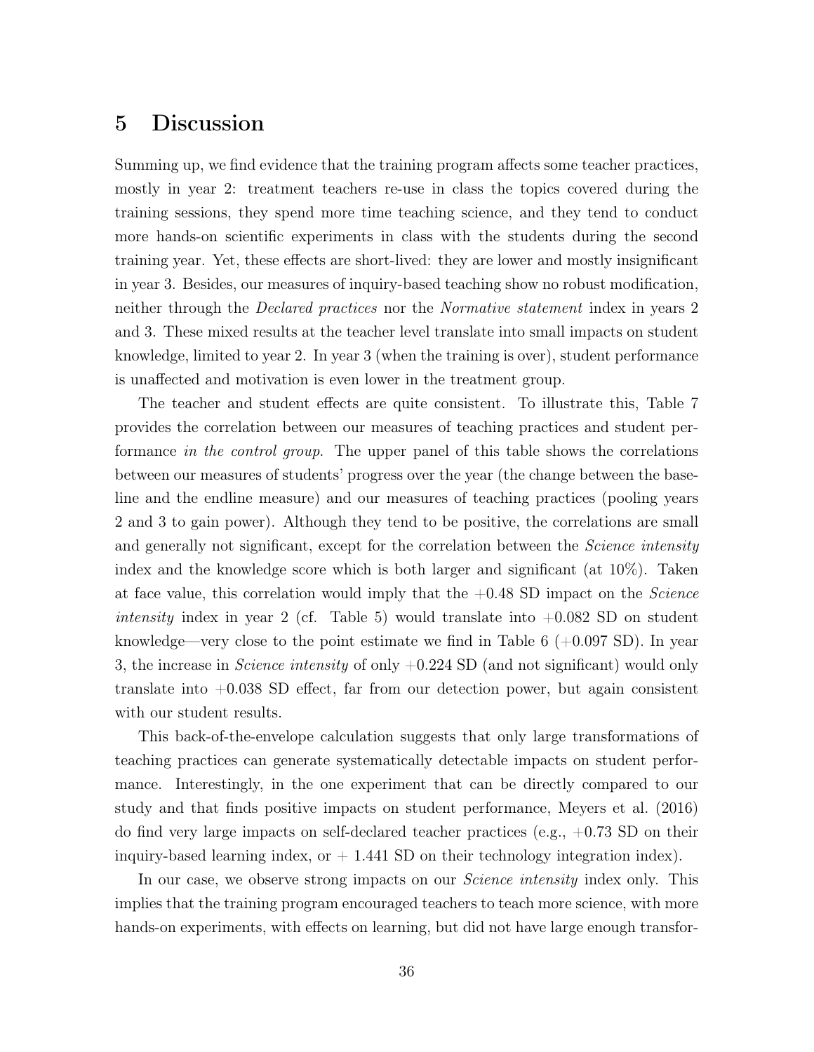# 5 Discussion

Summing up, we find evidence that the training program affects some teacher practices, mostly in year 2: treatment teachers re-use in class the topics covered during the training sessions, they spend more time teaching science, and they tend to conduct more hands-on scientific experiments in class with the students during the second training year. Yet, these effects are short-lived: they are lower and mostly insignificant in year 3. Besides, our measures of inquiry-based teaching show no robust modification, neither through the *Declared practices* nor the *Normative statement* index in years 2 and 3. These mixed results at the teacher level translate into small impacts on student knowledge, limited to year 2. In year 3 (when the training is over), student performance is unaffected and motivation is even lower in the treatment group.

The teacher and student effects are quite consistent. To illustrate this, Table 7 provides the correlation between our measures of teaching practices and student performance *in the control group*. The upper panel of this table shows the correlations between our measures of students' progress over the year (the change between the baseline and the endline measure) and our measures of teaching practices (pooling years 2 and 3 to gain power). Although they tend to be positive, the correlations are small and generally not significant, except for the correlation between the *Science intensity* index and the knowledge score which is both larger and significant (at 10%). Taken at face value, this correlation would imply that the +0.48 SD impact on the *Science intensity* index in year 2 (cf. Table 5) would translate into +0.082 SD on student knowledge—very close to the point estimate we find in Table 6 (+0.097 SD). In year 3, the increase in *Science intensity* of only +0.224 SD (and not significant) would only translate into +0.038 SD effect, far from our detection power, but again consistent with our student results.

This back-of-the-envelope calculation suggests that only large transformations of teaching practices can generate systematically detectable impacts on student performance. Interestingly, in the one experiment that can be directly compared to our study and that finds positive impacts on student performance, Meyers et al. (2016) do find very large impacts on self-declared teacher practices (e.g., +0.73 SD on their inquiry-based learning index, or + 1.441 SD on their technology integration index).

In our case, we observe strong impacts on our *Science intensity* index only. This implies that the training program encouraged teachers to teach more science, with more hands-on experiments, with effects on learning, but did not have large enough transfor-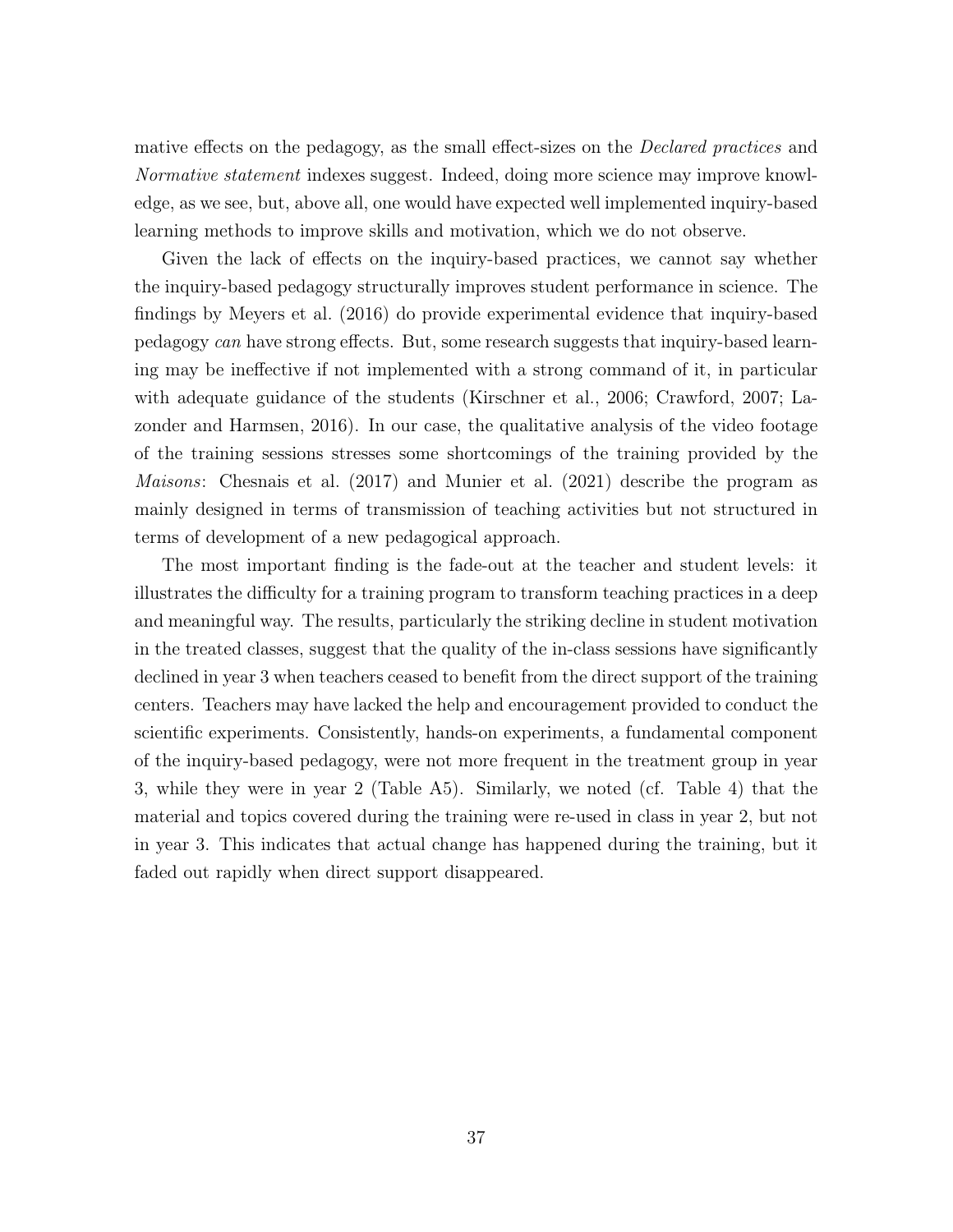mative effects on the pedagogy, as the small effect-sizes on the *Declared practices* and *Normative statement* indexes suggest. Indeed, doing more science may improve knowledge, as we see, but, above all, one would have expected well implemented inquiry-based learning methods to improve skills and motivation, which we do not observe.

Given the lack of effects on the inquiry-based practices, we cannot say whether the inquiry-based pedagogy structurally improves student performance in science. The findings by Meyers et al. (2016) do provide experimental evidence that inquiry-based pedagogy *can* have strong effects. But, some research suggests that inquiry-based learning may be ineffective if not implemented with a strong command of it, in particular with adequate guidance of the students (Kirschner et al., 2006; Crawford, 2007; Lazonder and Harmsen, 2016). In our case, the qualitative analysis of the video footage of the training sessions stresses some shortcomings of the training provided by the *Maisons*: Chesnais et al. (2017) and Munier et al. (2021) describe the program as mainly designed in terms of transmission of teaching activities but not structured in terms of development of a new pedagogical approach.

The most important finding is the fade-out at the teacher and student levels: it illustrates the difficulty for a training program to transform teaching practices in a deep and meaningful way. The results, particularly the striking decline in student motivation in the treated classes, suggest that the quality of the in-class sessions have significantly declined in year 3 when teachers ceased to benefit from the direct support of the training centers. Teachers may have lacked the help and encouragement provided to conduct the scientific experiments. Consistently, hands-on experiments, a fundamental component of the inquiry-based pedagogy, were not more frequent in the treatment group in year 3, while they were in year 2 (Table A5). Similarly, we noted (cf. Table 4) that the material and topics covered during the training were re-used in class in year 2, but not in year 3. This indicates that actual change has happened during the training, but it faded out rapidly when direct support disappeared.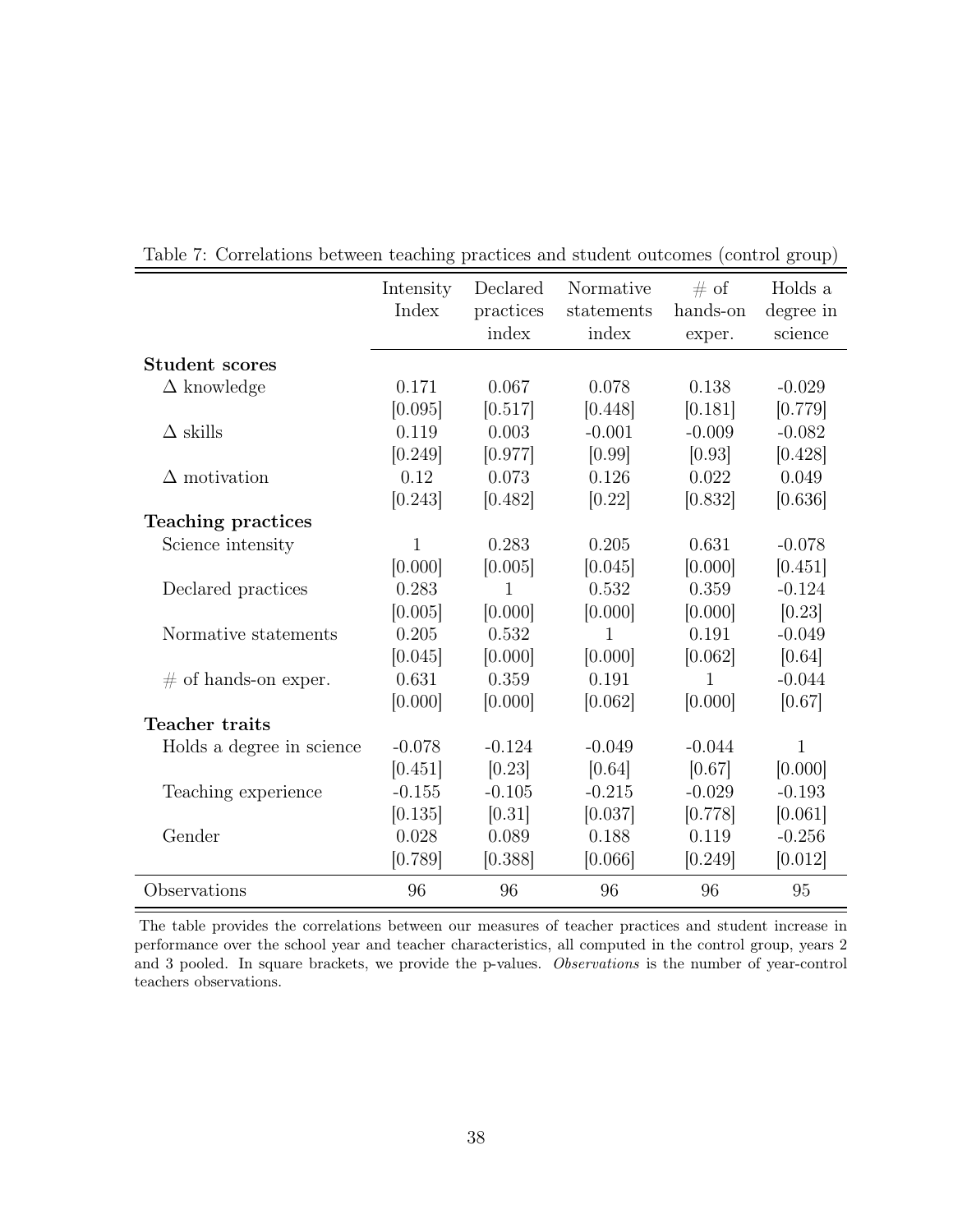Table 7: Correlations between teaching practices and student outcomes (control group)

| | Intensity Index | Declared practices index | Normative statements index | # of hands-on exper. | Holds a degree in science |
|---|---|---|---|---|---|
| **Student scores** | | | | | |
| $\Delta$ knowledge | 0.171 | 0.067 | 0.078 | 0.138 | -0.029 |
| | [0.095] | [0.517] | [0.448] | [0.181] | [0.779] |
| $\Delta$ skills | 0.119 | 0.003 | -0.001 | -0.009 | -0.082 |
| | [0.249] | [0.977] | [0.99] | [0.93] | [0.428] |
| $\Delta$ motivation | 0.12 | 0.073 | 0.126 | 0.022 | 0.049 |
| | [0.243] | [0.482] | [0.22] | [0.832] | [0.636] |
| **Teaching practices** | | | | | |
| Science intensity | 1 | 0.283 | 0.205 | 0.631 | -0.078 |
| | [0.000] | [0.005] | [0.045] | [0.000] | [0.451] |
| Declared practices | 0.283 | 1 | 0.532 | 0.359 | -0.124 |
| | [0.005] | [0.000] | [0.000] | [0.000] | [0.23] |
| Normative statements | 0.205 | 0.532 | 1 | 0.191 | -0.049 |
| | [0.045] | [0.000] | [0.000] | [0.062] | [0.64] |
| # of hands-on exper. | 0.631 | 0.359 | 0.191 | 1 | -0.044 |
| | [0.000] | [0.000] | [0.062] | [0.000] | [0.67] |
| **Teacher traits** | | | | | |
| Holds a degree in science | -0.078 | -0.124 | -0.049 | -0.044 | 1 |
| | [0.451] | [0.23] | [0.64] | [0.67] | [0.000] |
| Teaching experience | -0.155 | -0.105 | -0.215 | -0.029 | -0.193 |
| | [0.135] | [0.31] | [0.037] | [0.778] | [0.061] |
| Gender | 0.028 | 0.089 | 0.188 | 0.119 | -0.256 |
| | [0.789] | [0.388] | [0.066] | [0.249] | [0.012] |
| Observations | 96 | 96 | 96 | 96 | 95 |

The table provides the correlations between our measures of teacher practices and student increase in performance over the school year and teacher characteristics, all computed in the control group, years 2 and 3 pooled. In square brackets, we provide the p-values. *Observations* is the number of year-control teachers observations.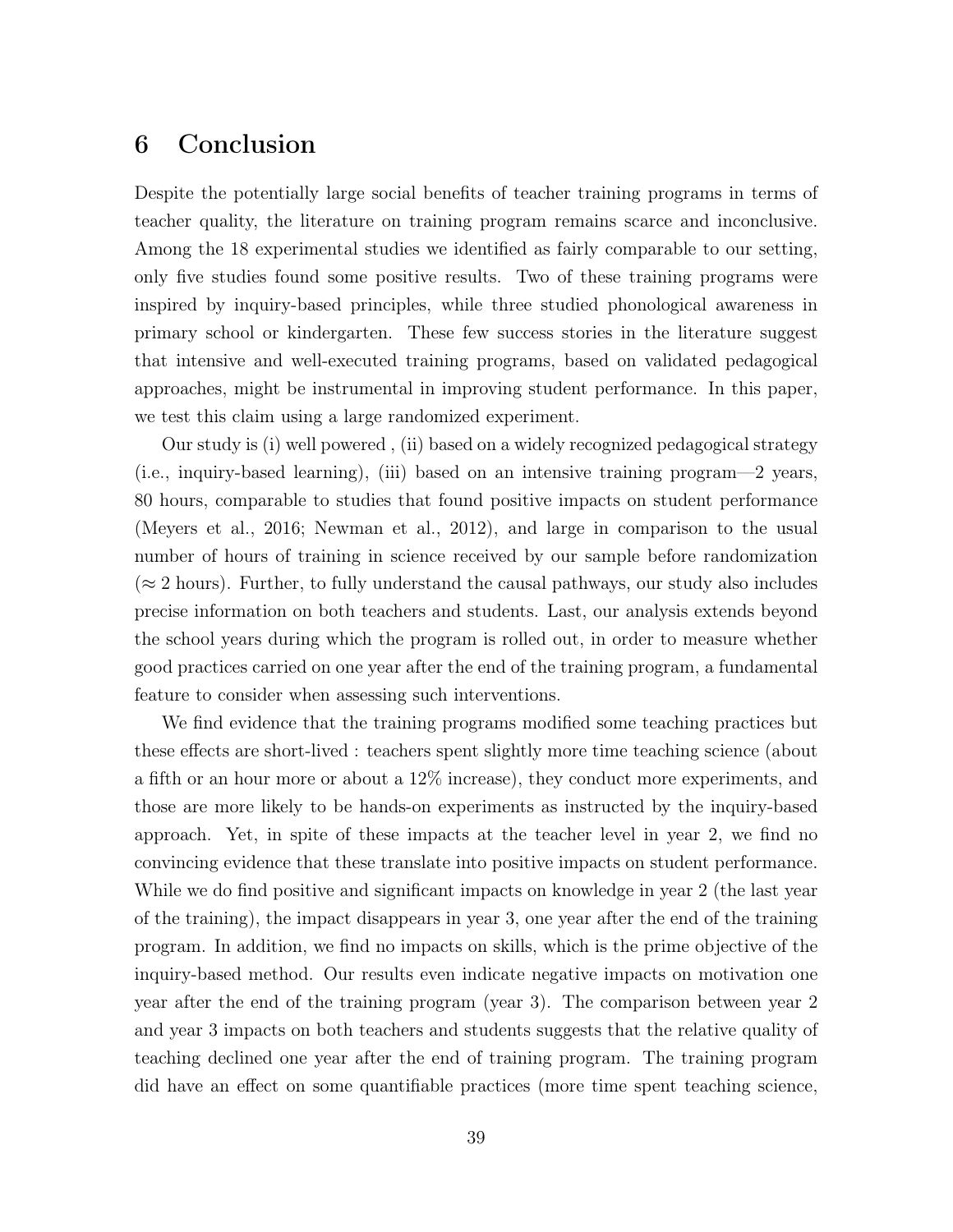# 6 Conclusion

Despite the potentially large social benefits of teacher training programs in terms of teacher quality, the literature on training program remains scarce and inconclusive. Among the 18 experimental studies we identified as fairly comparable to our setting, only five studies found some positive results. Two of these training programs were inspired by inquiry-based principles, while three studied phonological awareness in primary school or kindergarten. These few success stories in the literature suggest that intensive and well-executed training programs, based on validated pedagogical approaches, might be instrumental in improving student performance. In this paper, we test this claim using a large randomized experiment.

Our study is (i) well powered , (ii) based on a widely recognized pedagogical strategy (i.e., inquiry-based learning), (iii) based on an intensive training program—2 years, 80 hours, comparable to studies that found positive impacts on student performance (Meyers et al., 2016; Newman et al., 2012), and large in comparison to the usual number of hours of training in science received by our sample before randomization ($\approx 2$ hours). Further, to fully understand the causal pathways, our study also includes precise information on both teachers and students. Last, our analysis extends beyond the school years during which the program is rolled out, in order to measure whether good practices carried on one year after the end of the training program, a fundamental feature to consider when assessing such interventions.

We find evidence that the training programs modified some teaching practices but these effects are short-lived : teachers spent slightly more time teaching science (about a fifth or an hour more or about a 12% increase), they conduct more experiments, and those are more likely to be hands-on experiments as instructed by the inquiry-based approach. Yet, in spite of these impacts at the teacher level in year 2, we find no convincing evidence that these translate into positive impacts on student performance. While we do find positive and significant impacts on knowledge in year 2 (the last year of the training), the impact disappears in year 3, one year after the end of the training program. In addition, we find no impacts on skills, which is the prime objective of the inquiry-based method. Our results even indicate negative impacts on motivation one year after the end of the training program (year 3). The comparison between year 2 and year 3 impacts on both teachers and students suggests that the relative quality of teaching declined one year after the end of training program. The training program did have an effect on some quantifiable practices (more time spent teaching science,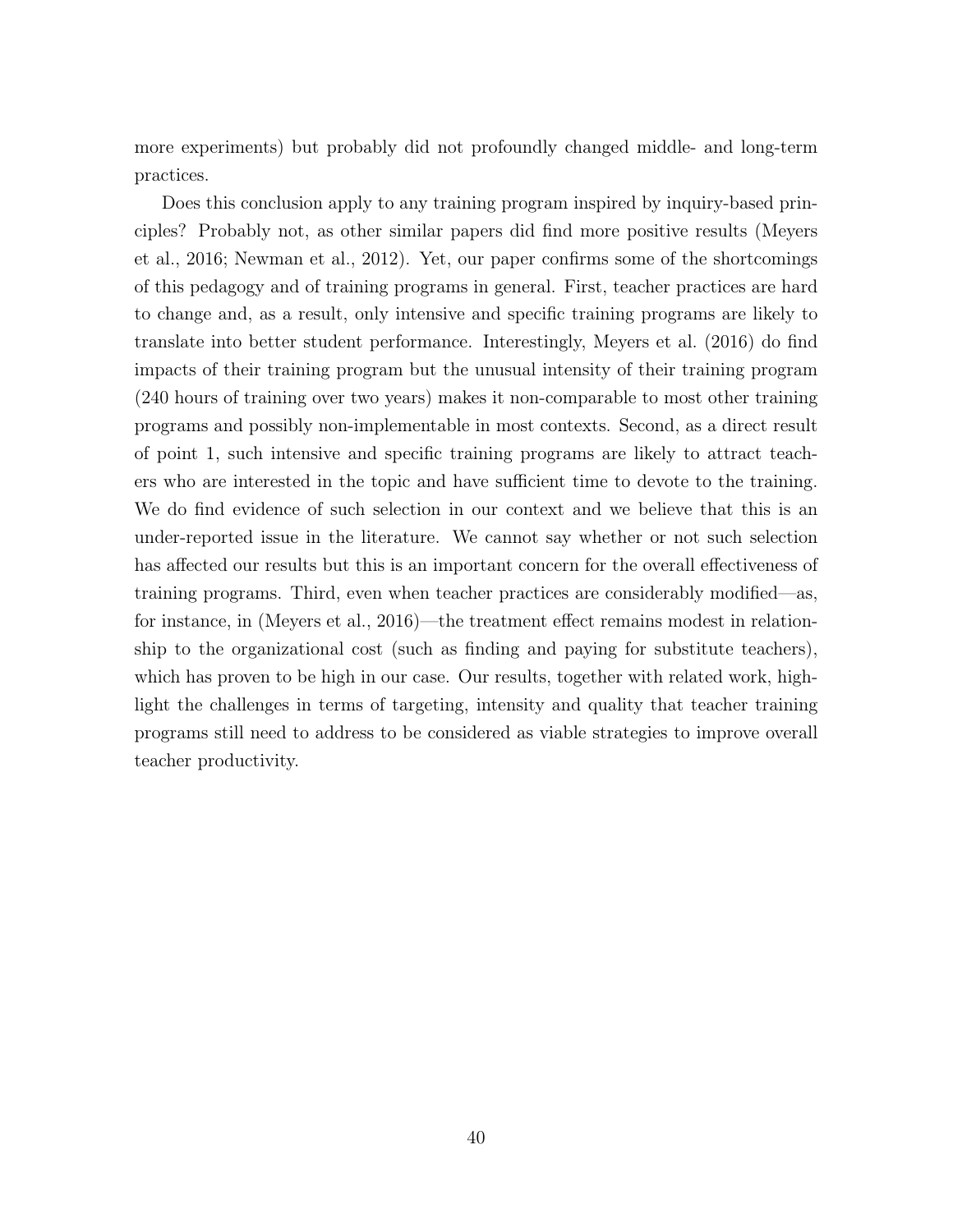more experiments) but probably did not profoundly changed middle- and long-term practices.

Does this conclusion apply to any training program inspired by inquiry-based principles? Probably not, as other similar papers did find more positive results (Meyers et al., 2016; Newman et al., 2012). Yet, our paper confirms some of the shortcomings of this pedagogy and of training programs in general. First, teacher practices are hard to change and, as a result, only intensive and specific training programs are likely to translate into better student performance. Interestingly, Meyers et al. (2016) do find impacts of their training program but the unusual intensity of their training program (240 hours of training over two years) makes it non-comparable to most other training programs and possibly non-implementable in most contexts. Second, as a direct result of point 1, such intensive and specific training programs are likely to attract teachers who are interested in the topic and have sufficient time to devote to the training. We do find evidence of such selection in our context and we believe that this is an under-reported issue in the literature. We cannot say whether or not such selection has affected our results but this is an important concern for the overall effectiveness of training programs. Third, even when teacher practices are considerably modified—as, for instance, in (Meyers et al., 2016)—the treatment effect remains modest in relationship to the organizational cost (such as finding and paying for substitute teachers), which has proven to be high in our case. Our results, together with related work, highlight the challenges in terms of targeting, intensity and quality that teacher training programs still need to address to be considered as viable strategies to improve overall teacher productivity.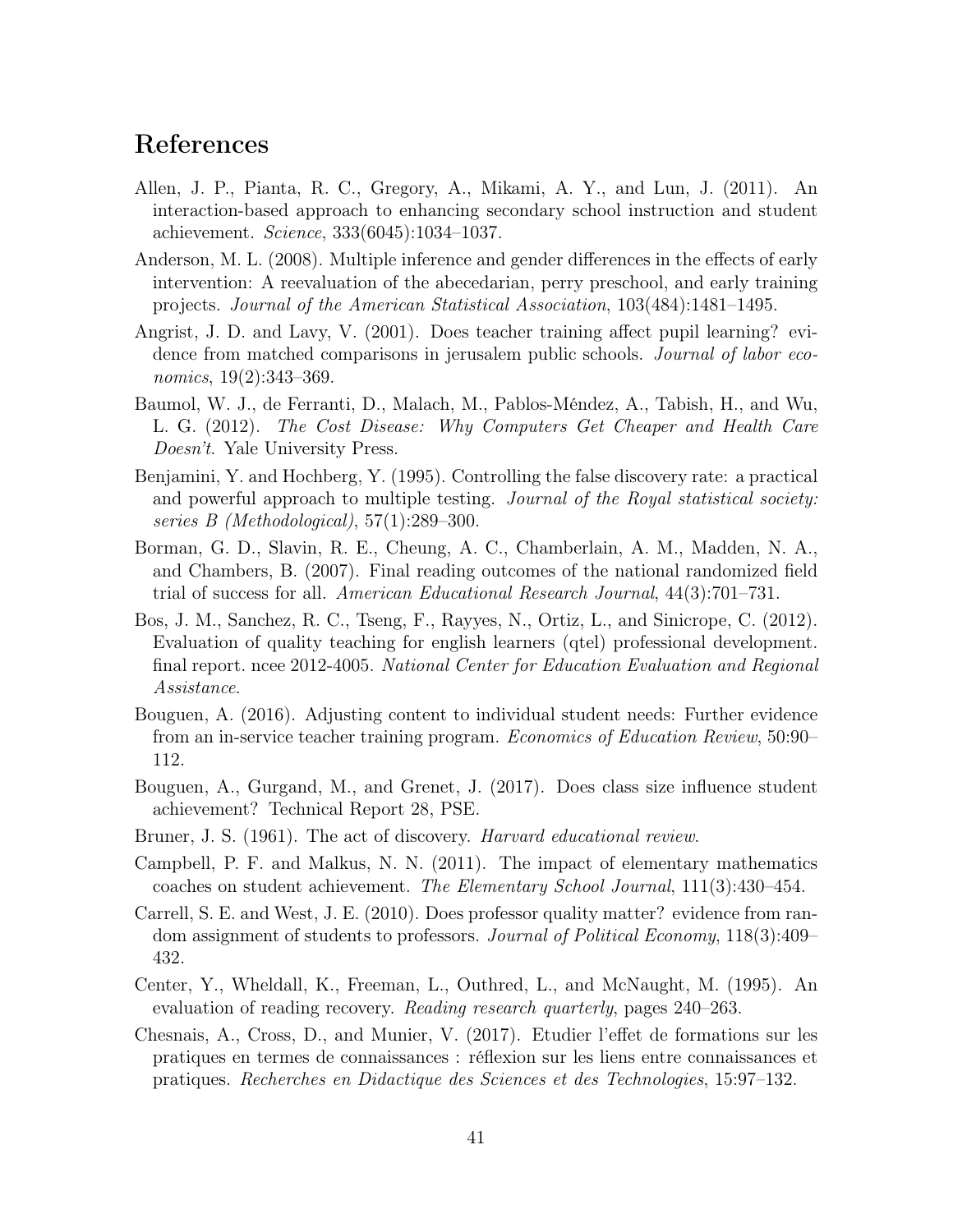# References

Allen, J. P., Pianta, R. C., Gregory, A., Mikami, A. Y., and Lun, J. (2011). An interaction-based approach to enhancing secondary school instruction and student achievement. *Science*, 333(6045):1034–1037.

Anderson, M. L. (2008). Multiple inference and gender differences in the effects of early intervention: A reevaluation of the abecedarian, perry preschool, and early training projects. *Journal of the American Statistical Association*, 103(484):1481–1495.

Angrist, J. D. and Lavy, V. (2001). Does teacher training affect pupil learning? evidence from matched comparisons in jerusalem public schools. *Journal of labor economics*, 19(2):343–369.

Baumol, W. J., de Ferranti, D., Malach, M., Pablos-Méndez, A., Tabish, H., and Wu, L. G. (2012). *The Cost Disease: Why Computers Get Cheaper and Health Care Doesn't*. Yale University Press.

Benjamini, Y. and Hochberg, Y. (1995). Controlling the false discovery rate: a practical and powerful approach to multiple testing. *Journal of the Royal statistical society: series B (Methodological)*, 57(1):289–300.

Borman, G. D., Slavin, R. E., Cheung, A. C., Chamberlain, A. M., Madden, N. A., and Chambers, B. (2007). Final reading outcomes of the national randomized field trial of success for all. *American Educational Research Journal*, 44(3):701–731.

Bos, J. M., Sanchez, R. C., Tseng, F., Rayyes, N., Ortiz, L., and Sinicrope, C. (2012). Evaluation of quality teaching for english learners (qtel) professional development. final report. ncee 2012-4005. *National Center for Education Evaluation and Regional Assistance*.

Bouguen, A. (2016). Adjusting content to individual student needs: Further evidence from an in-service teacher training program. *Economics of Education Review*, 50:90–112.

Bouguen, A., Gurgand, M., and Grenet, J. (2017). Does class size influence student achievement? Technical Report 28, PSE.

Bruner, J. S. (1961). The act of discovery. *Harvard educational review*.

Campbell, P. F. and Malkus, N. N. (2011). The impact of elementary mathematics coaches on student achievement. *The Elementary School Journal*, 111(3):430–454.

Carrell, S. E. and West, J. E. (2010). Does professor quality matter? evidence from random assignment of students to professors. *Journal of Political Economy*, 118(3):409–432.

Center, Y., Wheldall, K., Freeman, L., Outhred, L., and McNaught, M. (1995). An evaluation of reading recovery. *Reading research quarterly*, pages 240–263.

Chesnais, A., Cross, D., and Munier, V. (2017). Etudier l'effet de formations sur les pratiques en termes de connaissances : réflexion sur les liens entre connaissances et pratiques. *Recherches en Didactique des Sciences et des Technologies*, 15:97–132.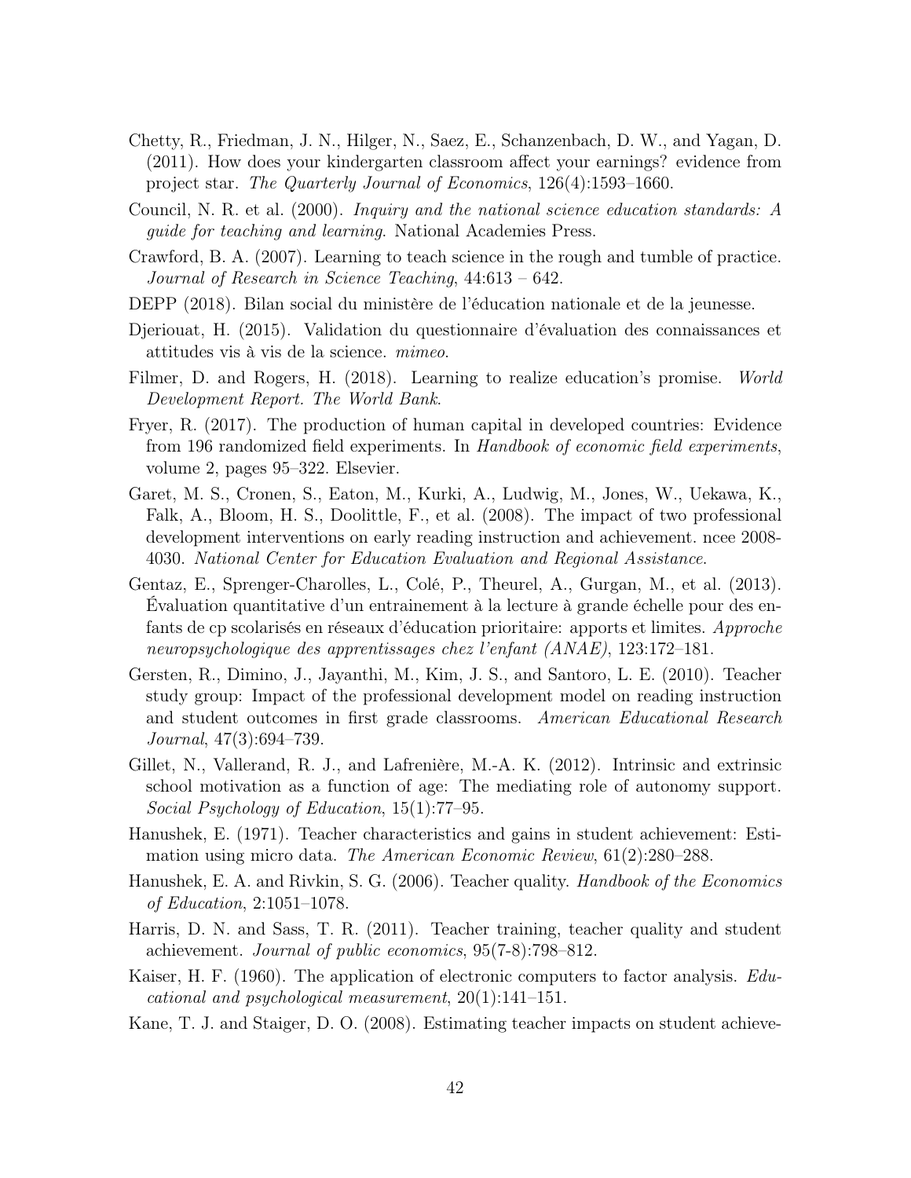Chetty, R., Friedman, J. N., Hilger, N., Saez, E., Schanzenbach, D. W., and Yagan, D. (2011). How does your kindergarten classroom affect your earnings? evidence from project star. *The Quarterly Journal of Economics*, 126(4):1593–1660.

Council, N. R. et al. (2000). *Inquiry and the national science education standards: A guide for teaching and learning*. National Academies Press.

Crawford, B. A. (2007). Learning to teach science in the rough and tumble of practice. *Journal of Research in Science Teaching*, 44:613 – 642.

DEPP (2018). Bilan social du ministère de l'éducation nationale et de la jeunesse.

Djeriouat, H. (2015). Validation du questionnaire d'évaluation des connaissances et attitudes vis à vis de la science. *mimeo*.

Filmer, D. and Rogers, H. (2018). Learning to realize education's promise. *World Development Report. The World Bank*.

Fryer, R. (2017). The production of human capital in developed countries: Evidence from 196 randomized field experiments. In *Handbook of economic field experiments*, volume 2, pages 95–322. Elsevier.

Garet, M. S., Cronen, S., Eaton, M., Kurki, A., Ludwig, M., Jones, W., Uekawa, K., Falk, A., Bloom, H. S., Doolittle, F., et al. (2008). The impact of two professional development interventions on early reading instruction and achievement. ncee 2008-4030. *National Center for Education Evaluation and Regional Assistance*.

Gentaz, E., Sprenger-Charolles, L., Colé, P., Theurel, A., Gurgan, M., et al. (2013). Évaluation quantitative d'un entrainement à la lecture à grande échelle pour des enfants de cp scolarisés en réseaux d'éducation prioritaire: apports et limites. *Approche neuropsychologique des apprentissages chez l'enfant (ANAE)*, 123:172–181.

Gersten, R., Dimino, J., Jayanthi, M., Kim, J. S., and Santoro, L. E. (2010). Teacher study group: Impact of the professional development model on reading instruction and student outcomes in first grade classrooms. *American Educational Research Journal*, 47(3):694–739.

Gillet, N., Vallerand, R. J., and Lafrenière, M.-A. K. (2012). Intrinsic and extrinsic school motivation as a function of age: The mediating role of autonomy support. *Social Psychology of Education*, 15(1):77–95.

Hanushek, E. (1971). Teacher characteristics and gains in student achievement: Estimation using micro data. *The American Economic Review*, 61(2):280–288.

Hanushek, E. A. and Rivkin, S. G. (2006). Teacher quality. *Handbook of the Economics of Education*, 2:1051–1078.

Harris, D. N. and Sass, T. R. (2011). Teacher training, teacher quality and student achievement. *Journal of public economics*, 95(7-8):798–812.

Kaiser, H. F. (1960). The application of electronic computers to factor analysis. *Educational and psychological measurement*, 20(1):141–151.

Kane, T. J. and Staiger, D. O. (2008). Estimating teacher impacts on student achieve-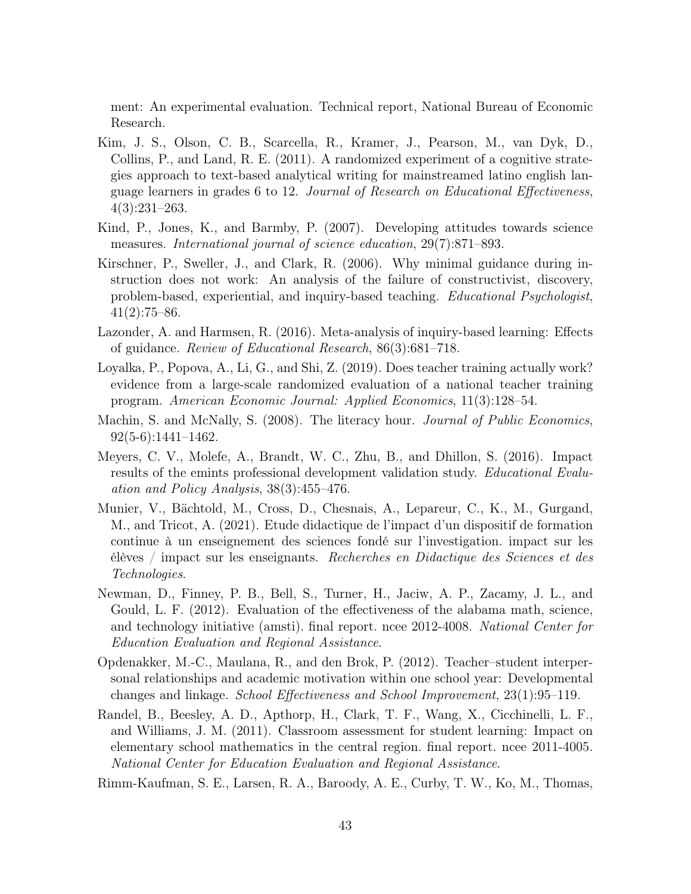ment: An experimental evaluation. Technical report, National Bureau of Economic Research.

Kim, J. S., Olson, C. B., Scarcella, R., Kramer, J., Pearson, M., van Dyk, D., Collins, P., and Land, R. E. (2011). A randomized experiment of a cognitive strategies approach to text-based analytical writing for mainstreamed latino english language learners in grades 6 to 12. *Journal of Research on Educational Effectiveness*, 4(3):231–263.

Kind, P., Jones, K., and Barmby, P. (2007). Developing attitudes towards science measures. *International journal of science education*, 29(7):871–893.

Kirschner, P., Sweller, J., and Clark, R. (2006). Why minimal guidance during instruction does not work: An analysis of the failure of constructivist, discovery, problem-based, experiential, and inquiry-based teaching. *Educational Psychologist*, 41(2):75–86.

Lazonder, A. and Harmsen, R. (2016). Meta-analysis of inquiry-based learning: Effects of guidance. *Review of Educational Research*, 86(3):681–718.

Loyalka, P., Popova, A., Li, G., and Shi, Z. (2019). Does teacher training actually work? evidence from a large-scale randomized evaluation of a national teacher training program. *American Economic Journal: Applied Economics*, 11(3):128–54.

Machin, S. and McNally, S. (2008). The literacy hour. *Journal of Public Economics*, 92(5-6):1441–1462.

Meyers, C. V., Molefe, A., Brandt, W. C., Zhu, B., and Dhillon, S. (2016). Impact results of the emints professional development validation study. *Educational Evaluation and Policy Analysis*, 38(3):455–476.

Munier, V., Bächtold, M., Cross, D., Chesnais, A., Lepareur, C., K., M., Gurgand, M., and Tricot, A. (2021). Etude didactique de l'impact d'un dispositif de formation continue à un enseignement des sciences fondé sur l'investigation. impact sur les élèves / impact sur les enseignants. *Recherches en Didactique des Sciences et des Technologies*.

Newman, D., Finney, P. B., Bell, S., Turner, H., Jaciw, A. P., Zacamy, J. L., and Gould, L. F. (2012). Evaluation of the effectiveness of the alabama math, science, and technology initiative (amsti). final report. ncee 2012-4008. *National Center for Education Evaluation and Regional Assistance*.

Opdenakker, M.-C., Maulana, R., and den Brok, P. (2012). Teacher–student interpersonal relationships and academic motivation within one school year: Developmental changes and linkage. *School Effectiveness and School Improvement*, 23(1):95–119.

Randel, B., Beesley, A. D., Apthorp, H., Clark, T. F., Wang, X., Cicchinelli, L. F., and Williams, J. M. (2011). Classroom assessment for student learning: Impact on elementary school mathematics in the central region. final report. ncee 2011-4005. *National Center for Education Evaluation and Regional Assistance*.

Rimm-Kaufman, S. E., Larsen, R. A., Baroody, A. E., Curby, T. W., Ko, M., Thomas,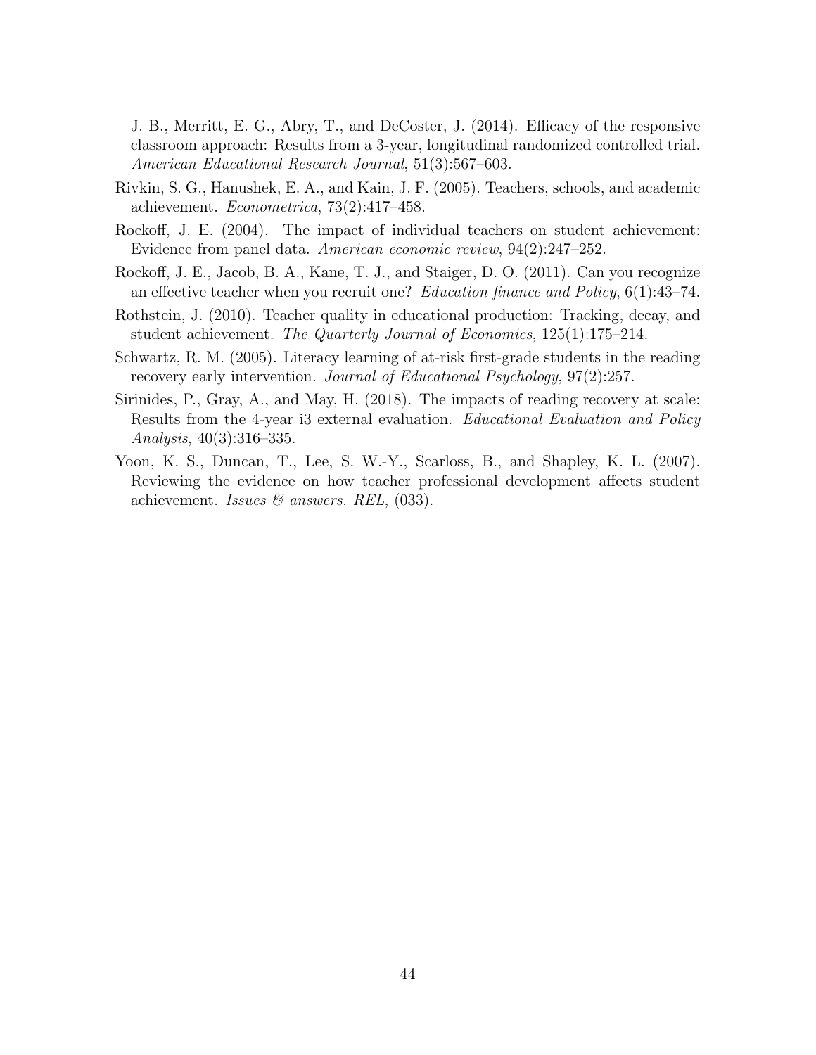J. B., Merritt, E. G., Abry, T., and DeCoster, J. (2014). Efficacy of the responsive classroom approach: Results from a 3-year, longitudinal randomized controlled trial. *American Educational Research Journal*, 51(3):567–603.

Rivkin, S. G., Hanushek, E. A., and Kain, J. F. (2005). Teachers, schools, and academic achievement. *Econometrica*, 73(2):417–458.

Rockoff, J. E. (2004). The impact of individual teachers on student achievement: Evidence from panel data. *American economic review*, 94(2):247–252.

Rockoff, J. E., Jacob, B. A., Kane, T. J., and Staiger, D. O. (2011). Can you recognize an effective teacher when you recruit one? *Education finance and Policy*, 6(1):43–74.

Rothstein, J. (2010). Teacher quality in educational production: Tracking, decay, and student achievement. *The Quarterly Journal of Economics*, 125(1):175–214.

Schwartz, R. M. (2005). Literacy learning of at-risk first-grade students in the reading recovery early intervention. *Journal of Educational Psychology*, 97(2):257.

Sirinides, P., Gray, A., and May, H. (2018). The impacts of reading recovery at scale: Results from the 4-year i3 external evaluation. *Educational Evaluation and Policy Analysis*, 40(3):316–335.

Yoon, K. S., Duncan, T., Lee, S. W.-Y., Scarloss, B., and Shapley, K. L. (2007). Reviewing the evidence on how teacher professional development affects student achievement. *Issues & answers. REL*, (033).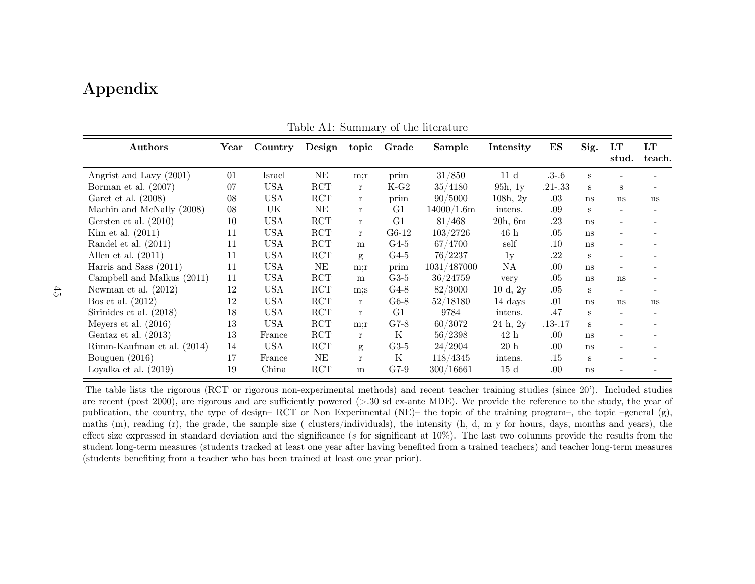# Appendix

Table A1: Summary of the literature

| Authors | Year | Country | Design | topic | Grade | Sample | Intensity | ES | Sig. | LT stud. | LT teach. |
|---|---|---|---|---|---|---|---|---|---|---|---|
| Angrist and Lavy (2001) | 01 | Israel | NE | m;r | prim | 31/850 | 11 d | .3-.6 | s | - | - |
| Borman et al. (2007) | 07 | USA | RCT | r | K-G2 | 35/4180 | 95h, 1y | .21-.33 | s | s | - |
| Garet et al. (2008) | 08 | USA | RCT | r | prim | 90/5000 | 108h, 2y | .03 | ns | ns | ns |
| Machin and McNally (2008) | 08 | UK | NE | r | G1 | 14000/1.6m | intens. | .09 | s | - | - |
| Gersten et al. (2010) | 10 | USA | RCT | r | G1 | 81/468 | 20h, 6m | .23 | ns | - | - |
| Kim et al. (2011) | 11 | USA | RCT | r | G6-12 | 103/2726 | 46 h | .05 | ns | - | - |
| Randel et al. (2011) | 11 | USA | RCT | m | G4-5 | 67/4700 | self | .10 | ns | - | - |
| Allen et al. (2011) | 11 | USA | RCT | g | G4-5 | 76/2237 | 1y | .22 | s | - | - |
| Harris and Sass (2011) | 11 | USA | NE | m;r | prim | 1031/487000 | NA | .00 | ns | - | - |
| Campbell and Malkus (2011) | 11 | USA | RCT | m | G3-5 | 36/24759 | very | .05 | ns | ns | - |
| Newman et al. (2012) | 12 | USA | RCT | m;s | G4-8 | 82/3000 | 10 d, 2y | .05 | s | - | - |
| Bos et al. (2012) | 12 | USA | RCT | r | G6-8 | 52/18180 | 14 days | .01 | ns | ns | ns |
| Sirinides et al. (2018) | 18 | USA | RCT | r | G1 | 9784 | intens. | .47 | s | - | - |
| Meyers et al. (2016) | 13 | USA | RCT | m;r | G7-8 | 60/3072 | 24 h, 2y | .13-.17 | s | - | - |
| Gentaz et al. (2013) | 13 | France | RCT | r | K | 56/2398 | 42 h | .00 | ns | - | - |
| Rimm-Kaufman et al. (2014) | 14 | USA | RCT | g | G3-5 | 24/2904 | 20 h | .00 | ns | - | - |
| Bouguen (2016) | 17 | France | NE | r | K | 118/4345 | intens. | .15 | s | - | - |
| Loyalka et al. (2019) | 19 | China | RCT | m | G7-9 | 300/16661 | 15 d | .00 | ns | - | - |

The table lists the rigorous (RCT or rigorous non-experimental methods) and recent teacher training studies (since 20'). Included studies are recent (post 2000), are rigorous and are sufficiently powered (>.30 sd ex-ante MDE). We provide the reference to the study, the year of publication, the country, the type of design– RCT or Non Experimental (NE)– the topic of the training program–, the topic –general (g), maths (m), reading (r), the grade, the sample size ( clusters/individuals), the intensity (h, d, m y for hours, days, months and years), the effect size expressed in standard deviation and the significance (*s* for significant at 10%). The last two columns provide the results from the student long-term measures (students tracked at least one year after having benefited from a trained teachers) and teacher long-term measures (students benefiting from a teacher who has been trained at least one year prior).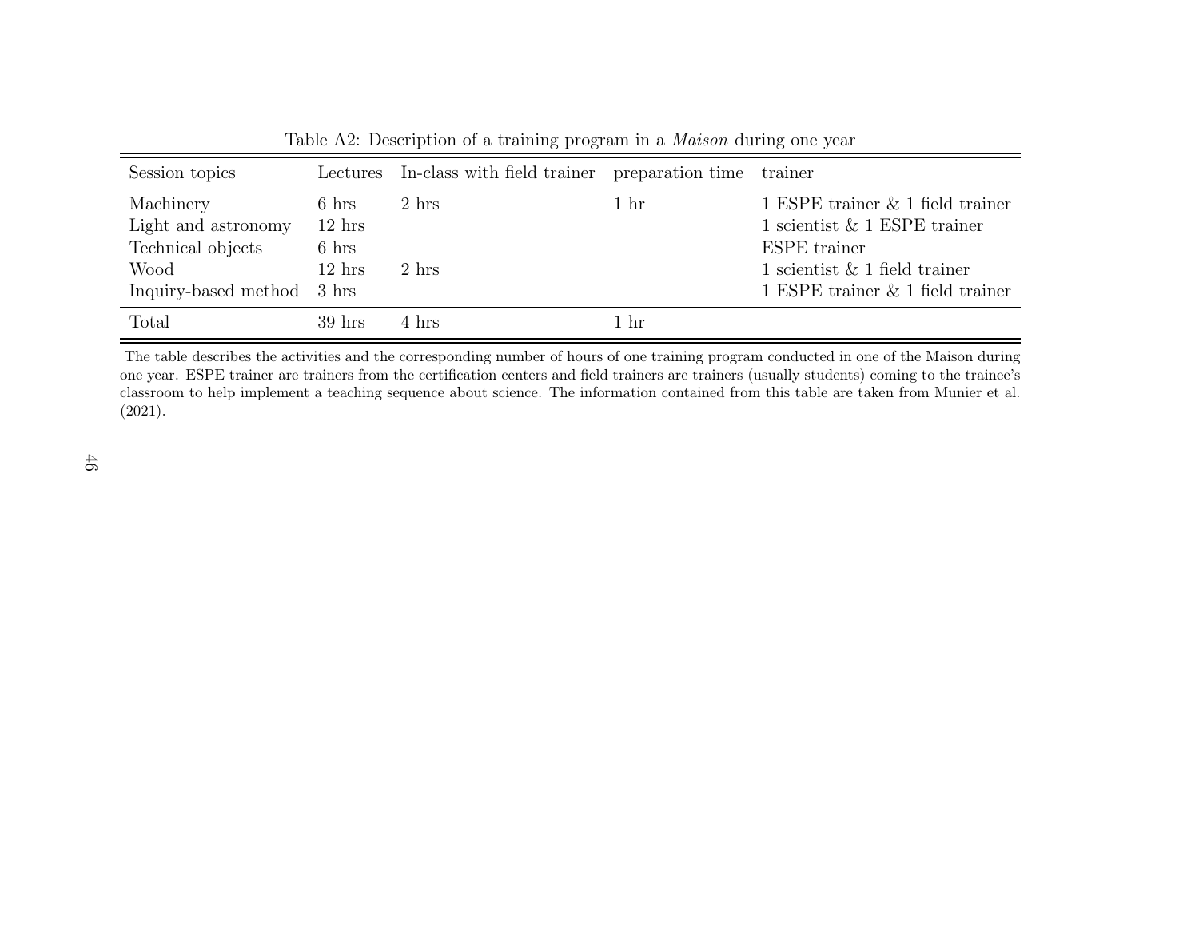Table A2: Description of a training program in a *Maison* during one year

| Session topics | Lectures | In-class with field trainer | preparation time | trainer |
|---|---|---|---|---|
| Machinery | 6 hrs | 2 hrs | 1 hr | 1 ESPE trainer & 1 field trainer |
| Light and astronomy | 12 hrs | | | 1 scientist & 1 ESPE trainer |
| Technical objects | 6 hrs | | | ESPE trainer |
| Wood | 12 hrs | 2 hrs | | 1 scientist & 1 field trainer |
| Inquiry-based method | 3 hrs | | | 1 ESPE trainer & 1 field trainer |
| Total | 39 hrs | 4 hrs | 1 hr | |

The table describes the activities and the corresponding number of hours of one training program conducted in one of the Maison during one year. ESPE trainer are trainers from the certification centers and field trainers are trainers (usually students) coming to the trainee's classroom to help implement a teaching sequence about science. The information contained from this table are taken from Munier et al. (2021).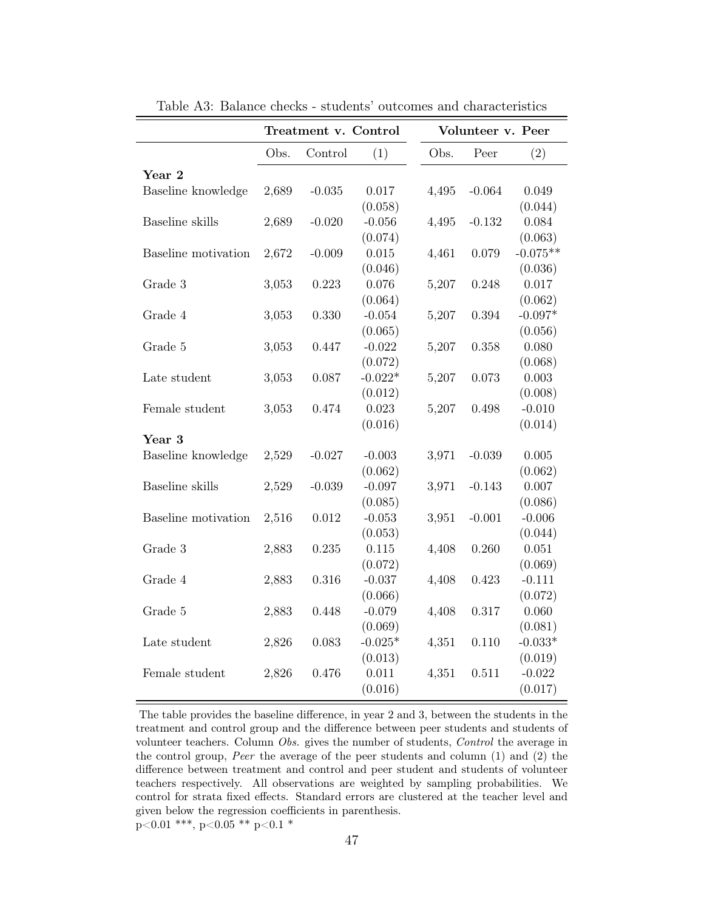Table A3: Balance checks - students' outcomes and characteristics

| | **Treatment v. Control** | | | **Volunteer v. Peer** | | |
|---|---|---|---|---|---|---|
| | Obs. | Control | (1) | Obs. | Peer | (2) |
| **Year 2** | | | | | | |
| Baseline knowledge | 2,689 | -0.035 | 0.017 | 4,495 | -0.064 | 0.049 |
| | | | (0.058) | | | (0.044) |
| Baseline skills | 2,689 | -0.020 | -0.056 | 4,495 | -0.132 | 0.084 |
| | | | (0.074) | | | (0.063) |
| Baseline motivation | 2,672 | -0.009 | 0.015 | 4,461 | 0.079 | -0.075** |
| | | | (0.046) | | | (0.036) |
| Grade 3 | 3,053 | 0.223 | 0.076 | 5,207 | 0.248 | 0.017 |
| | | | (0.064) | | | (0.062) |
| Grade 4 | 3,053 | 0.330 | -0.054 | 5,207 | 0.394 | -0.097* |
| | | | (0.065) | | | (0.056) |
| Grade 5 | 3,053 | 0.447 | -0.022 | 5,207 | 0.358 | 0.080 |
| | | | (0.072) | | | (0.068) |
| Late student | 3,053 | 0.087 | -0.022* | 5,207 | 0.073 | 0.003 |
| | | | (0.012) | | | (0.008) |
| Female student | 3,053 | 0.474 | 0.023 | 5,207 | 0.498 | -0.010 |
| | | | (0.016) | | | (0.014) |
| **Year 3** | | | | | | |
| Baseline knowledge | 2,529 | -0.027 | -0.003 | 3,971 | -0.039 | 0.005 |
| | | | (0.062) | | | (0.062) |
| Baseline skills | 2,529 | -0.039 | -0.097 | 3,971 | -0.143 | 0.007 |
| | | | (0.085) | | | (0.086) |
| Baseline motivation | 2,516 | 0.012 | -0.053 | 3,951 | -0.001 | -0.006 |
| | | | (0.053) | | | (0.044) |
| Grade 3 | 2,883 | 0.235 | 0.115 | 4,408 | 0.260 | 0.051 |
| | | | (0.072) | | | (0.069) |
| Grade 4 | 2,883 | 0.316 | -0.037 | 4,408 | 0.423 | -0.111 |
| | | | (0.066) | | | (0.072) |
| Grade 5 | 2,883 | 0.448 | -0.079 | 4,408 | 0.317 | 0.060 |
| | | | (0.069) | | | (0.081) |
| Late student | 2,826 | 0.083 | -0.025* | 4,351 | 0.110 | -0.033* |
| | | | (0.013) | | | (0.019) |
| Female student | 2,826 | 0.476 | 0.011 | 4,351 | 0.511 | -0.022 |
| | | | (0.016) | | | (0.017) |

The table provides the baseline difference, in year 2 and 3, between the students in the treatment and control group and the difference between peer students and students of volunteer teachers. Column *Obs.* gives the number of students, *Control* the average in the control group, *Peer* the average of the peer students and column (1) and (2) the difference between treatment and control and peer student and students of volunteer teachers respectively. All observations are weighted by sampling probabilities. We control for strata fixed effects. Standard errors are clustered at the teacher level and given below the regression coefficients in parenthesis.
$p<0.01$ ***, $p<0.05$ ** $p<0.1$ *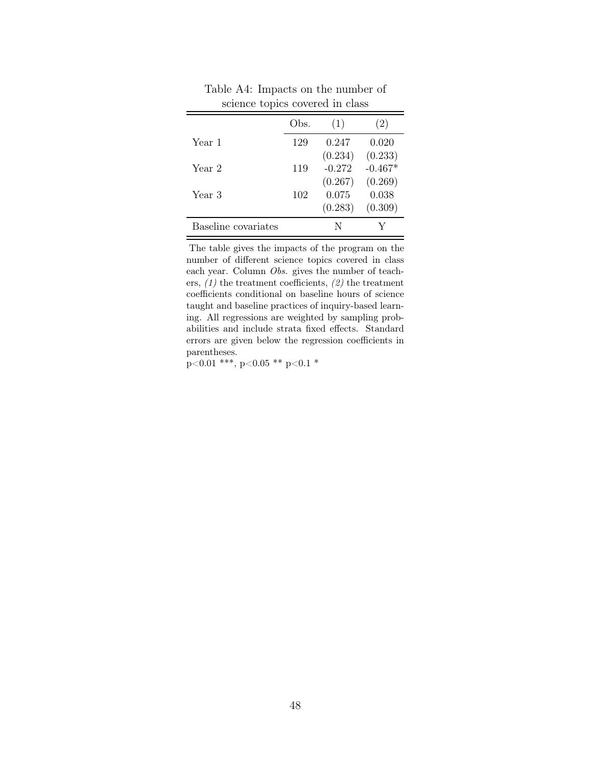Table A4: Impacts on the number of science topics covered in class

| | Obs. | (1) | (2) |
|---|---|---|---|
| Year 1 | 129 | 0.247 | 0.020 |
| | | (0.234) | (0.233) |
| Year 2 | 119 | -0.272 | -0.467* |
| | | (0.267) | (0.269) |
| Year 3 | 102 | 0.075 | 0.038 |
| | | (0.283) | (0.309) |
| Baseline covariates | | N | Y |

The table gives the impacts of the program on the number of different science topics covered in class each year. Column *Obs.* gives the number of teachers, *(1)* the treatment coefficients, *(2)* the treatment coefficients conditional on baseline hours of science taught and baseline practices of inquiry-based learning. All regressions are weighted by sampling probabilities and include strata fixed effects. Standard errors are given below the regression coefficients in parentheses.

p<0.01 ***, p<0.05 ** p<0.1 *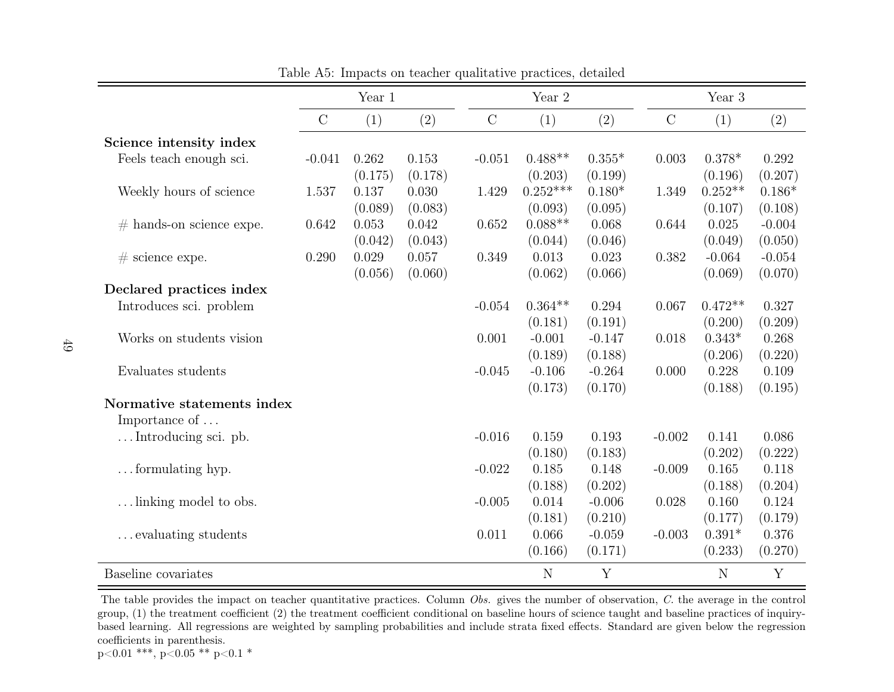Table A5: Impacts on teacher qualitative practices, detailed

| | Year 1 | | | Year 2 | | | Year 3 | | |
|---|---|---|---|---|---|---|---|---|---|
| | C | (1) | (2) | C | (1) | (2) | C | (1) | (2) |
| **Science intensity index** | | | | | | | | | |
| Feels teach enough sci. | -0.041 | 0.262 | 0.153 | -0.051 | 0.488** | 0.355* | 0.003 | 0.378* | 0.292 |
| | | (0.175) | (0.178) | | (0.203) | (0.199) | | (0.196) | (0.207) |
| Weekly hours of science | 1.537 | 0.137 | 0.030 | 1.429 | 0.252*** | 0.180* | 1.349 | 0.252** | 0.186* |
| | | (0.089) | (0.083) | | (0.093) | (0.095) | | (0.107) | (0.108) |
| # hands-on science expe. | 0.642 | 0.053 | 0.042 | 0.652 | 0.088** | 0.068 | 0.644 | 0.025 | -0.004 |
| | | (0.042) | (0.043) | | (0.044) | (0.046) | | (0.049) | (0.050) |
| # science expe. | 0.290 | 0.029 | 0.057 | 0.349 | 0.013 | 0.023 | 0.382 | -0.064 | -0.054 |
| | | (0.056) | (0.060) | | (0.062) | (0.066) | | (0.069) | (0.070) |
| **Declared practices index** | | | | | | | | | |
| Introduces sci. problem | | | | -0.054 | 0.364** | 0.294 | 0.067 | 0.472** | 0.327 |
| | | | | | (0.181) | (0.191) | | (0.200) | (0.209) |
| Works on students vision | | | | 0.001 | -0.001 | -0.147 | 0.018 | 0.343* | 0.268 |
| | | | | | (0.189) | (0.188) | | (0.206) | (0.220) |
| Evaluates students | | | | -0.045 | -0.106 | -0.264 | 0.000 | 0.228 | 0.109 |
| | | | | | (0.173) | (0.170) | | (0.188) | (0.195) |
| **Normative statements index** | | | | | | | | | |
| Importance of ... | | | | | | | | | |
| ... Introducing sci. pb. | | | | -0.016 | 0.159 | 0.193 | -0.002 | 0.141 | 0.086 |
| | | | | | (0.180) | (0.183) | | (0.202) | (0.222) |
| ... formulating hyp. | | | | -0.022 | 0.185 | 0.148 | -0.009 | 0.165 | 0.118 |
| | | | | | (0.188) | (0.202) | | (0.188) | (0.204) |
| ... linking model to obs. | | | | -0.005 | 0.014 | -0.006 | 0.028 | 0.160 | 0.124 |
| | | | | | (0.181) | (0.210) | | (0.177) | (0.179) |
| ... evaluating students | | | | 0.011 | 0.066 | -0.059 | -0.003 | 0.391* | 0.376 |
| | | | | | (0.166) | (0.171) | | (0.233) | (0.270) |
| Baseline covariates | | | | | N | Y | | N | Y |

The table provides the impact on teacher quantitative practices. Column *Obs.* gives the number of observation, *C.* the average in the control group, (1) the treatment coefficient (2) the treatment coefficient conditional on baseline hours of science taught and baseline practices of inquiry-based learning. All regressions are weighted by sampling probabilities and include strata fixed effects. Standard are given below the regression coefficients in parenthesis.
p<0.01 ***, p<0.05 ** p<0.1 *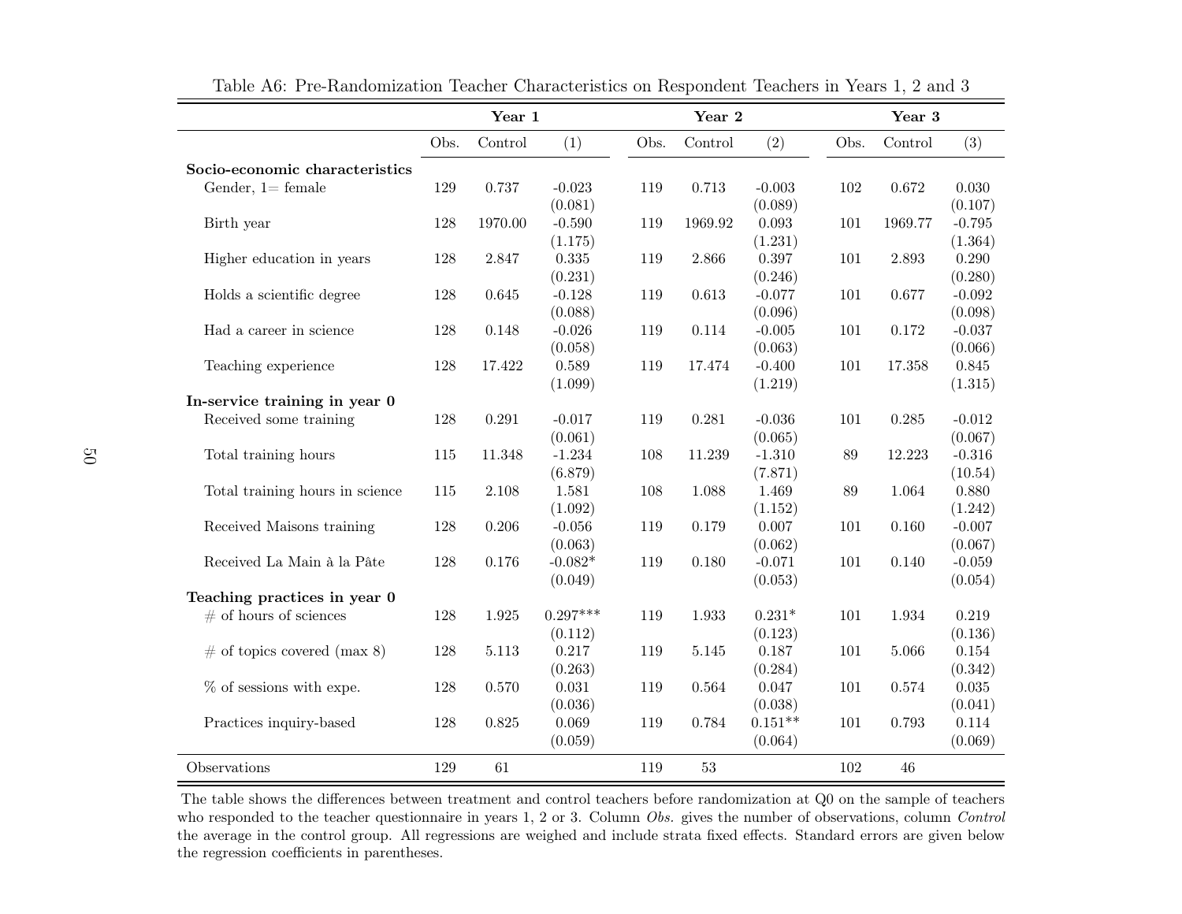Table A6: Pre-Randomization Teacher Characteristics on Respondent Teachers in Years 1, 2 and 3

| | Year 1 | | | Year 2 | | | Year 3 | | |
|---|---|---|---|---|---|---|---|---|---|
| | Obs. | Control | (1) | Obs. | Control | (2) | Obs. | Control | (3) |
| **Socio-economic characteristics** | | | | | | | | | |
| Gender, 1= female | 129 | 0.737 | -0.023 | 119 | 0.713 | -0.003 | 102 | 0.672 | 0.030 |
| | | | (0.081) | | | (0.089) | | | (0.107) |
| Birth year | 128 | 1970.00 | -0.590 | 119 | 1969.92 | 0.093 | 101 | 1969.77 | -0.795 |
| | | | (1.175) | | | (1.231) | | | (1.364) |
| Higher education in years | 128 | 2.847 | 0.335 | 119 | 2.866 | 0.397 | 101 | 2.893 | 0.290 |
| | | | (0.231) | | | (0.246) | | | (0.280) |
| Holds a scientific degree | 128 | 0.645 | -0.128 | 119 | 0.613 | -0.077 | 101 | 0.677 | -0.092 |
| | | | (0.088) | | | (0.096) | | | (0.098) |
| Had a career in science | 128 | 0.148 | -0.026 | 119 | 0.114 | -0.005 | 101 | 0.172 | -0.037 |
| | | | (0.058) | | | (0.063) | | | (0.066) |
| Teaching experience | 128 | 17.422 | 0.589 | 119 | 17.474 | -0.400 | 101 | 17.358 | 0.845 |
| | | | (1.099) | | | (1.219) | | | (1.315) |
| **In-service training in year 0** | | | | | | | | | |
| Received some training | 128 | 0.291 | -0.017 | 119 | 0.281 | -0.036 | 101 | 0.285 | -0.012 |
| | | | (0.061) | | | (0.065) | | | (0.067) |
| Total training hours | 115 | 11.348 | -1.234 | 108 | 11.239 | -1.310 | 89 | 12.223 | -0.316 |
| | | | (6.879) | | | (7.871) | | | (10.54) |
| Total training hours in science | 115 | 2.108 | 1.581 | 108 | 1.088 | 1.469 | 89 | 1.064 | 0.880 |
| | | | (1.092) | | | (1.152) | | | (1.242) |
| Received Maisons training | 128 | 0.206 | -0.056 | 119 | 0.179 | 0.007 | 101 | 0.160 | -0.007 |
| | | | (0.063) | | | (0.062) | | | (0.067) |
| Received La Main à la Pâte | 128 | 0.176 | -0.082* | 119 | 0.180 | -0.071 | 101 | 0.140 | -0.059 |
| | | | (0.049) | | | (0.053) | | | (0.054) |
| **Teaching practices in year 0** | | | | | | | | | |
| # of hours of sciences | 128 | 1.925 | 0.297*** | 119 | 1.933 | 0.231* | 101 | 1.934 | 0.219 |
| | | | (0.112) | | | (0.123) | | | (0.136) |
| # of topics covered (max 8) | 128 | 5.113 | 0.217 | 119 | 5.145 | 0.187 | 101 | 5.066 | 0.154 |
| | | | (0.263) | | | (0.284) | | | (0.342) |
| % of sessions with expe. | 128 | 0.570 | 0.031 | 119 | 0.564 | 0.047 | 101 | 0.574 | 0.035 |
| | | | (0.036) | | | (0.038) | | | (0.041) |
| Practices inquiry-based | 128 | 0.825 | 0.069 | 119 | 0.784 | 0.151** | 101 | 0.793 | 0.114 |
| | | | (0.059) | | | (0.064) | | | (0.069) |
| Observations | 129 | 61 | | 119 | 53 | | 102 | 46 | |

The table shows the differences between treatment and control teachers before randomization at Q0 on the sample of teachers who responded to the teacher questionnaire in years 1, 2 or 3. Column *Obs.* gives the number of observations, column *Control* the average in the control group. All regressions are weighed and include strata fixed effects. Standard errors are given below the regression coefficients in parentheses.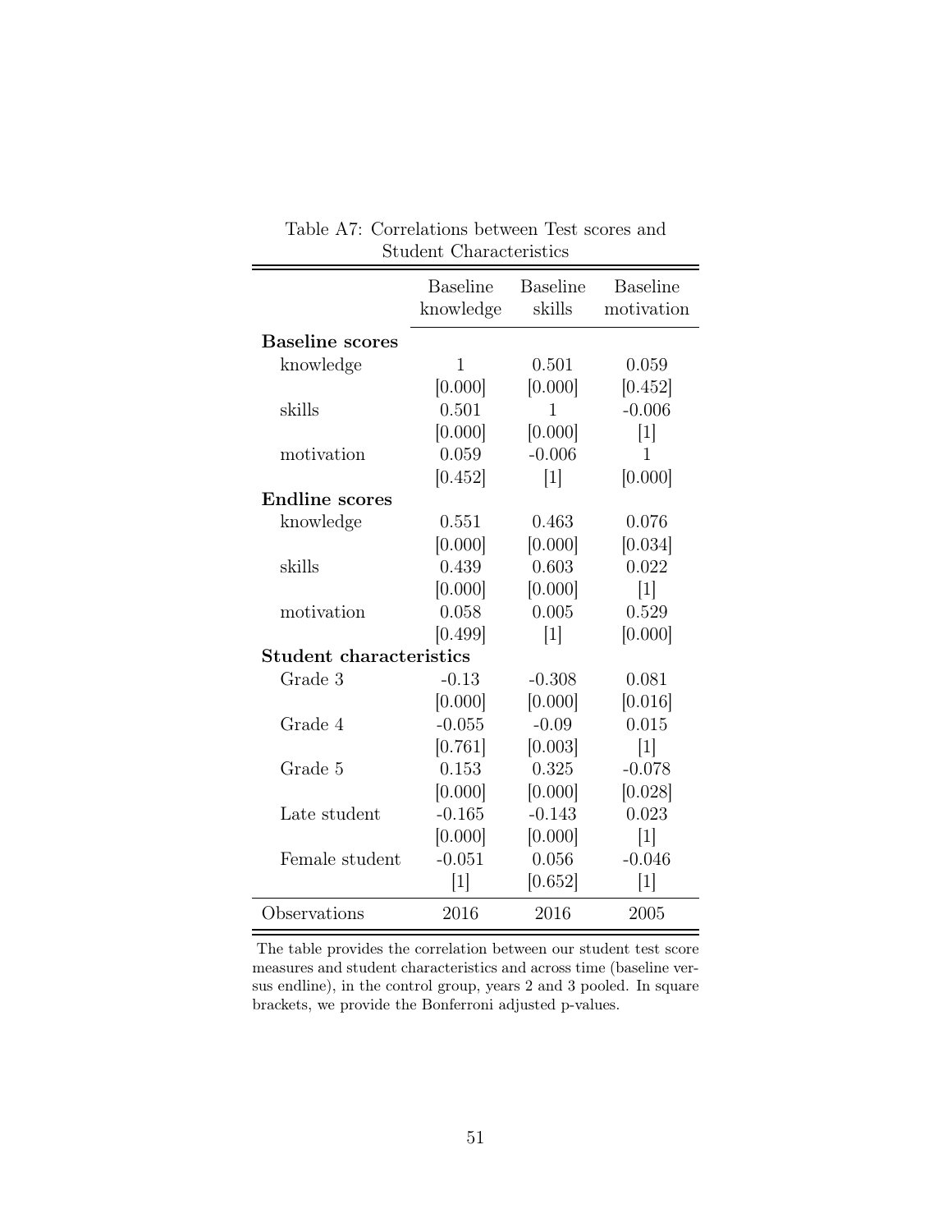Table A7: Correlations between Test scores and Student Characteristics

| | Baseline knowledge | Baseline skills | Baseline motivation |
|---|---|---|---|
| **Baseline scores** | | | |
| knowledge | 1 | 0.501 | 0.059 |
| | [0.000] | [0.000] | [0.452] |
| skills | 0.501 | 1 | -0.006 |
| | [0.000] | [0.000] | [1] |
| motivation | 0.059 | -0.006 | 1 |
| | [0.452] | [1] | [0.000] |
| **Endline scores** | | | |
| knowledge | 0.551 | 0.463 | 0.076 |
| | [0.000] | [0.000] | [0.034] |
| skills | 0.439 | 0.603 | 0.022 |
| | [0.000] | [0.000] | [1] |
| motivation | 0.058 | 0.005 | 0.529 |
| | [0.499] | [1] | [0.000] |
| **Student characteristics** | | | |
| Grade 3 | -0.13 | -0.308 | 0.081 |
| | [0.000] | [0.000] | [0.016] |
| Grade 4 | -0.055 | -0.09 | 0.015 |
| | [0.761] | [0.003] | [1] |
| Grade 5 | 0.153 | 0.325 | -0.078 |
| | [0.000] | [0.000] | [0.028] |
| Late student | -0.165 | -0.143 | 0.023 |
| | [0.000] | [0.000] | [1] |
| Female student | -0.051 | 0.056 | -0.046 |
| | [1] | [0.652] | [1] |
| Observations | 2016 | 2016 | 2005 |

The table provides the correlation between our student test score measures and student characteristics and across time (baseline versus endline), in the control group, years 2 and 3 pooled. In square brackets, we provide the Bonferroni adjusted p-values.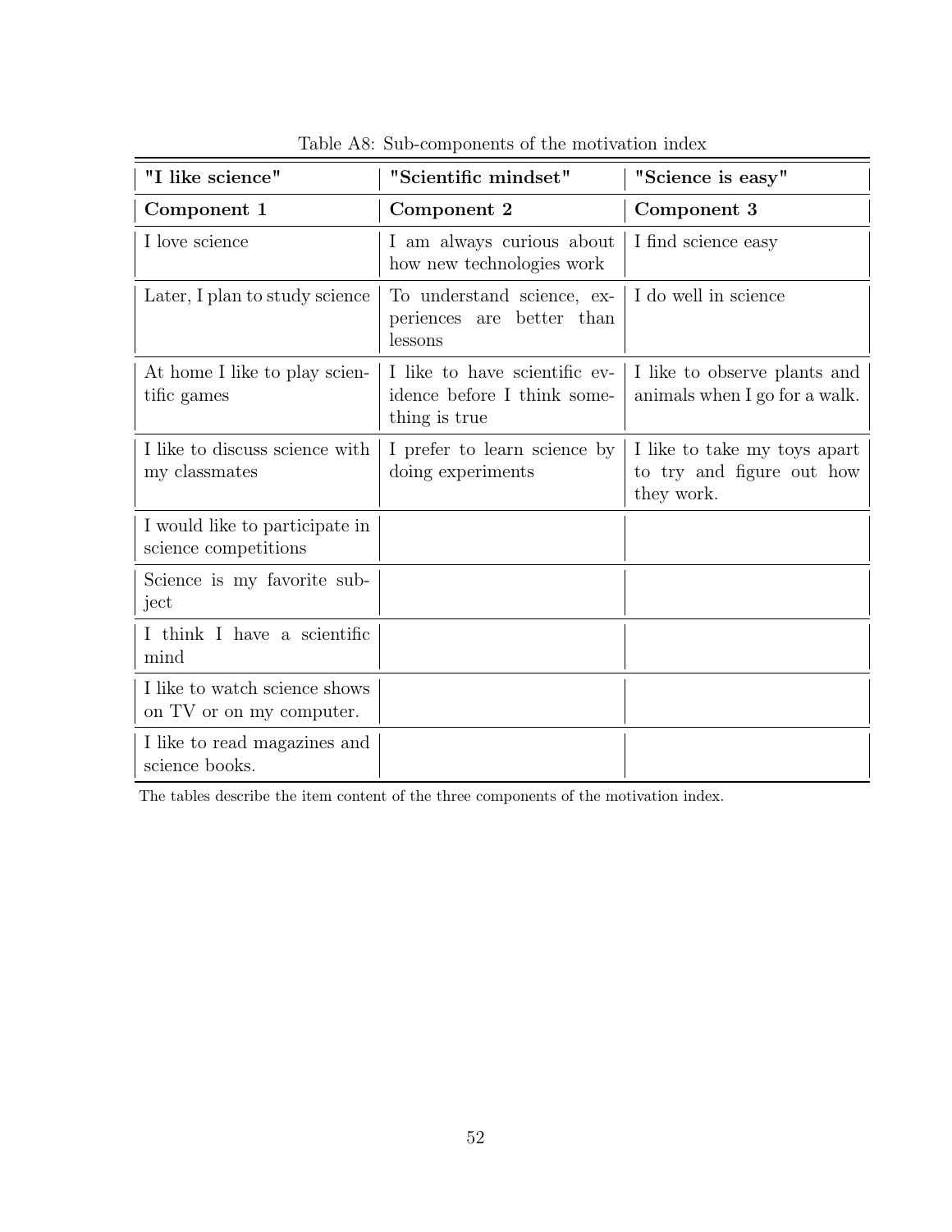Table A8: Sub-components of the motivation index

| "I like science" | "Scientific mindset" | "Science is easy" |
|---|---|---|
| **Component 1** | **Component 2** | **Component 3** |
| I love science | I am always curious about how new technologies work | I find science easy |
| Later, I plan to study science | To understand science, experiences are better than lessons | I do well in science |
| At home I like to play scientific games | I like to have scientific evidence before I think something is true | I like to observe plants and animals when I go for a walk. |
| I like to discuss science with my classmates | I prefer to learn science by doing experiments | I like to take my toys apart to try and figure out how they work. |
| I would like to participate in science competitions | | |
| Science is my favorite subject | | |
| I think I have a scientific mind | | |
| I like to watch science shows on TV or on my computer. | | |
| I like to read magazines and science books. | | |

The tables describe the item content of the three components of the motivation index.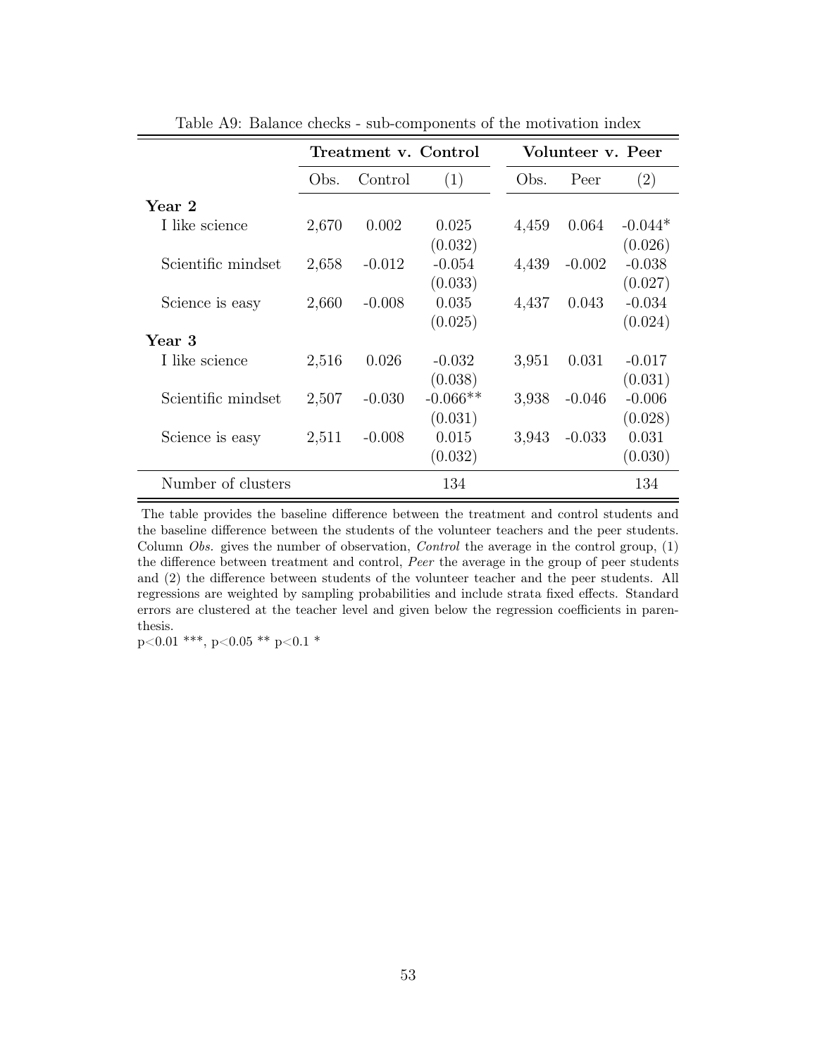Table A9: Balance checks - sub-components of the motivation index

| | Treatment v. Control | | | Volunteer v. Peer | | |
|---|---|---|---|---|---|---|
| | Obs. | Control | (1) | Obs. | Peer | (2) |
| **Year 2** | | | | | | |
| I like science | 2,670 | 0.002 | 0.025 | 4,459 | 0.064 | -0.044* |
| | | | (0.032) | | | (0.026) |
| Scientific mindset | 2,658 | -0.012 | -0.054 | 4,439 | -0.002 | -0.038 |
| | | | (0.033) | | | (0.027) |
| Science is easy | 2,660 | -0.008 | 0.035 | 4,437 | 0.043 | -0.034 |
| | | | (0.025) | | | (0.024) |
| **Year 3** | | | | | | |
| I like science | 2,516 | 0.026 | -0.032 | 3,951 | 0.031 | -0.017 |
| | | | (0.038) | | | (0.031) |
| Scientific mindset | 2,507 | -0.030 | -0.066** | 3,938 | -0.046 | -0.006 |
| | | | (0.031) | | | (0.028) |
| Science is easy | 2,511 | -0.008 | 0.015 | 3,943 | -0.033 | 0.031 |
| | | | (0.032) | | | (0.030) |
| Number of clusters | | | 134 | | | 134 |

The table provides the baseline difference between the treatment and control students and the baseline difference between the students of the volunteer teachers and the peer students. Column *Obs.* gives the number of observation, *Control* the average in the control group, (1) the difference between treatment and control, *Peer* the average in the group of peer students and (2) the difference between students of the volunteer teacher and the peer students. All regressions are weighted by sampling probabilities and include strata fixed effects. Standard errors are clustered at the teacher level and given below the regression coefficients in parenthesis.

p<0.01 ***, p<0.05 ** p<0.1 *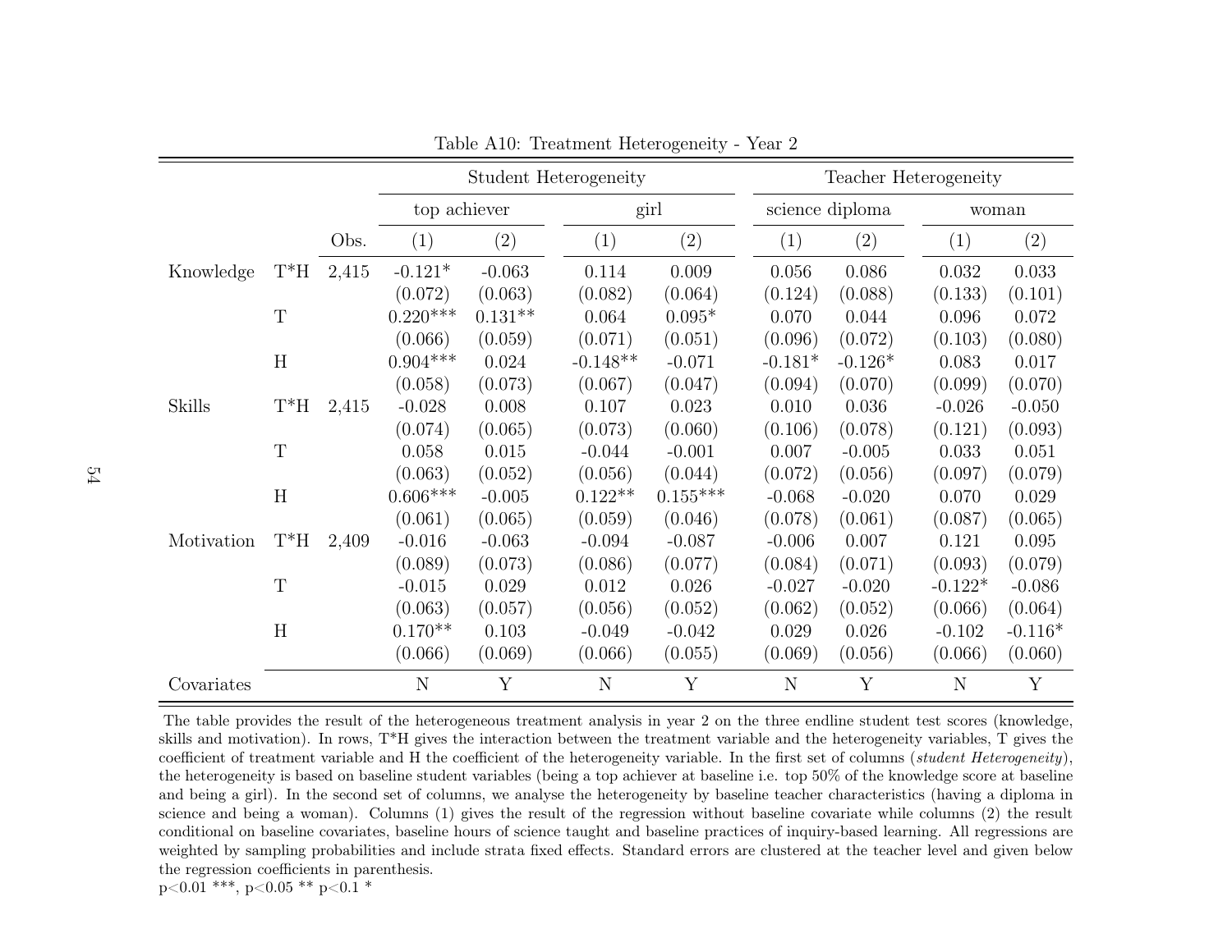Table A10: Treatment Heterogeneity - Year 2

| | | | Student Heterogeneity | | | | Teacher Heterogeneity | | | |
|---|---|---|---|---|---|---|---|---|---|---|
| | | | top achiever | | girl | | science diploma | | woman | |
| | | Obs. | (1) | (2) | (1) | (2) | (1) | (2) | (1) | (2) |
| Knowledge | T*H | 2,415 | -0.121* | -0.063 | 0.114 | 0.009 | 0.056 | 0.086 | 0.032 | 0.033 |
| | | | (0.072) | (0.063) | (0.082) | (0.064) | (0.124) | (0.088) | (0.133) | (0.101) |
| | T | | 0.220*** | 0.131** | 0.064 | 0.095* | 0.070 | 0.044 | 0.096 | 0.072 |
| | | | (0.066) | (0.059) | (0.071) | (0.051) | (0.096) | (0.072) | (0.103) | (0.080) |
| | H | | 0.904*** | 0.024 | -0.148** | -0.071 | -0.181* | -0.126* | 0.083 | 0.017 |
| | | | (0.058) | (0.073) | (0.067) | (0.047) | (0.094) | (0.070) | (0.099) | (0.070) |
| Skills | T*H | 2,415 | -0.028 | 0.008 | 0.107 | 0.023 | 0.010 | 0.036 | -0.026 | -0.050 |
| | | | (0.074) | (0.065) | (0.073) | (0.060) | (0.106) | (0.078) | (0.121) | (0.093) |
| | T | | 0.058 | 0.015 | -0.044 | -0.001 | 0.007 | -0.005 | 0.033 | 0.051 |
| | | | (0.063) | (0.052) | (0.056) | (0.044) | (0.072) | (0.056) | (0.097) | (0.079) |
| | H | | 0.606*** | -0.005 | 0.122** | 0.155*** | -0.068 | -0.020 | 0.070 | 0.029 |
| | | | (0.061) | (0.065) | (0.059) | (0.046) | (0.078) | (0.061) | (0.087) | (0.065) |
| Motivation | T*H | 2,409 | -0.016 | -0.063 | -0.094 | -0.087 | -0.006 | 0.007 | 0.121 | 0.095 |
| | | | (0.089) | (0.073) | (0.086) | (0.077) | (0.084) | (0.071) | (0.093) | (0.079) |
| | T | | -0.015 | 0.029 | 0.012 | 0.026 | -0.027 | -0.020 | -0.122* | -0.086 |
| | | | (0.063) | (0.057) | (0.056) | (0.052) | (0.062) | (0.052) | (0.066) | (0.064) |
| | H | | 0.170** | 0.103 | -0.049 | -0.042 | 0.029 | 0.026 | -0.102 | -0.116* |
| | | | (0.066) | (0.069) | (0.066) | (0.055) | (0.069) | (0.056) | (0.066) | (0.060) |
| Covariates | | | N | Y | N | Y | N | Y | N | Y |

The table provides the result of the heterogeneous treatment analysis in year 2 on the three endline student test scores (knowledge, skills and motivation). In rows, T*H gives the interaction between the treatment variable and the heterogeneity variables, T gives the coefficient of treatment variable and H the coefficient of the heterogeneity variable. In the first set of columns (*student Heterogeneity*), the heterogeneity is based on baseline student variables (being a top achiever at baseline i.e. top 50% of the knowledge score at baseline and being a girl). In the second set of columns, we analyse the heterogeneity by baseline teacher characteristics (having a diploma in science and being a woman). Columns (1) gives the result of the regression without baseline covariate while columns (2) the result conditional on baseline covariates, baseline hours of science taught and baseline practices of inquiry-based learning. All regressions are weighted by sampling probabilities and include strata fixed effects. Standard errors are clustered at the teacher level and given below the regression coefficients in parenthesis.
$p<0.01$ ***, $p<0.05$ ** $p<0.1$ *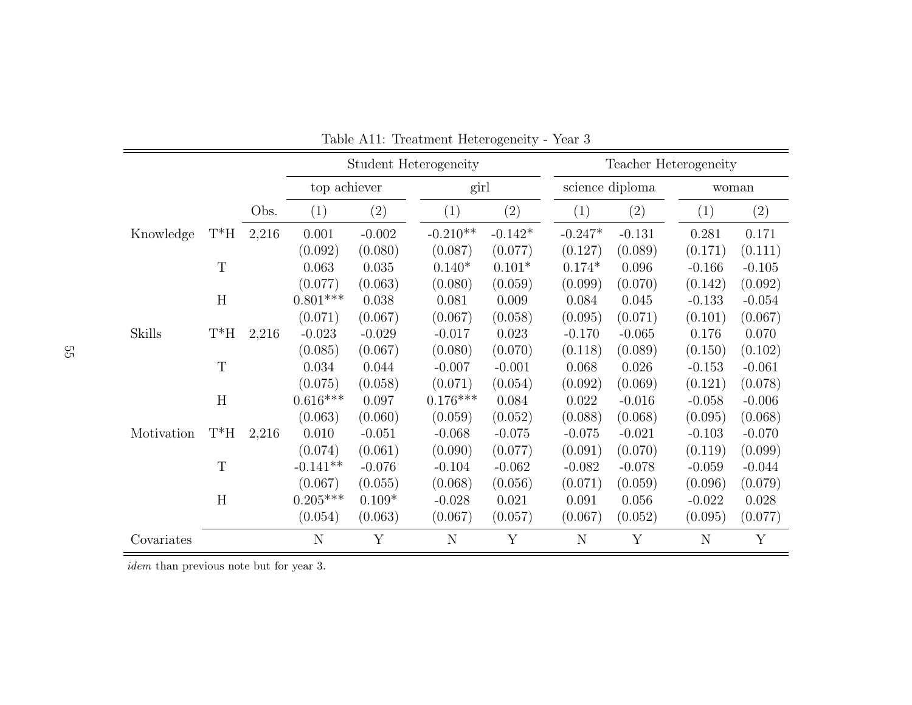Table A11: Treatment Heterogeneity - Year 3

| | | | Student Heterogeneity | | | | Teacher Heterogeneity | | | |
|---|---|---|---|---|---|---|---|---|---|---|
| | | | top achiever | | girl | | science diploma | | woman | |
| | | Obs. | (1) | (2) | (1) | (2) | (1) | (2) | (1) | (2) |
| Knowledge | T*H | 2,216 | 0.001 | -0.002 | -0.210** | -0.142* | -0.247* | -0.131 | 0.281 | 0.171 |
| | | | (0.092) | (0.080) | (0.087) | (0.077) | (0.127) | (0.089) | (0.171) | (0.111) |
| | T | | 0.063 | 0.035 | 0.140* | 0.101* | 0.174* | 0.096 | -0.166 | -0.105 |
| | | | (0.077) | (0.063) | (0.080) | (0.059) | (0.099) | (0.070) | (0.142) | (0.092) |
| | H | | 0.801*** | 0.038 | 0.081 | 0.009 | 0.084 | 0.045 | -0.133 | -0.054 |
| | | | (0.071) | (0.067) | (0.067) | (0.058) | (0.095) | (0.071) | (0.101) | (0.067) |
| Skills | T*H | 2,216 | -0.023 | -0.029 | -0.017 | 0.023 | -0.170 | -0.065 | 0.176 | 0.070 |
| | | | (0.085) | (0.067) | (0.080) | (0.070) | (0.118) | (0.089) | (0.150) | (0.102) |
| | T | | 0.034 | 0.044 | -0.007 | -0.001 | 0.068 | 0.026 | -0.153 | -0.061 |
| | | | (0.075) | (0.058) | (0.071) | (0.054) | (0.092) | (0.069) | (0.121) | (0.078) |
| | H | | 0.616*** | 0.097 | 0.176*** | 0.084 | 0.022 | -0.016 | -0.058 | -0.006 |
| | | | (0.063) | (0.060) | (0.059) | (0.052) | (0.088) | (0.068) | (0.095) | (0.068) |
| Motivation | T*H | 2,216 | 0.010 | -0.051 | -0.068 | -0.075 | -0.075 | -0.021 | -0.103 | -0.070 |
| | | | (0.074) | (0.061) | (0.090) | (0.077) | (0.091) | (0.070) | (0.119) | (0.099) |
| | T | | -0.141** | -0.076 | -0.104 | -0.062 | -0.082 | -0.078 | -0.059 | -0.044 |
| | | | (0.067) | (0.055) | (0.068) | (0.056) | (0.071) | (0.059) | (0.096) | (0.079) |
| | H | | 0.205*** | 0.109* | -0.028 | 0.021 | 0.091 | 0.056 | -0.022 | 0.028 |
| | | | (0.054) | (0.063) | (0.067) | (0.057) | (0.067) | (0.052) | (0.095) | (0.077) |
| Covariates | | | N | Y | N | Y | N | Y | N | Y |

*idem* than previous note but for year 3.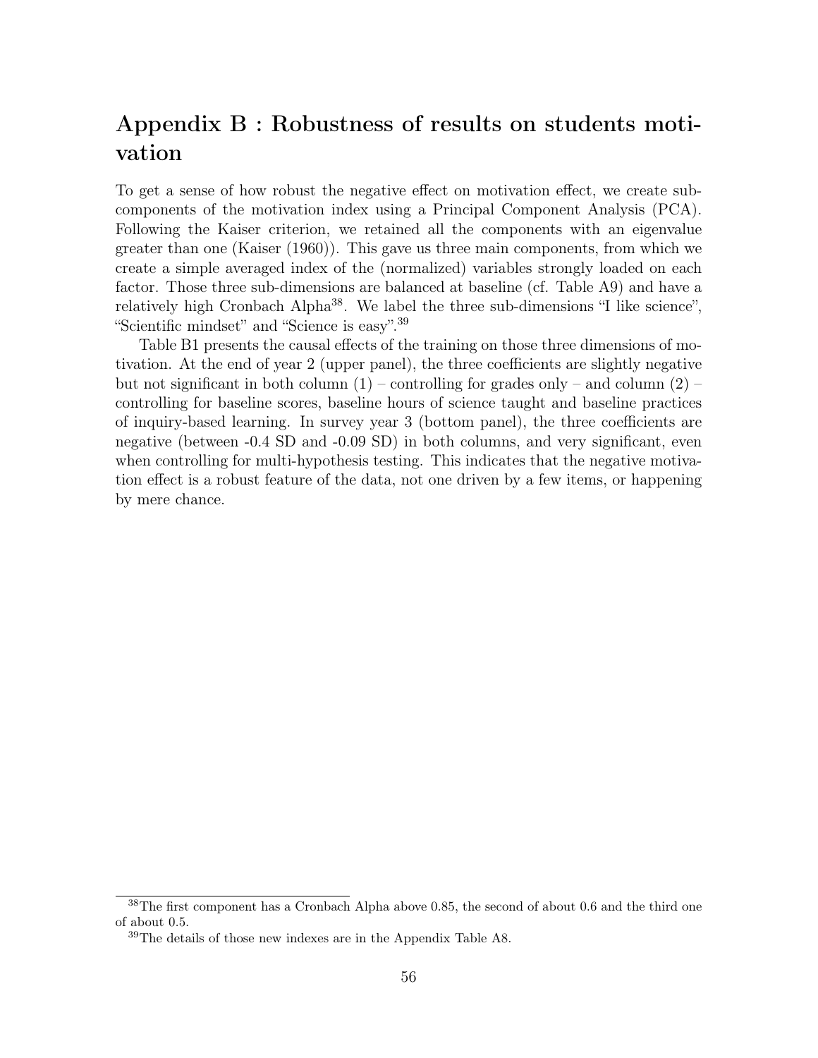# Appendix B : Robustness of results on students motivation

To get a sense of how robust the negative effect on motivation effect, we create subcomponents of the motivation index using a Principal Component Analysis (PCA). Following the Kaiser criterion, we retained all the components with an eigenvalue greater than one (Kaiser (1960)). This gave us three main components, from which we create a simple averaged index of the (normalized) variables strongly loaded on each factor. Those three sub-dimensions are balanced at baseline (cf. Table A9) and have a relatively high Cronbach Alpha[38]. We label the three sub-dimensions "I like science", "Scientific mindset" and "Science is easy".[39]

Table B1 presents the causal effects of the training on those three dimensions of motivation. At the end of year 2 (upper panel), the three coefficients are slightly negative but not significant in both column (1) – controlling for grades only – and column (2) – controlling for baseline scores, baseline hours of science taught and baseline practices of inquiry-based learning. In survey year 3 (bottom panel), the three coefficients are negative (between -0.4 SD and -0.09 SD) in both columns, and very significant, even when controlling for multi-hypothesis testing. This indicates that the negative motivation effect is a robust feature of the data, not one driven by a few items, or happening by mere chance.

[38]The first component has a Cronbach Alpha above 0.85, the second of about 0.6 and the third one of about 0.5.

[39]The details of those new indexes are in the Appendix Table A8.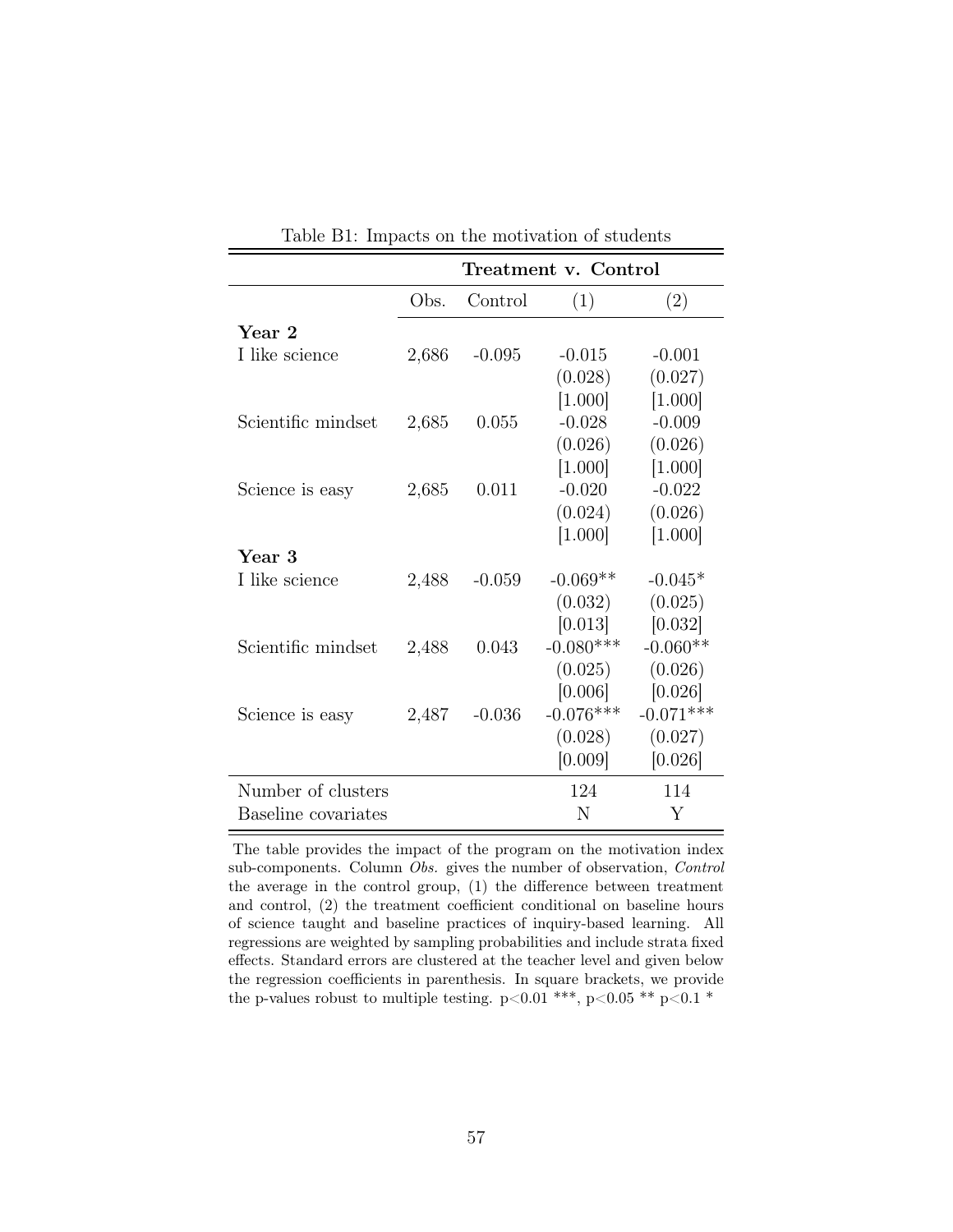Table B1: Impacts on the motivation of students

| | | | Treatment v. Control | |
|---|---|---|---|---|
| | Obs. | Control | (1) | (2) |
| **Year 2** | | | | |
| I like science | 2,686 | -0.095 | -0.015 | -0.001 |
| | | | (0.028) | (0.027) |
| | | | [1.000] | [1.000] |
| Scientific mindset | 2,685 | 0.055 | -0.028 | -0.009 |
| | | | (0.026) | (0.026) |
| | | | [1.000] | [1.000] |
| Science is easy | 2,685 | 0.011 | -0.020 | -0.022 |
| | | | (0.024) | (0.026) |
| | | | [1.000] | [1.000] |
| **Year 3** | | | | |
| I like science | 2,488 | -0.059 | -0.069** | -0.045* |
| | | | (0.032) | (0.025) |
| | | | [0.013] | [0.032] |
| Scientific mindset | 2,488 | 0.043 | -0.080*** | -0.060** |
| | | | (0.025) | (0.026) |
| | | | [0.006] | [0.026] |
| Science is easy | 2,487 | -0.036 | -0.076*** | -0.071*** |
| | | | (0.028) | (0.027) |
| | | | [0.009] | [0.026] |
| Number of clusters | | | 124 | 114 |
| Baseline covariates | | | N | Y |

The table provides the impact of the program on the motivation index sub-components. Column *Obs.* gives the number of observation, *Control* the average in the control group, (1) the difference between treatment and control, (2) the treatment coefficient conditional on baseline hours of science taught and baseline practices of inquiry-based learning. All regressions are weighted by sampling probabilities and include strata fixed effects. Standard errors are clustered at the teacher level and given below the regression coefficients in parenthesis. In square brackets, we provide the p-values robust to multiple testing. $p<0.01$ ***, $p<0.05$ ** $p<0.1$ *